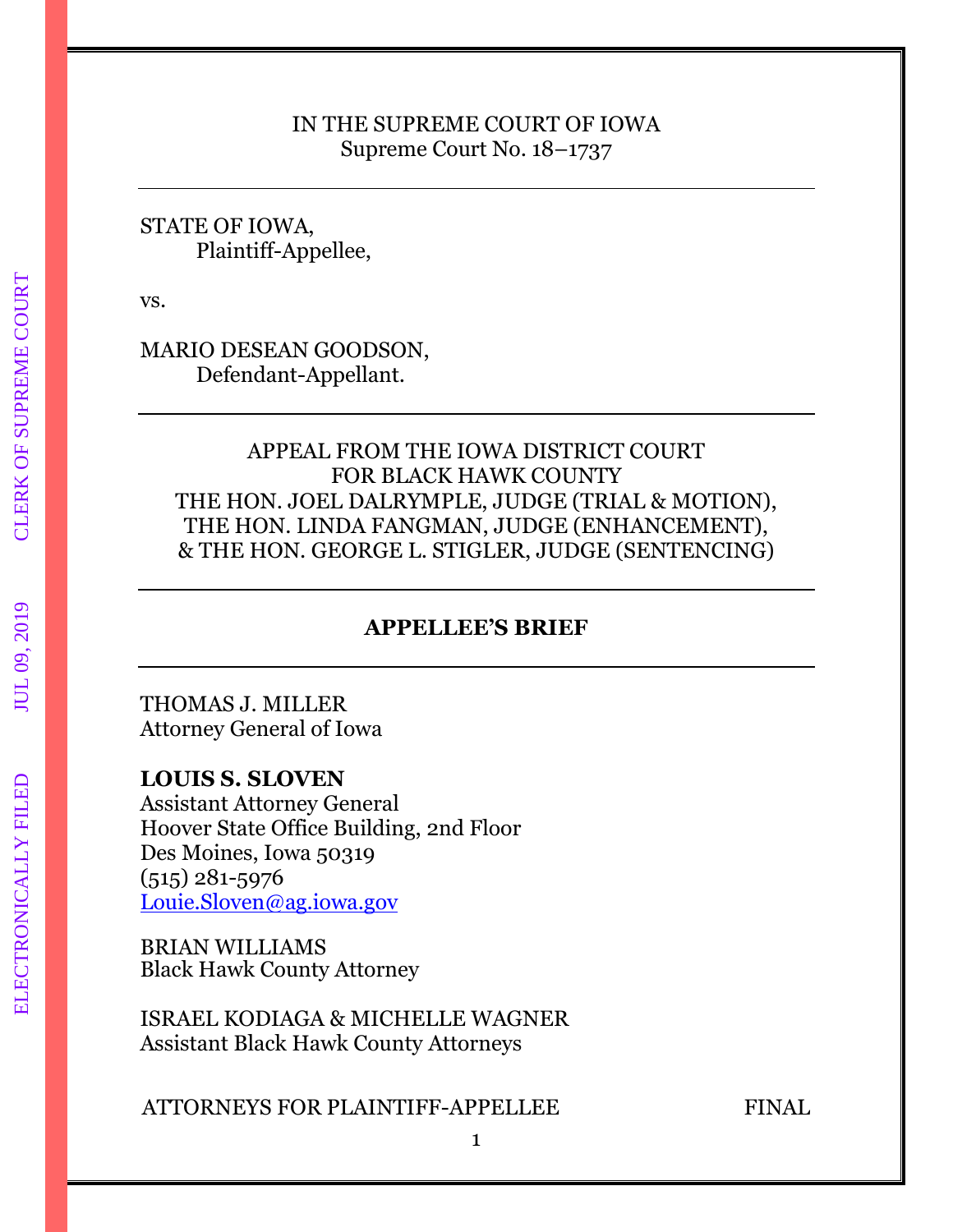IN THE SUPREME COURT OF IOWA
Supreme Court No. 18–1737

---

STATE OF IOWA,
Plaintiff-Appellee,

vs.

MARIO DESEAN GOODSON,
Defendant-Appellant.

---

APPEAL FROM THE IOWA DISTRICT COURT
FOR BLACK HAWK COUNTY
THE HON. JOEL DALRYMPLE, JUDGE (TRIAL & MOTION),
THE HON. LINDA FANGMAN, JUDGE (ENHANCEMENT),
& THE HON. GEORGE L. STIGLER, JUDGE (SENTENCING)

---

**APPELLEE'S BRIEF**

---

THOMAS J. MILLER
Attorney General of Iowa

**LOUIS S. SLOVEN**
Assistant Attorney General
Hoover State Office Building, 2nd Floor
Des Moines, Iowa 50319
(515) 281-5976
Louie.Sloven@ag.iowa.gov

BRIAN WILLIAMS
Black Hawk County Attorney

ISRAEL KODIAGA & MICHELLE WAGNER
Assistant Black Hawk County Attorneys

ATTORNEYS FOR PLAINTIFF-APPELLEE FINAL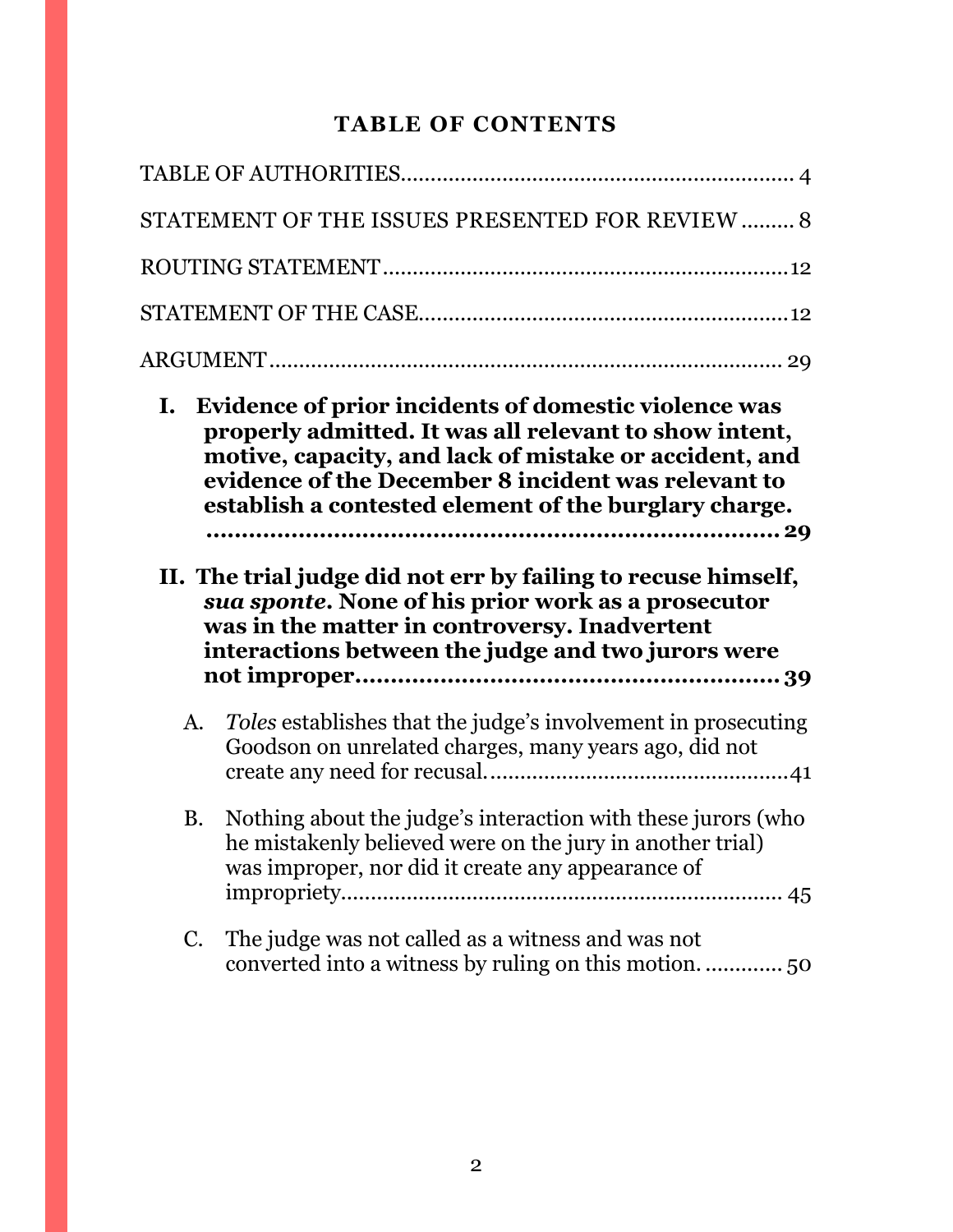# TABLE OF CONTENTS

TABLE OF AUTHORITIES.................................................................. 4

STATEMENT OF THE ISSUES PRESENTED FOR REVIEW ......... 8

ROUTING STATEMENT....................................................................12

STATEMENT OF THE CASE..............................................................12

ARGUMENT........................................................................................ 29

**I. Evidence of prior incidents of domestic violence was properly admitted. It was all relevant to show intent, motive, capacity, and lack of mistake or accident, and evidence of the December 8 incident was relevant to establish a contested element of the burglary charge. ........................................................................... 29**

**II. The trial judge did not err by failing to recuse himself, *sua sponte*. None of his prior work as a prosecutor was in the matter in controversy. Inadvertent interactions between the judge and two jurors were not improper............................................................ 39**

A. *Toles* establishes that the judge's involvement in prosecuting Goodson on unrelated charges, many years ago, did not create any need for recusal...................................................41

B. Nothing about the judge's interaction with these jurors (who he mistakenly believed were on the jury in another trial) was improper, nor did it create any appearance of impropriety........................................................................... 45

C. The judge was not called as a witness and was not converted into a witness by ruling on this motion. ............. 50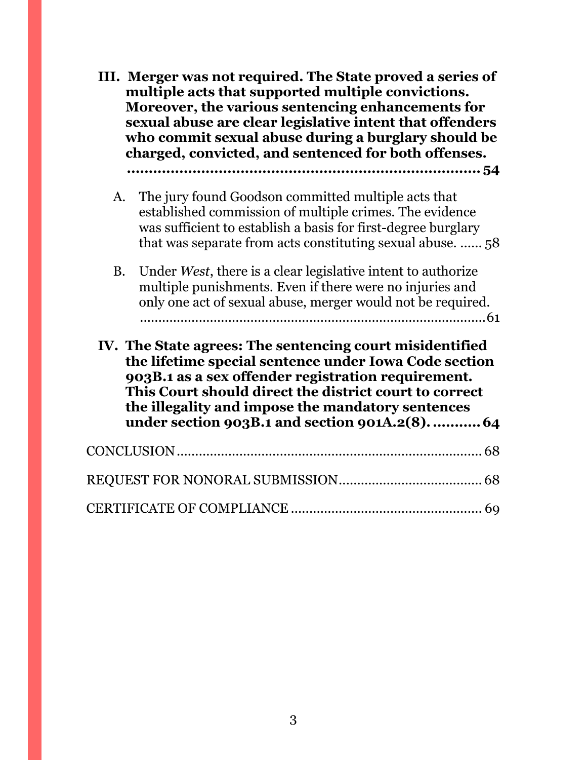**III. Merger was not required. The State proved a series of multiple acts that supported multiple convictions. Moreover, the various sentencing enhancements for sexual abuse are clear legislative intent that offenders who commit sexual abuse during a burglary should be charged, convicted, and sentenced for both offenses. ........................................................................ 54**

A. The jury found Goodson committed multiple acts that established commission of multiple crimes. The evidence was sufficient to establish a basis for first-degree burglary that was separate from acts constituting sexual abuse. ...... 58

B. Under *West*, there is a clear legislative intent to authorize multiple punishments. Even if there were no injuries and only one act of sexual abuse, merger would not be required. ........................................................................................ 61

**IV. The State agrees: The sentencing court misidentified the lifetime special sentence under Iowa Code section 903B.1 as a sex offender registration requirement. This Court should direct the district court to correct the illegality and impose the mandatory sentences under section 903B.1 and section 901A.2(8). ........... 64**

CONCLUSION .................................................................................... 68

REQUEST FOR NONORAL SUBMISSION ...................................... 68

CERTIFICATE OF COMPLIANCE .................................................... 69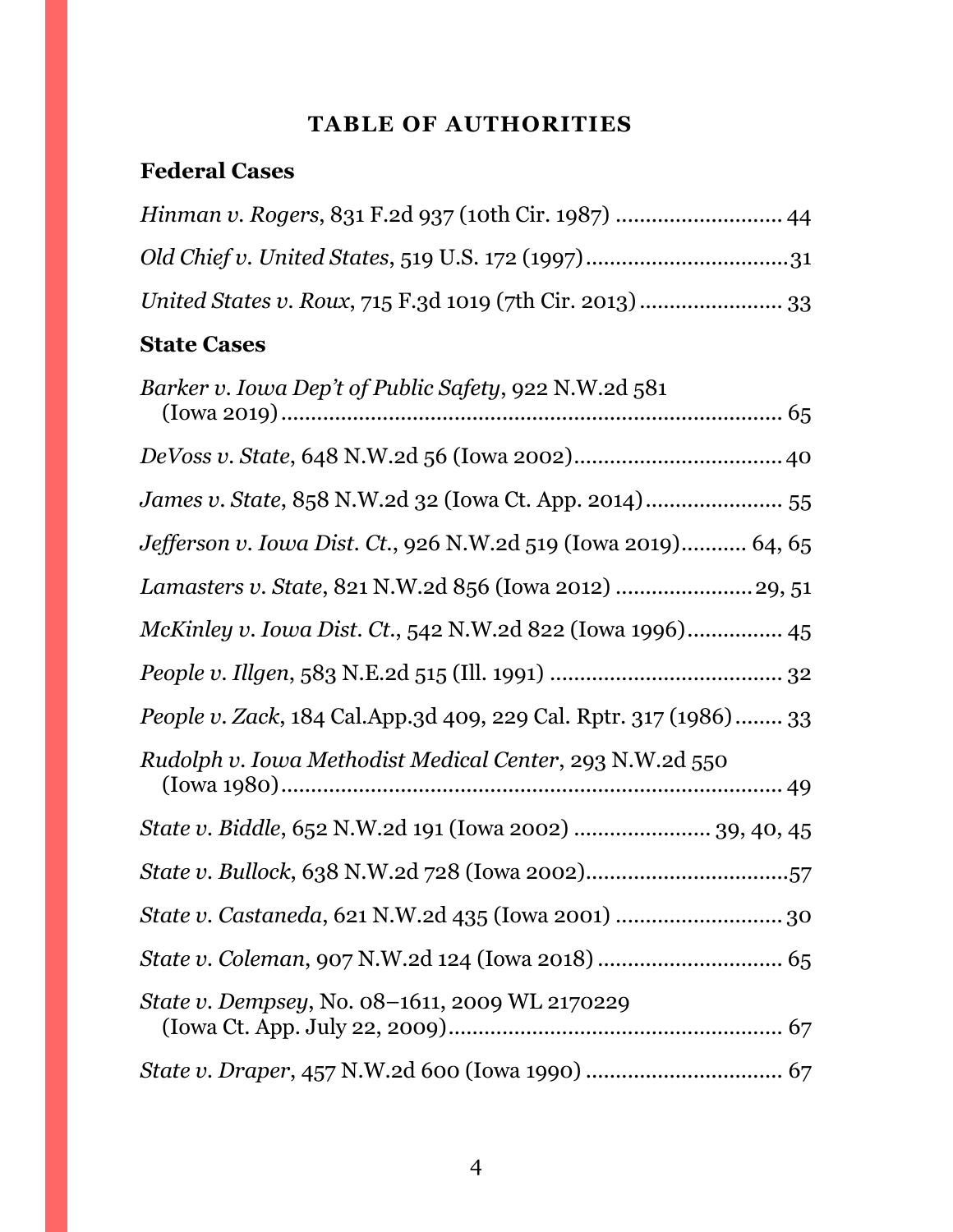# TABLE OF AUTHORITIES

## Federal Cases

*Hinman v. Rogers*, 831 F.2d 937 (10th Cir. 1987) ............................ 44

*Old Chief v. United States*, 519 U.S. 172 (1997)..................................31

*United States v. Roux*, 715 F.3d 1019 (7th Cir. 2013) ........................ 33

## State Cases

*Barker v. Iowa Dep't of Public Safety*, 922 N.W.2d 581 (Iowa 2019)...................................................................................... 65

*DeVoss v. State*, 648 N.W.2d 56 (Iowa 2002)...................................40

*James v. State*, 858 N.W.2d 32 (Iowa Ct. App. 2014)....................... 55

*Jefferson v. Iowa Dist. Ct.*, 926 N.W.2d 519 (Iowa 2019)........... 64, 65

*Lamasters v. State*, 821 N.W.2d 856 (Iowa 2012) .......................29, 51

*McKinley v. Iowa Dist. Ct.*, 542 N.W.2d 822 (Iowa 1996)................ 45

*People v. Illgen*, 583 N.E.2d 515 (Ill. 1991) ....................................... 32

*People v. Zack*, 184 Cal.App.3d 409, 229 Cal. Rptr. 317 (1986)........ 33

*Rudolph v. Iowa Methodist Medical Center*, 293 N.W.2d 550 (Iowa 1980)...................................................................................... 49

*State v. Biddle*, 652 N.W.2d 191 (Iowa 2002) ....................... 39, 40, 45

*State v. Bullock*, 638 N.W.2d 728 (Iowa 2002)..................................57

*State v. Castaneda*, 621 N.W.2d 435 (Iowa 2001) ............................ 30

*State v. Coleman*, 907 N.W.2d 124 (Iowa 2018) ............................... 65

*State v. Dempsey*, No. 08–1611, 2009 WL 2170229 (Iowa Ct. App. July 22, 2009)........................................................ 67

*State v. Draper*, 457 N.W.2d 600 (Iowa 1990) ................................. 67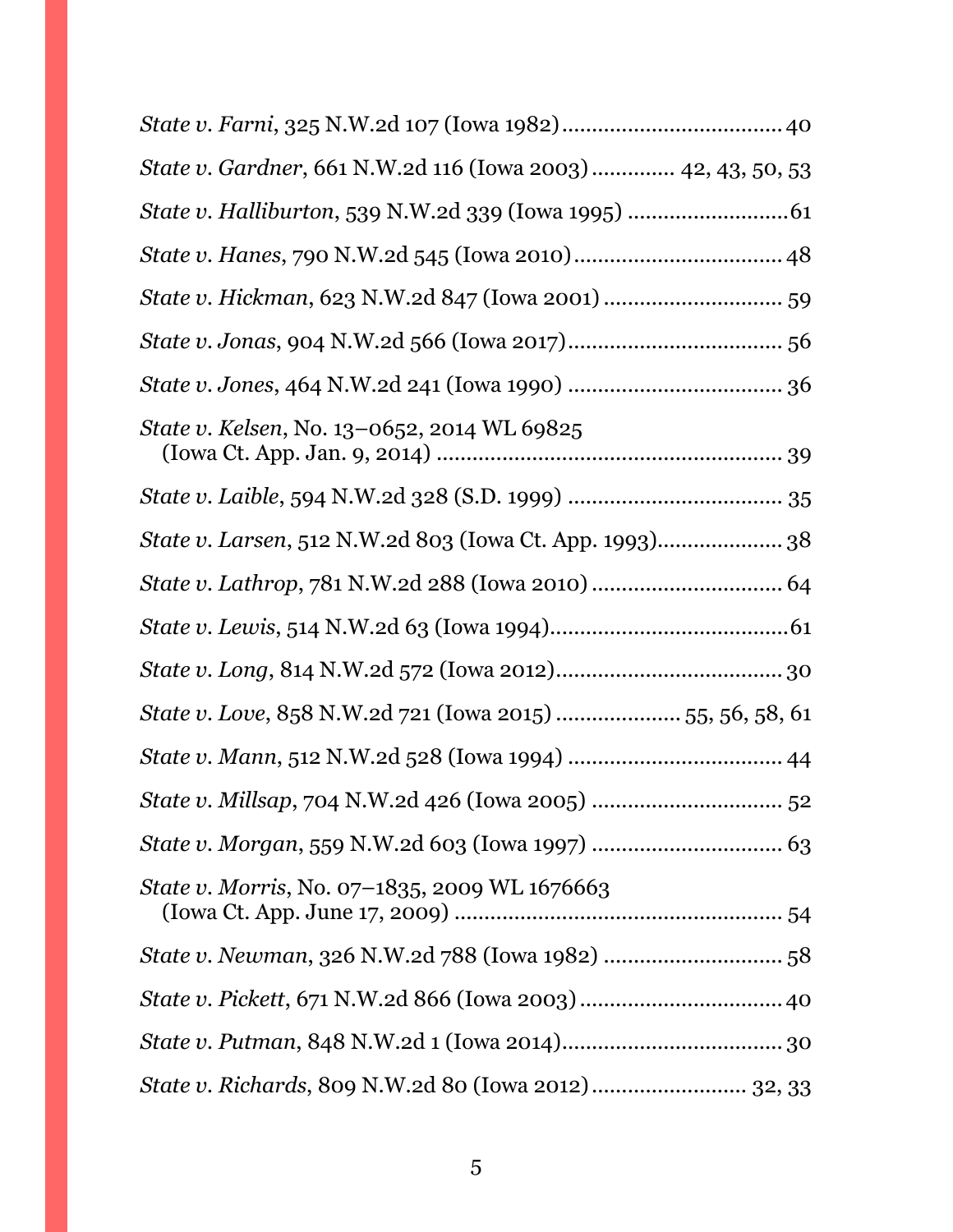*State v. Farni*, 325 N.W.2d 107 (Iowa 1982).................................... 40

*State v. Gardner*, 661 N.W.2d 116 (Iowa 2003)............. 42, 43, 50, 53

*State v. Halliburton*, 539 N.W.2d 339 (Iowa 1995) ...........................61

*State v. Hanes*, 790 N.W.2d 545 (Iowa 2010).................................. 48

*State v. Hickman*, 623 N.W.2d 847 (Iowa 2001) ............................. 59

*State v. Jonas*, 904 N.W.2d 566 (Iowa 2017)................................... 56

*State v. Jones*, 464 N.W.2d 241 (Iowa 1990) ................................... 36

*State v. Kelsen*, No. 13–0652, 2014 WL 69825 (Iowa Ct. App. Jan. 9, 2014) ......................................................... 39

*State v. Laible*, 594 N.W.2d 328 (S.D. 1999) ................................... 35

*State v. Larsen*, 512 N.W.2d 803 (Iowa Ct. App. 1993)..................... 38

*State v. Lathrop*, 781 N.W.2d 288 (Iowa 2010) ............................... 64

*State v. Lewis*, 514 N.W.2d 63 (Iowa 1994).......................................61

*State v. Long*, 814 N.W.2d 572 (Iowa 2012)..................................... 30

*State v. Love*, 858 N.W.2d 721 (Iowa 2015) ..................... 55, 56, 58, 61

*State v. Mann*, 512 N.W.2d 528 (Iowa 1994) ................................... 44

*State v. Millsap*, 704 N.W.2d 426 (Iowa 2005) ................................ 52

*State v. Morgan*, 559 N.W.2d 603 (Iowa 1997) ................................ 63

*State v. Morris*, No. 07–1835, 2009 WL 1676663 (Iowa Ct. App. June 17, 2009) ...................................................... 54

*State v. Newman*, 326 N.W.2d 788 (Iowa 1982) .............................. 58

*State v. Pickett*, 671 N.W.2d 866 (Iowa 2003)................................. 40

*State v. Putman*, 848 N.W.2d 1 (Iowa 2014)..................................... 30

*State v. Richards*, 809 N.W.2d 80 (Iowa 2012).......................... 32, 33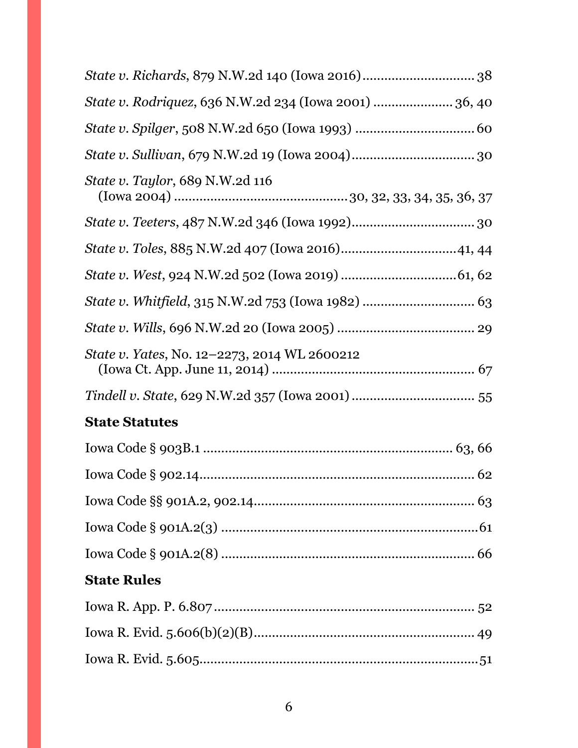*State v. Richards*, 879 N.W.2d 140 (Iowa 2016)............................... 38

*State v. Rodriquez*, 636 N.W.2d 234 (Iowa 2001) ...................... 36, 40

*State v. Spilger*, 508 N.W.2d 650 (Iowa 1993) ................................. 60

*State v. Sullivan*, 679 N.W.2d 19 (Iowa 2004).................................. 30

*State v. Taylor*, 689 N.W.2d 116
(Iowa 2004) ............................................... 30, 32, 33, 34, 35, 36, 37

*State v. Teeters*, 487 N.W.2d 346 (Iowa 1992).................................. 30

*State v. Toles*, 885 N.W.2d 407 (Iowa 2016)................................ 41, 44

*State v. West*, 924 N.W.2d 502 (Iowa 2019) ................................ 61, 62

*State v. Whitfield*, 315 N.W.2d 753 (Iowa 1982) ............................... 63

*State v. Wills*, 696 N.W.2d 20 (Iowa 2005) ...................................... 29

*State v. Yates*, No. 12–2273, 2014 WL 2600212
(Iowa Ct. App. June 11, 2014) ....................................................... 67

*Tindell v. State*, 629 N.W.2d 357 (Iowa 2001) .................................. 55

**State Statutes**

Iowa Code § 903B.1 ..................................................................... 63, 66

Iowa Code § 902.14............................................................................ 62

Iowa Code §§ 901A.2, 902.14............................................................. 63

Iowa Code § 901A.2(3) ........................................................................ 61

Iowa Code § 901A.2(8) ....................................................................... 66

**State Rules**

Iowa R. App. P. 6.807.......................................................................... 52

Iowa R. Evid. 5.606(b)(2)(B)............................................................... 49

Iowa R. Evid. 5.605.............................................................................. 51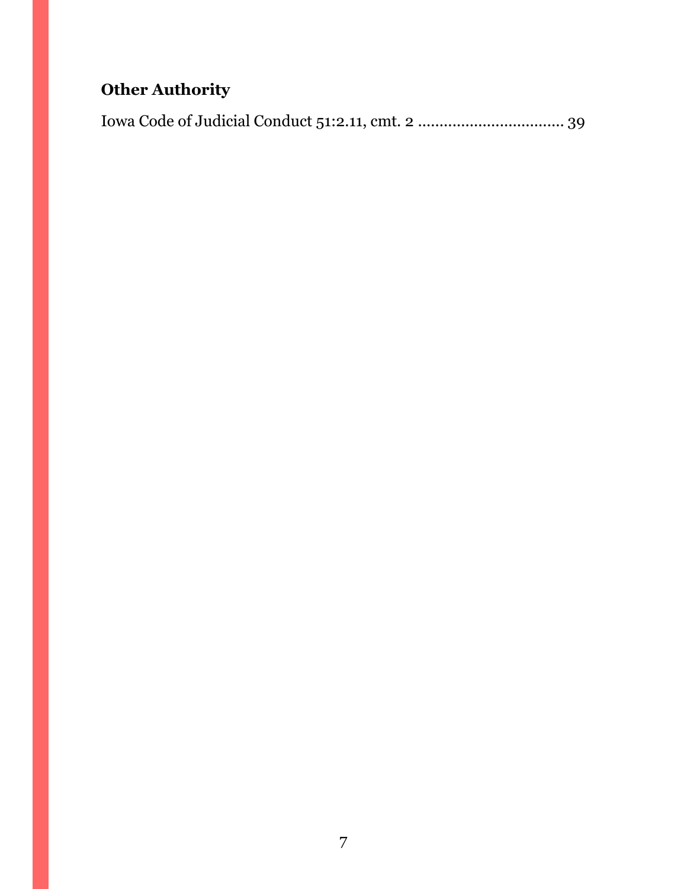## Other Authority

Iowa Code of Judicial Conduct 51:2.11, cmt. 2 .................................. 39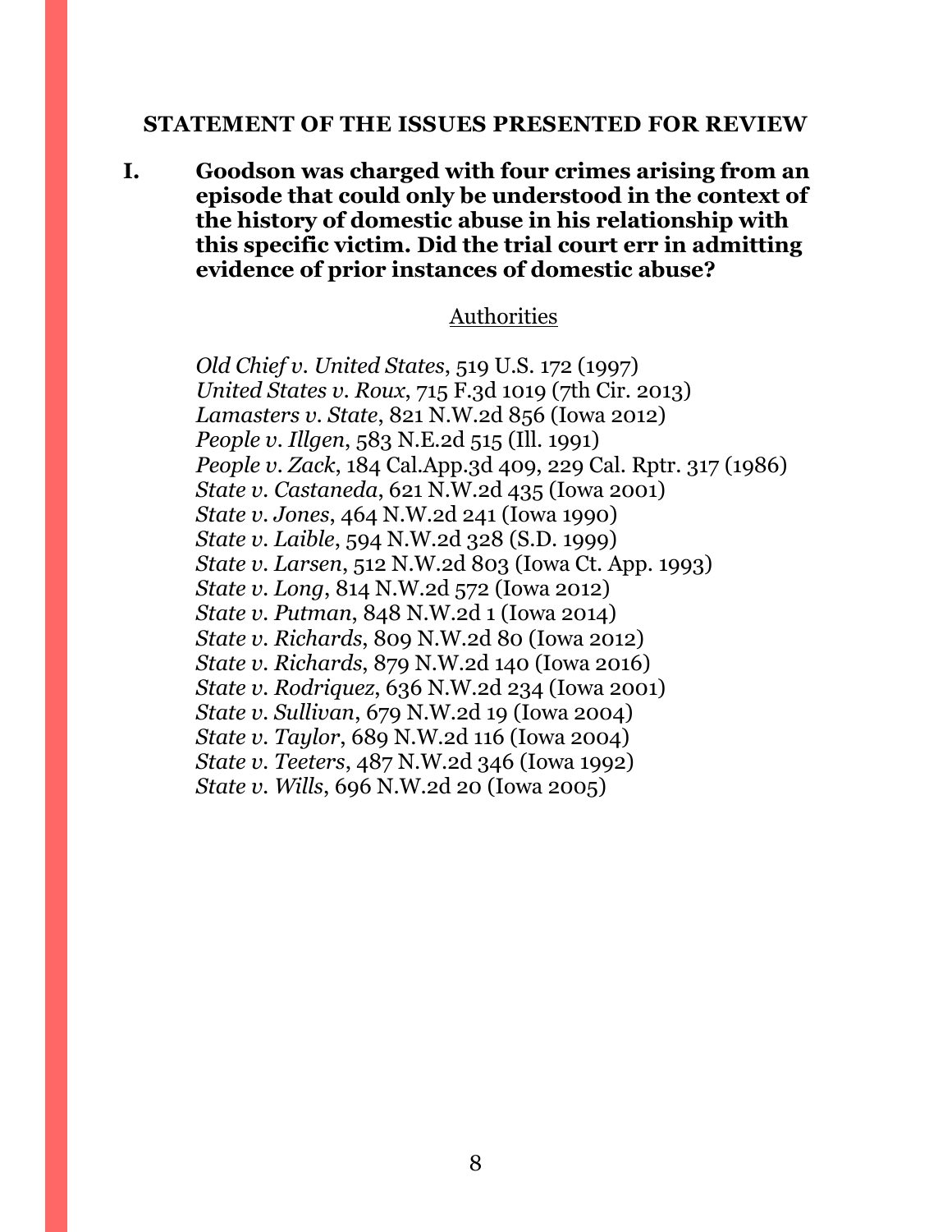## STATEMENT OF THE ISSUES PRESENTED FOR REVIEW

**I. Goodson was charged with four crimes arising from an episode that could only be understood in the context of the history of domestic abuse in his relationship with this specific victim. Did the trial court err in admitting evidence of prior instances of domestic abuse?**

Authorities

*Old Chief v. United States*, 519 U.S. 172 (1997)
*United States v. Roux*, 715 F.3d 1019 (7th Cir. 2013)
*Lamasters v. State*, 821 N.W.2d 856 (Iowa 2012)
*People v. Illgen*, 583 N.E.2d 515 (Ill. 1991)
*People v. Zack*, 184 Cal.App.3d 409, 229 Cal. Rptr. 317 (1986)
*State v. Castaneda*, 621 N.W.2d 435 (Iowa 2001)
*State v. Jones*, 464 N.W.2d 241 (Iowa 1990)
*State v. Laible*, 594 N.W.2d 328 (S.D. 1999)
*State v. Larsen*, 512 N.W.2d 803 (Iowa Ct. App. 1993)
*State v. Long*, 814 N.W.2d 572 (Iowa 2012)
*State v. Putman*, 848 N.W.2d 1 (Iowa 2014)
*State v. Richards*, 809 N.W.2d 80 (Iowa 2012)
*State v. Richards*, 879 N.W.2d 140 (Iowa 2016)
*State v. Rodriquez*, 636 N.W.2d 234 (Iowa 2001)
*State v. Sullivan*, 679 N.W.2d 19 (Iowa 2004)
*State v. Taylor*, 689 N.W.2d 116 (Iowa 2004)
*State v. Teeters*, 487 N.W.2d 346 (Iowa 1992)
*State v. Wills*, 696 N.W.2d 20 (Iowa 2005)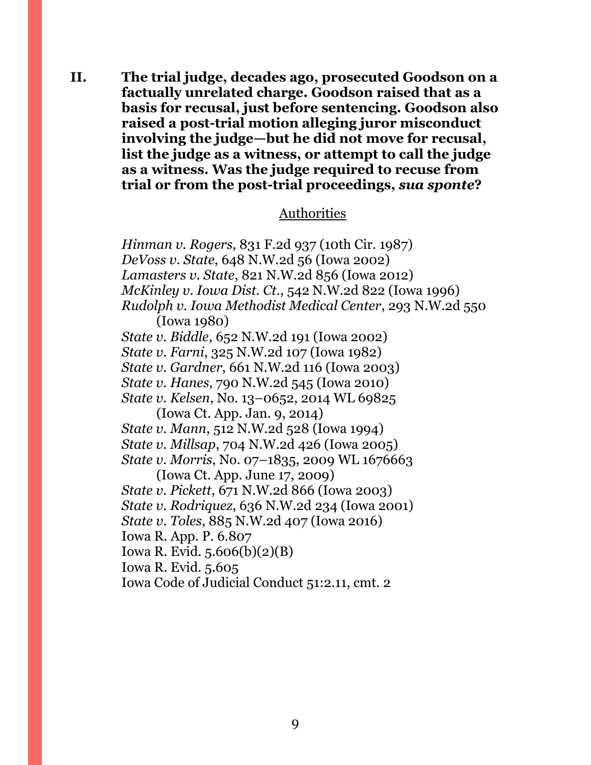**II. The trial judge, decades ago, prosecuted Goodson on a factually unrelated charge. Goodson raised that as a basis for recusal, just before sentencing. Goodson also raised a post-trial motion alleging juror misconduct involving the judge—but he did not move for recusal, list the judge as a witness, or attempt to call the judge as a witness. Was the judge required to recuse from trial or from the post-trial proceedings, *sua sponte*?**

Authorities

*Hinman v. Rogers*, 831 F.2d 937 (10th Cir. 1987)
*DeVoss v. State*, 648 N.W.2d 56 (Iowa 2002)
*Lamasters v. State*, 821 N.W.2d 856 (Iowa 2012)
*McKinley v. Iowa Dist. Ct.*, 542 N.W.2d 822 (Iowa 1996)
*Rudolph v. Iowa Methodist Medical Center*, 293 N.W.2d 550 (Iowa 1980)
*State v. Biddle*, 652 N.W.2d 191 (Iowa 2002)
*State v. Farni*, 325 N.W.2d 107 (Iowa 1982)
*State v. Gardner*, 661 N.W.2d 116 (Iowa 2003)
*State v. Hanes*, 790 N.W.2d 545 (Iowa 2010)
*State v. Kelsen*, No. 13–0652, 2014 WL 69825 (Iowa Ct. App. Jan. 9, 2014)
*State v. Mann*, 512 N.W.2d 528 (Iowa 1994)
*State v. Millsap*, 704 N.W.2d 426 (Iowa 2005)
*State v. Morris*, No. 07–1835, 2009 WL 1676663 (Iowa Ct. App. June 17, 2009)
*State v. Pickett*, 671 N.W.2d 866 (Iowa 2003)
*State v. Rodriquez*, 636 N.W.2d 234 (Iowa 2001)
*State v. Toles*, 885 N.W.2d 407 (Iowa 2016)
Iowa R. App. P. 6.807
Iowa R. Evid. 5.606(b)(2)(B)
Iowa R. Evid. 5.605
Iowa Code of Judicial Conduct 51:2.11, cmt. 2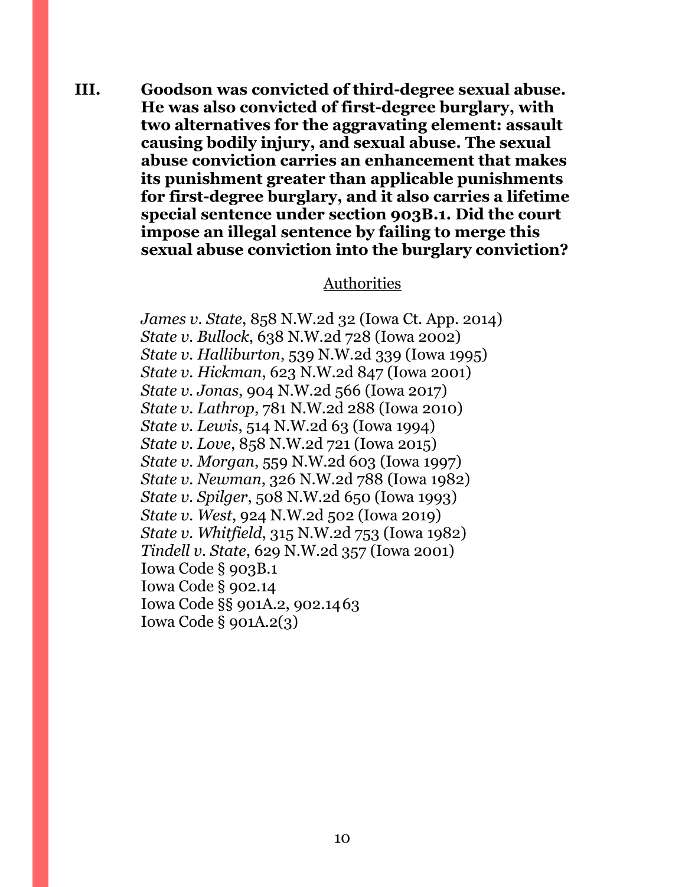**III. Goodson was convicted of third-degree sexual abuse. He was also convicted of first-degree burglary, with two alternatives for the aggravating element: assault causing bodily injury, and sexual abuse. The sexual abuse conviction carries an enhancement that makes its punishment greater than applicable punishments for first-degree burglary, and it also carries a lifetime special sentence under section 903B.1. Did the court impose an illegal sentence by failing to merge this sexual abuse conviction into the burglary conviction?**

Authorities

*James v. State*, 858 N.W.2d 32 (Iowa Ct. App. 2014)
*State v. Bullock*, 638 N.W.2d 728 (Iowa 2002)
*State v. Halliburton*, 539 N.W.2d 339 (Iowa 1995)
*State v. Hickman*, 623 N.W.2d 847 (Iowa 2001)
*State v. Jonas*, 904 N.W.2d 566 (Iowa 2017)
*State v. Lathrop*, 781 N.W.2d 288 (Iowa 2010)
*State v. Lewis*, 514 N.W.2d 63 (Iowa 1994)
*State v. Love*, 858 N.W.2d 721 (Iowa 2015)
*State v. Morgan*, 559 N.W.2d 603 (Iowa 1997)
*State v. Newman*, 326 N.W.2d 788 (Iowa 1982)
*State v. Spilger*, 508 N.W.2d 650 (Iowa 1993)
*State v. West*, 924 N.W.2d 502 (Iowa 2019)
*State v. Whitfield*, 315 N.W.2d 753 (Iowa 1982)
*Tindell v. State*, 629 N.W.2d 357 (Iowa 2001)
Iowa Code § 903B.1
Iowa Code § 902.14
Iowa Code §§ 901A.2, 902.1463
Iowa Code § 901A.2(3)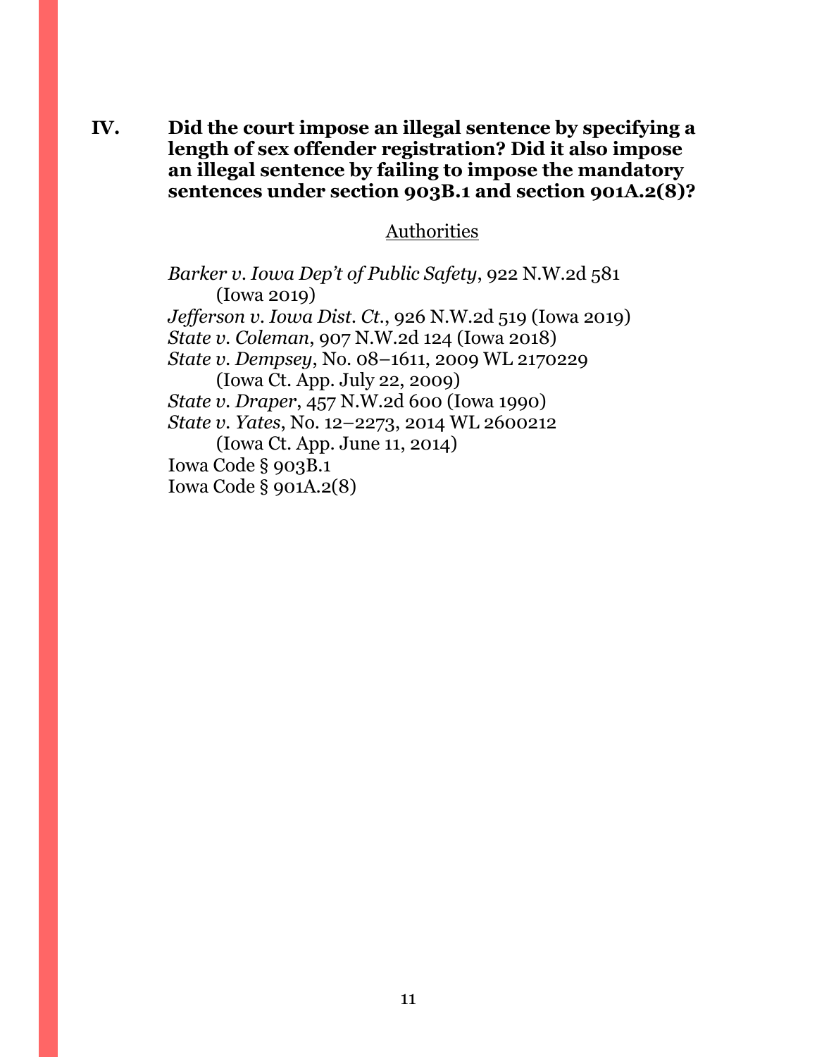**IV. Did the court impose an illegal sentence by specifying a length of sex offender registration? Did it also impose an illegal sentence by failing to impose the mandatory sentences under section 903B.1 and section 901A.2(8)?**

Authorities

*Barker v. Iowa Dep't of Public Safety*, 922 N.W.2d 581 (Iowa 2019)
*Jefferson v. Iowa Dist. Ct.*, 926 N.W.2d 519 (Iowa 2019)
*State v. Coleman*, 907 N.W.2d 124 (Iowa 2018)
*State v. Dempsey*, No. 08–1611, 2009 WL 2170229 (Iowa Ct. App. July 22, 2009)
*State v. Draper*, 457 N.W.2d 600 (Iowa 1990)
*State v. Yates*, No. 12–2273, 2014 WL 2600212 (Iowa Ct. App. June 11, 2014)
Iowa Code § 903B.1
Iowa Code § 901A.2(8)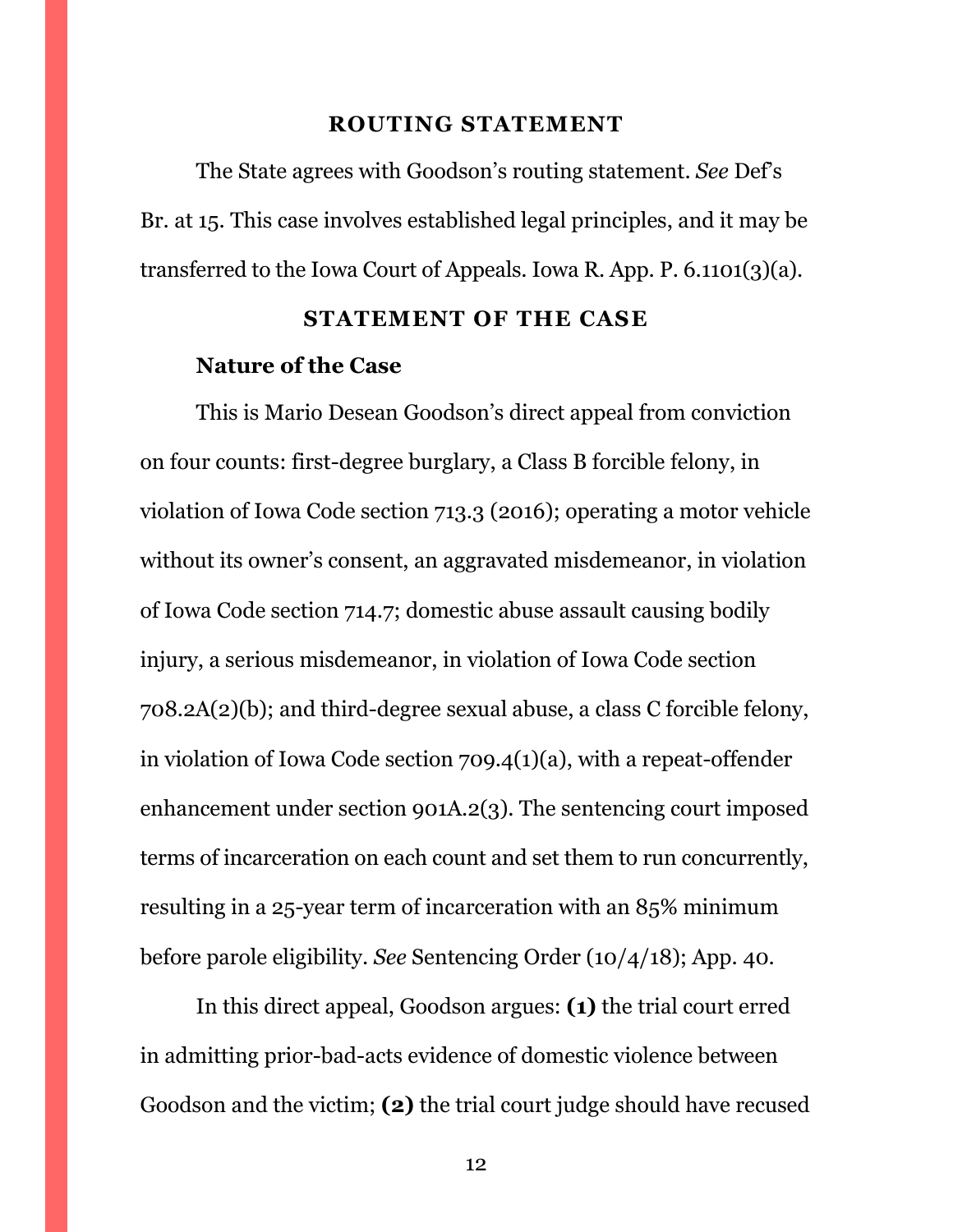## ROUTING STATEMENT

The State agrees with Goodson's routing statement. *See* Def's Br. at 15. This case involves established legal principles, and it may be transferred to the Iowa Court of Appeals. Iowa R. App. P. 6.1101(3)(a).

## STATEMENT OF THE CASE

### Nature of the Case

This is Mario Desean Goodson's direct appeal from conviction on four counts: first-degree burglary, a Class B forcible felony, in violation of Iowa Code section 713.3 (2016); operating a motor vehicle without its owner's consent, an aggravated misdemeanor, in violation of Iowa Code section 714.7; domestic abuse assault causing bodily injury, a serious misdemeanor, in violation of Iowa Code section 708.2A(2)(b); and third-degree sexual abuse, a class C forcible felony, in violation of Iowa Code section 709.4(1)(a), with a repeat-offender enhancement under section 901A.2(3). The sentencing court imposed terms of incarceration on each count and set them to run concurrently, resulting in a 25-year term of incarceration with an 85% minimum before parole eligibility. *See* Sentencing Order (10/4/18); App. 40.

In this direct appeal, Goodson argues: **(1)** the trial court erred in admitting prior-bad-acts evidence of domestic violence between Goodson and the victim; **(2)** the trial court judge should have recused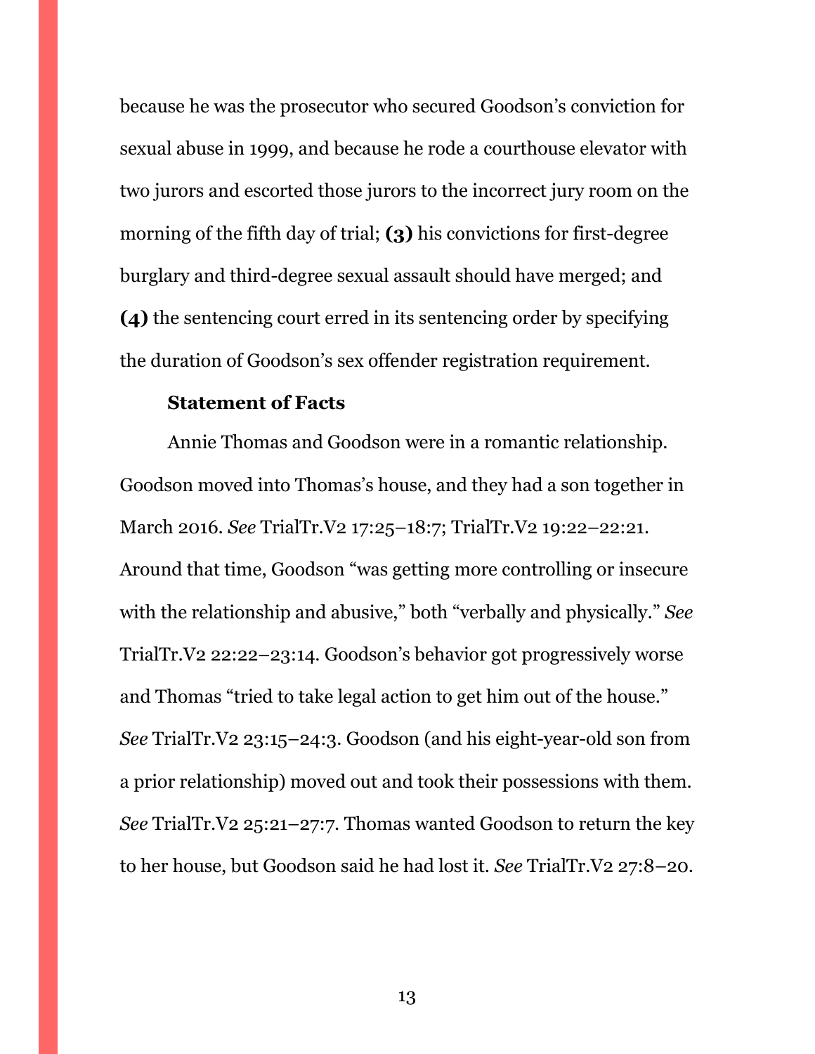because he was the prosecutor who secured Goodson's conviction for sexual abuse in 1999, and because he rode a courthouse elevator with two jurors and escorted those jurors to the incorrect jury room on the morning of the fifth day of trial; **(3)** his convictions for first-degree burglary and third-degree sexual assault should have merged; and **(4)** the sentencing court erred in its sentencing order by specifying the duration of Goodson's sex offender registration requirement.

### Statement of Facts

Annie Thomas and Goodson were in a romantic relationship. Goodson moved into Thomas's house, and they had a son together in March 2016. *See* TrialTr.V2 17:25–18:7; TrialTr.V2 19:22–22:21. Around that time, Goodson "was getting more controlling or insecure with the relationship and abusive," both "verbally and physically." *See* TrialTr.V2 22:22–23:14. Goodson's behavior got progressively worse and Thomas "tried to take legal action to get him out of the house." *See* TrialTr.V2 23:15–24:3. Goodson (and his eight-year-old son from a prior relationship) moved out and took their possessions with them. *See* TrialTr.V2 25:21–27:7. Thomas wanted Goodson to return the key to her house, but Goodson said he had lost it. *See* TrialTr.V2 27:8–20.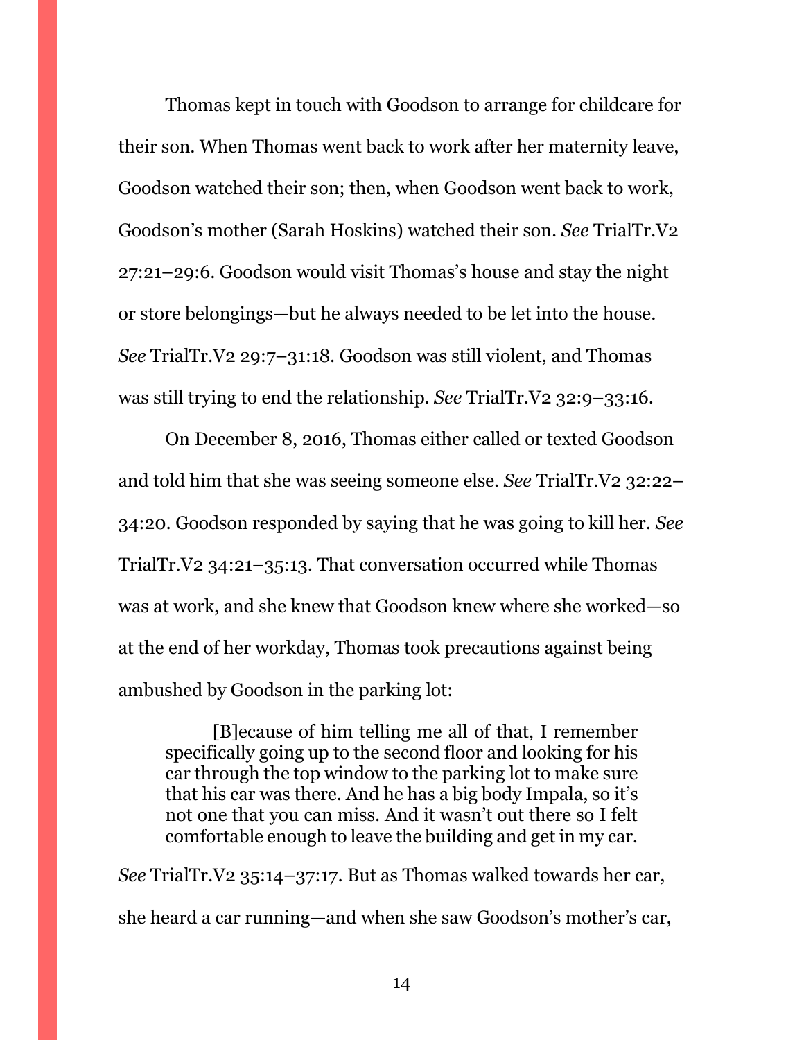Thomas kept in touch with Goodson to arrange for childcare for their son. When Thomas went back to work after her maternity leave, Goodson watched their son; then, when Goodson went back to work, Goodson's mother (Sarah Hoskins) watched their son. *See* TrialTr.V2 27:21–29:6. Goodson would visit Thomas's house and stay the night or store belongings—but he always needed to be let into the house. *See* TrialTr.V2 29:7–31:18. Goodson was still violent, and Thomas was still trying to end the relationship. *See* TrialTr.V2 32:9–33:16.

On December 8, 2016, Thomas either called or texted Goodson and told him that she was seeing someone else. *See* TrialTr.V2 32:22–34:20. Goodson responded by saying that he was going to kill her. *See* TrialTr.V2 34:21–35:13. That conversation occurred while Thomas was at work, and she knew that Goodson knew where she worked—so at the end of her workday, Thomas took precautions against being ambushed by Goodson in the parking lot:

> [B]ecause of him telling me all of that, I remember specifically going up to the second floor and looking for his car through the top window to the parking lot to make sure that his car was there. And he has a big body Impala, so it's not one that you can miss. And it wasn't out there so I felt comfortable enough to leave the building and get in my car.

*See* TrialTr.V2 35:14–37:17. But as Thomas walked towards her car, she heard a car running—and when she saw Goodson's mother's car,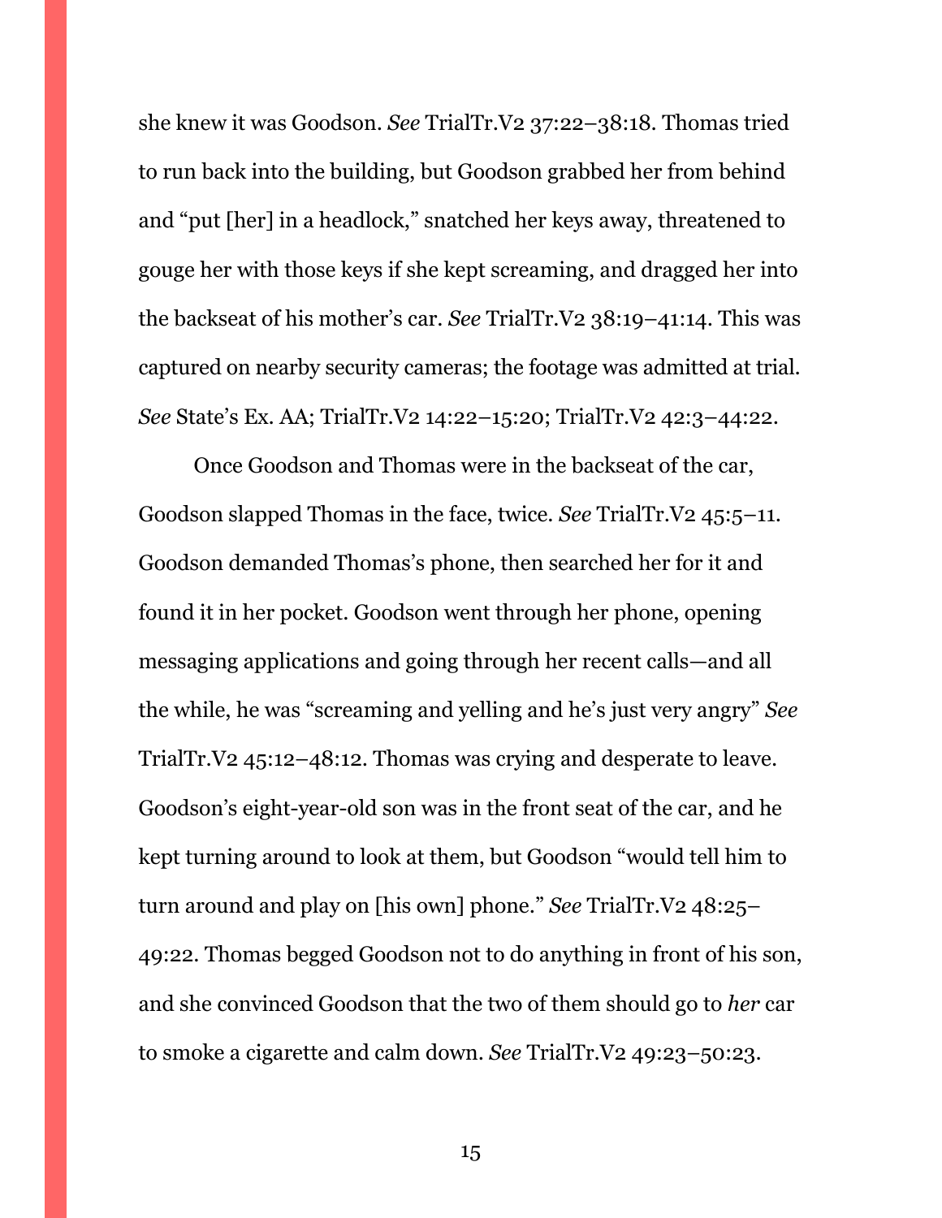she knew it was Goodson. *See* TrialTr.V2 37:22–38:18. Thomas tried to run back into the building, but Goodson grabbed her from behind and "put [her] in a headlock," snatched her keys away, threatened to gouge her with those keys if she kept screaming, and dragged her into the backseat of his mother's car. *See* TrialTr.V2 38:19–41:14. This was captured on nearby security cameras; the footage was admitted at trial. *See* State's Ex. AA; TrialTr.V2 14:22–15:20; TrialTr.V2 42:3–44:22.

Once Goodson and Thomas were in the backseat of the car, Goodson slapped Thomas in the face, twice. *See* TrialTr.V2 45:5–11. Goodson demanded Thomas's phone, then searched her for it and found it in her pocket. Goodson went through her phone, opening messaging applications and going through her recent calls—and all the while, he was "screaming and yelling and he's just very angry" *See* TrialTr.V2 45:12–48:12. Thomas was crying and desperate to leave. Goodson's eight-year-old son was in the front seat of the car, and he kept turning around to look at them, but Goodson "would tell him to turn around and play on [his own] phone." *See* TrialTr.V2 48:25–49:22. Thomas begged Goodson not to do anything in front of his son, and she convinced Goodson that the two of them should go to *her* car to smoke a cigarette and calm down. *See* TrialTr.V2 49:23–50:23.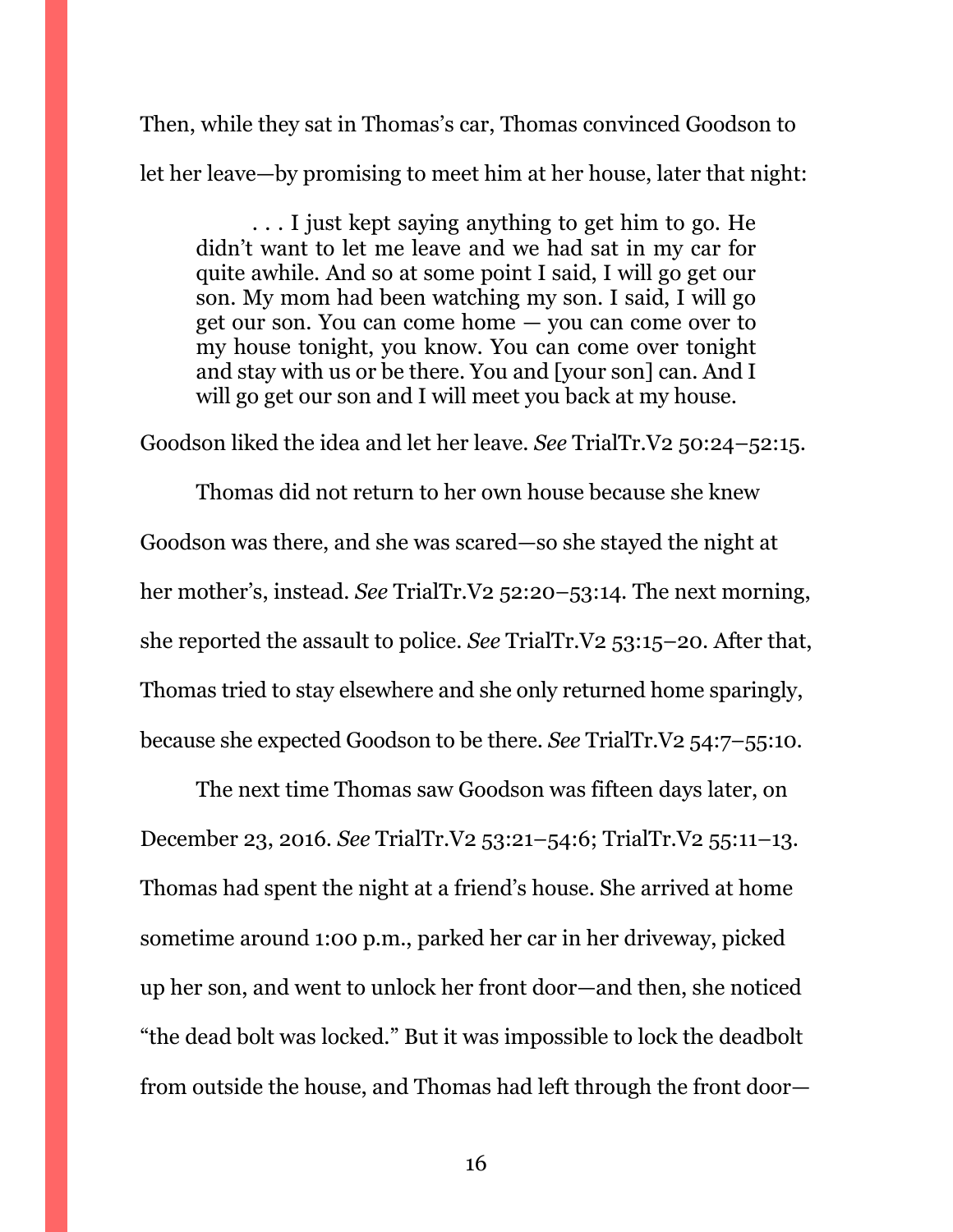Then, while they sat in Thomas's car, Thomas convinced Goodson to let her leave—by promising to meet him at her house, later that night:

> . . . I just kept saying anything to get him to go. He didn't want to let me leave and we had sat in my car for quite awhile. And so at some point I said, I will go get our son. My mom had been watching my son. I said, I will go get our son. You can come home — you can come over to my house tonight, you know. You can come over tonight and stay with us or be there. You and [your son] can. And I will go get our son and I will meet you back at my house.

Goodson liked the idea and let her leave. *See* TrialTr.V2 50:24–52:15.

Thomas did not return to her own house because she knew Goodson was there, and she was scared—so she stayed the night at her mother's, instead. *See* TrialTr.V2 52:20–53:14. The next morning, she reported the assault to police. *See* TrialTr.V2 53:15–20. After that, Thomas tried to stay elsewhere and she only returned home sparingly, because she expected Goodson to be there. *See* TrialTr.V2 54:7–55:10.

The next time Thomas saw Goodson was fifteen days later, on December 23, 2016. *See* TrialTr.V2 53:21–54:6; TrialTr.V2 55:11–13. Thomas had spent the night at a friend's house. She arrived at home sometime around 1:00 p.m., parked her car in her driveway, picked up her son, and went to unlock her front door—and then, she noticed "the dead bolt was locked." But it was impossible to lock the deadbolt from outside the house, and Thomas had left through the front door—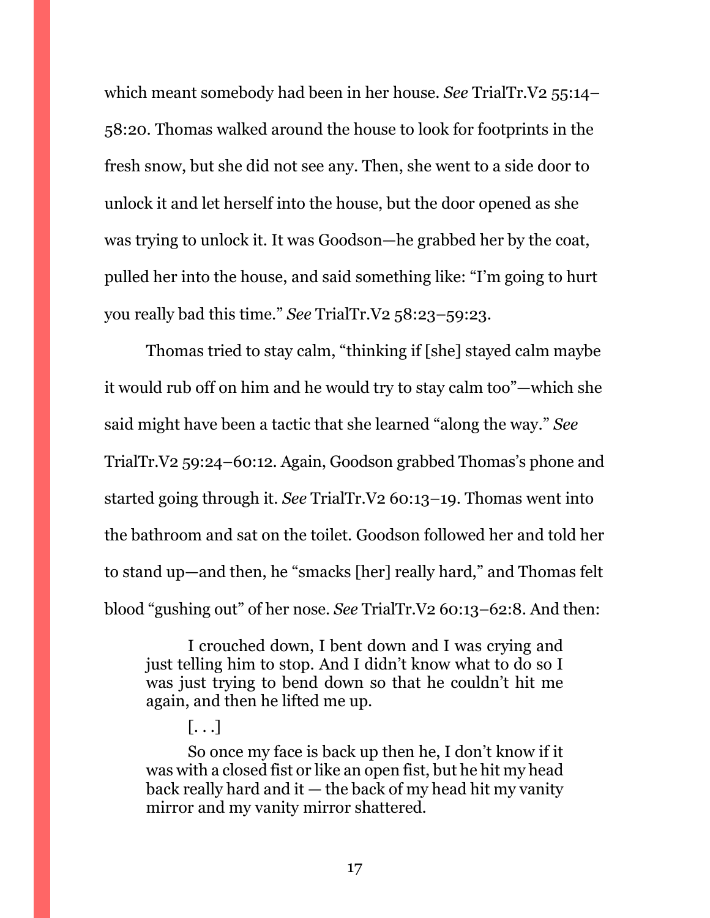which meant somebody had been in her house. *See* TrialTr.V2 55:14–58:20. Thomas walked around the house to look for footprints in the fresh snow, but she did not see any. Then, she went to a side door to unlock it and let herself into the house, but the door opened as she was trying to unlock it. It was Goodson—he grabbed her by the coat, pulled her into the house, and said something like: "I'm going to hurt you really bad this time." *See* TrialTr.V2 58:23–59:23.

Thomas tried to stay calm, "thinking if [she] stayed calm maybe it would rub off on him and he would try to stay calm too"—which she said might have been a tactic that she learned "along the way." *See* TrialTr.V2 59:24–60:12. Again, Goodson grabbed Thomas's phone and started going through it. *See* TrialTr.V2 60:13–19. Thomas went into the bathroom and sat on the toilet. Goodson followed her and told her to stand up—and then, he "smacks [her] really hard," and Thomas felt blood "gushing out" of her nose. *See* TrialTr.V2 60:13–62:8. And then:

> I crouched down, I bent down and I was crying and just telling him to stop. And I didn't know what to do so I was just trying to bend down so that he couldn't hit me again, and then he lifted me up.
>
> [. . .]
>
> So once my face is back up then he, I don't know if it was with a closed fist or like an open fist, but he hit my head back really hard and it — the back of my head hit my vanity mirror and my vanity mirror shattered.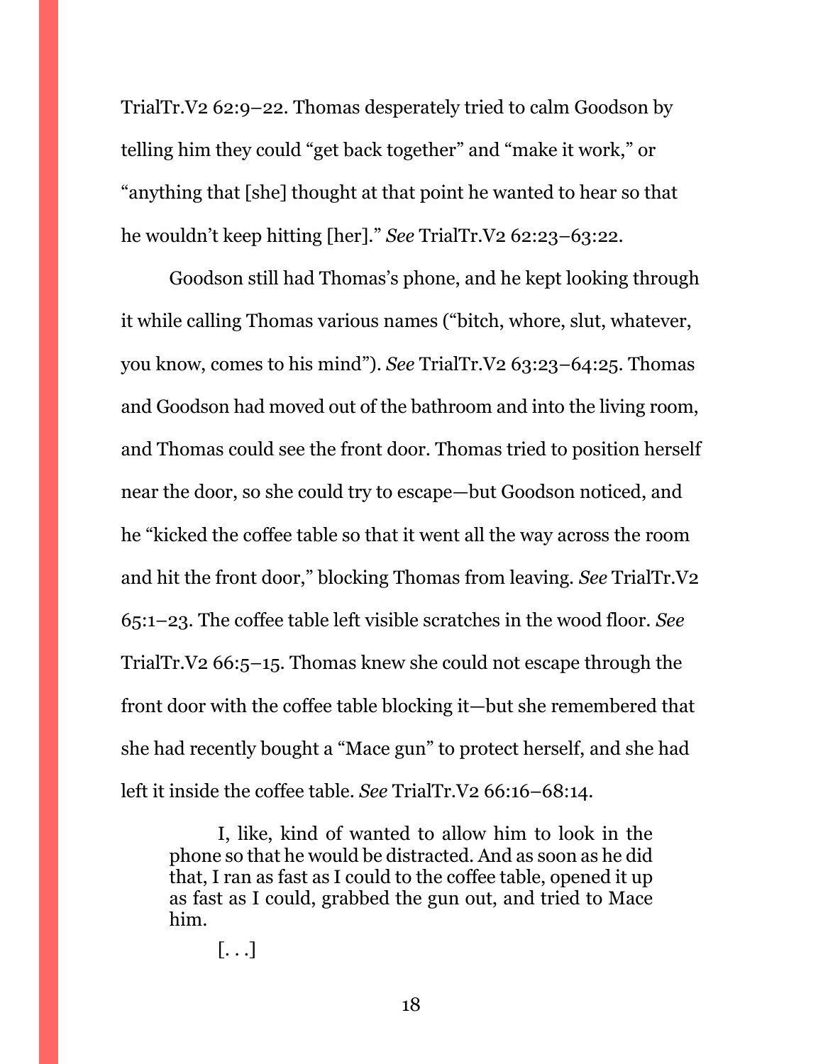TrialTr.V2 62:9–22. Thomas desperately tried to calm Goodson by telling him they could "get back together" and "make it work," or "anything that [she] thought at that point he wanted to hear so that he wouldn't keep hitting [her]." *See* TrialTr.V2 62:23–63:22.

Goodson still had Thomas's phone, and he kept looking through it while calling Thomas various names ("bitch, whore, slut, whatever, you know, comes to his mind"). *See* TrialTr.V2 63:23–64:25. Thomas and Goodson had moved out of the bathroom and into the living room, and Thomas could see the front door. Thomas tried to position herself near the door, so she could try to escape—but Goodson noticed, and he "kicked the coffee table so that it went all the way across the room and hit the front door," blocking Thomas from leaving. *See* TrialTr.V2 65:1–23. The coffee table left visible scratches in the wood floor. *See* TrialTr.V2 66:5–15. Thomas knew she could not escape through the front door with the coffee table blocking it—but she remembered that she had recently bought a "Mace gun" to protect herself, and she had left it inside the coffee table. *See* TrialTr.V2 66:16–68:14.

> I, like, kind of wanted to allow him to look in the phone so that he would be distracted. And as soon as he did that, I ran as fast as I could to the coffee table, opened it up as fast as I could, grabbed the gun out, and tried to Mace him.
>
> [. . .]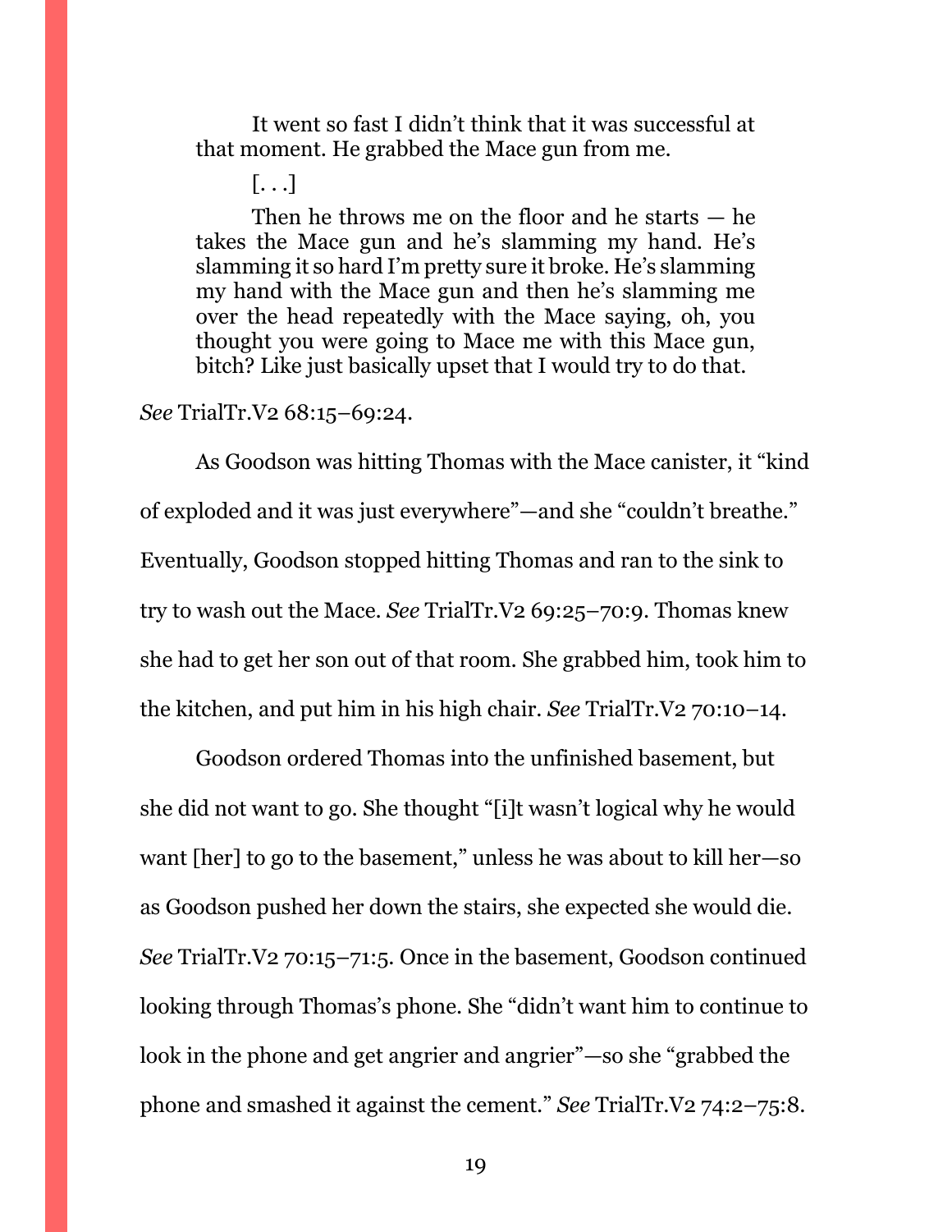> It went so fast I didn't think that it was successful at that moment. He grabbed the Mace gun from me.
>
> [. . .]
>
> Then he throws me on the floor and he starts — he takes the Mace gun and he's slamming my hand. He's slamming it so hard I'm pretty sure it broke. He's slamming my hand with the Mace gun and then he's slamming me over the head repeatedly with the Mace saying, oh, you thought you were going to Mace me with this Mace gun, bitch? Like just basically upset that I would try to do that.

*See* TrialTr.V2 68:15–69:24.

As Goodson was hitting Thomas with the Mace canister, it "kind of exploded and it was just everywhere"—and she "couldn't breathe." Eventually, Goodson stopped hitting Thomas and ran to the sink to try to wash out the Mace. *See* TrialTr.V2 69:25–70:9. Thomas knew she had to get her son out of that room. She grabbed him, took him to the kitchen, and put him in his high chair. *See* TrialTr.V2 70:10–14.

Goodson ordered Thomas into the unfinished basement, but she did not want to go. She thought "[i]t wasn't logical why he would want [her] to go to the basement," unless he was about to kill her—so as Goodson pushed her down the stairs, she expected she would die. *See* TrialTr.V2 70:15–71:5. Once in the basement, Goodson continued looking through Thomas's phone. She "didn't want him to continue to look in the phone and get angrier and angrier"—so she "grabbed the phone and smashed it against the cement." *See* TrialTr.V2 74:2–75:8.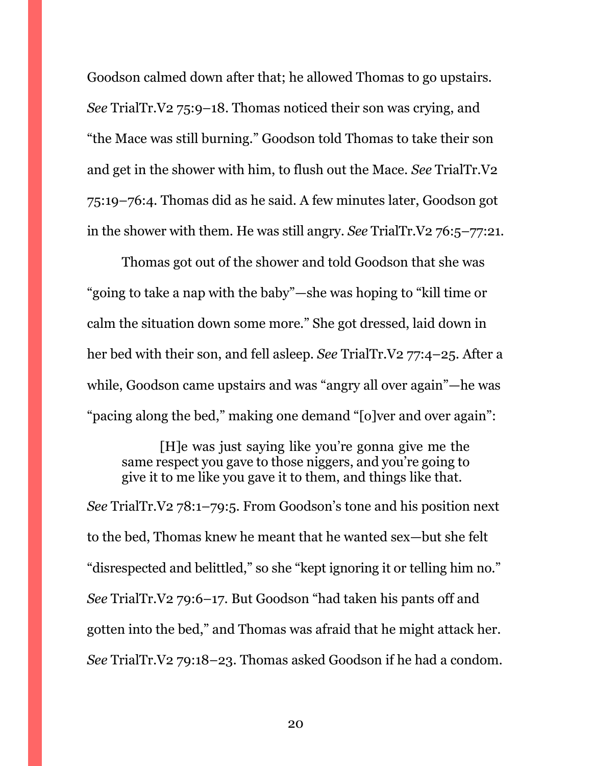Goodson calmed down after that; he allowed Thomas to go upstairs. *See* TrialTr.V2 75:9–18. Thomas noticed their son was crying, and "the Mace was still burning." Goodson told Thomas to take their son and get in the shower with him, to flush out the Mace. *See* TrialTr.V2 75:19–76:4. Thomas did as he said. A few minutes later, Goodson got in the shower with them. He was still angry. *See* TrialTr.V2 76:5–77:21.

Thomas got out of the shower and told Goodson that she was "going to take a nap with the baby"—she was hoping to "kill time or calm the situation down some more." She got dressed, laid down in her bed with their son, and fell asleep. *See* TrialTr.V2 77:4–25. After a while, Goodson came upstairs and was "angry all over again"—he was "pacing along the bed," making one demand "[o]ver and over again":

> [H]e was just saying like you're gonna give me the same respect you gave to those niggers, and you're going to give it to me like you gave it to them, and things like that.

*See* TrialTr.V2 78:1–79:5. From Goodson's tone and his position next to the bed, Thomas knew he meant that he wanted sex—but she felt "disrespected and belittled," so she "kept ignoring it or telling him no." *See* TrialTr.V2 79:6–17. But Goodson "had taken his pants off and gotten into the bed," and Thomas was afraid that he might attack her. *See* TrialTr.V2 79:18–23. Thomas asked Goodson if he had a condom.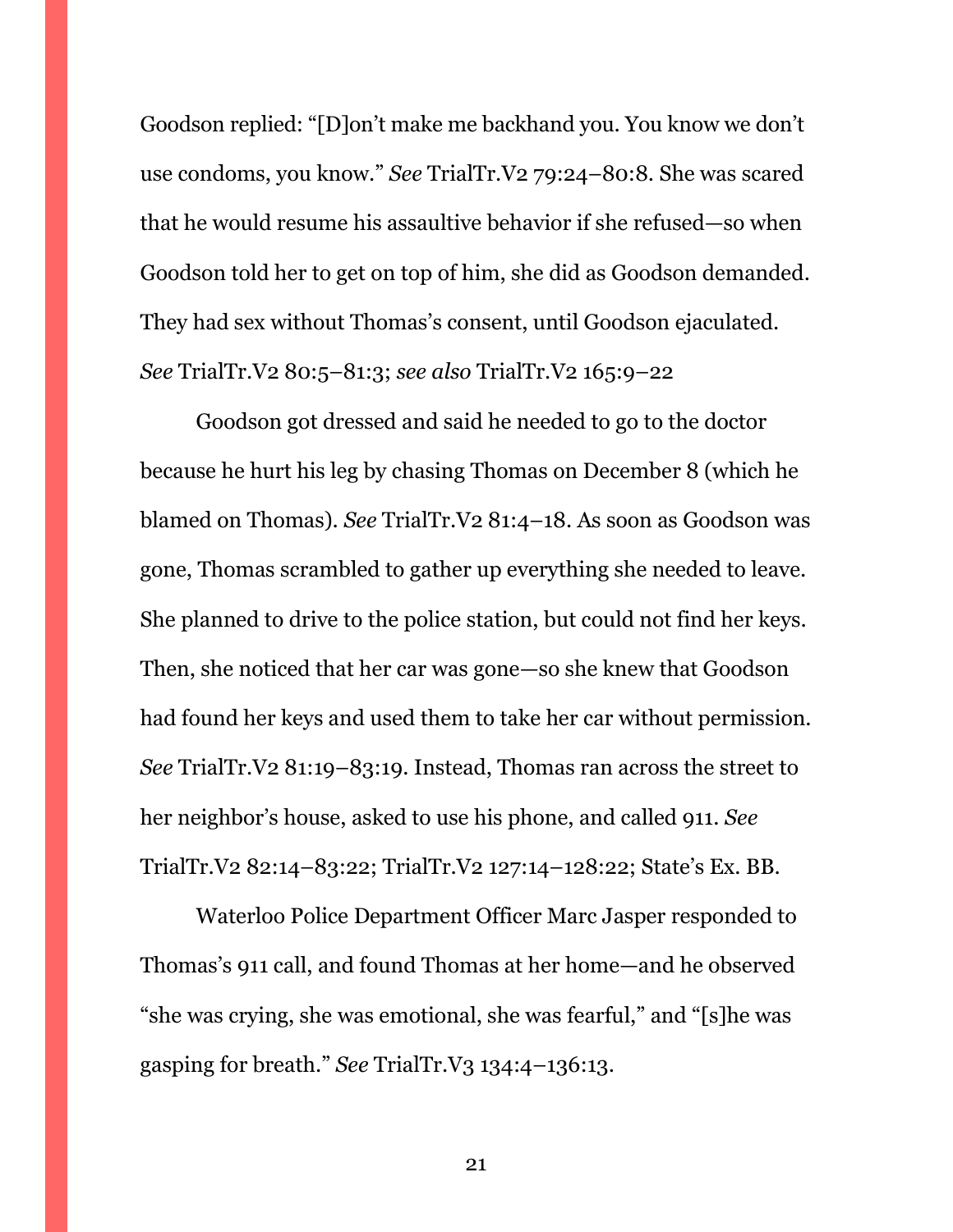Goodson replied: "[D]on't make me backhand you. You know we don't use condoms, you know." *See* TrialTr.V2 79:24–80:8. She was scared that he would resume his assaultive behavior if she refused—so when Goodson told her to get on top of him, she did as Goodson demanded. They had sex without Thomas's consent, until Goodson ejaculated. *See* TrialTr.V2 80:5–81:3; *see also* TrialTr.V2 165:9–22

Goodson got dressed and said he needed to go to the doctor because he hurt his leg by chasing Thomas on December 8 (which he blamed on Thomas). *See* TrialTr.V2 81:4–18. As soon as Goodson was gone, Thomas scrambled to gather up everything she needed to leave. She planned to drive to the police station, but could not find her keys. Then, she noticed that her car was gone—so she knew that Goodson had found her keys and used them to take her car without permission. *See* TrialTr.V2 81:19–83:19. Instead, Thomas ran across the street to her neighbor's house, asked to use his phone, and called 911. *See* TrialTr.V2 82:14–83:22; TrialTr.V2 127:14–128:22; State's Ex. BB.

Waterloo Police Department Officer Marc Jasper responded to Thomas's 911 call, and found Thomas at her home—and he observed "she was crying, she was emotional, she was fearful," and "[s]he was gasping for breath." *See* TrialTr.V3 134:4–136:13.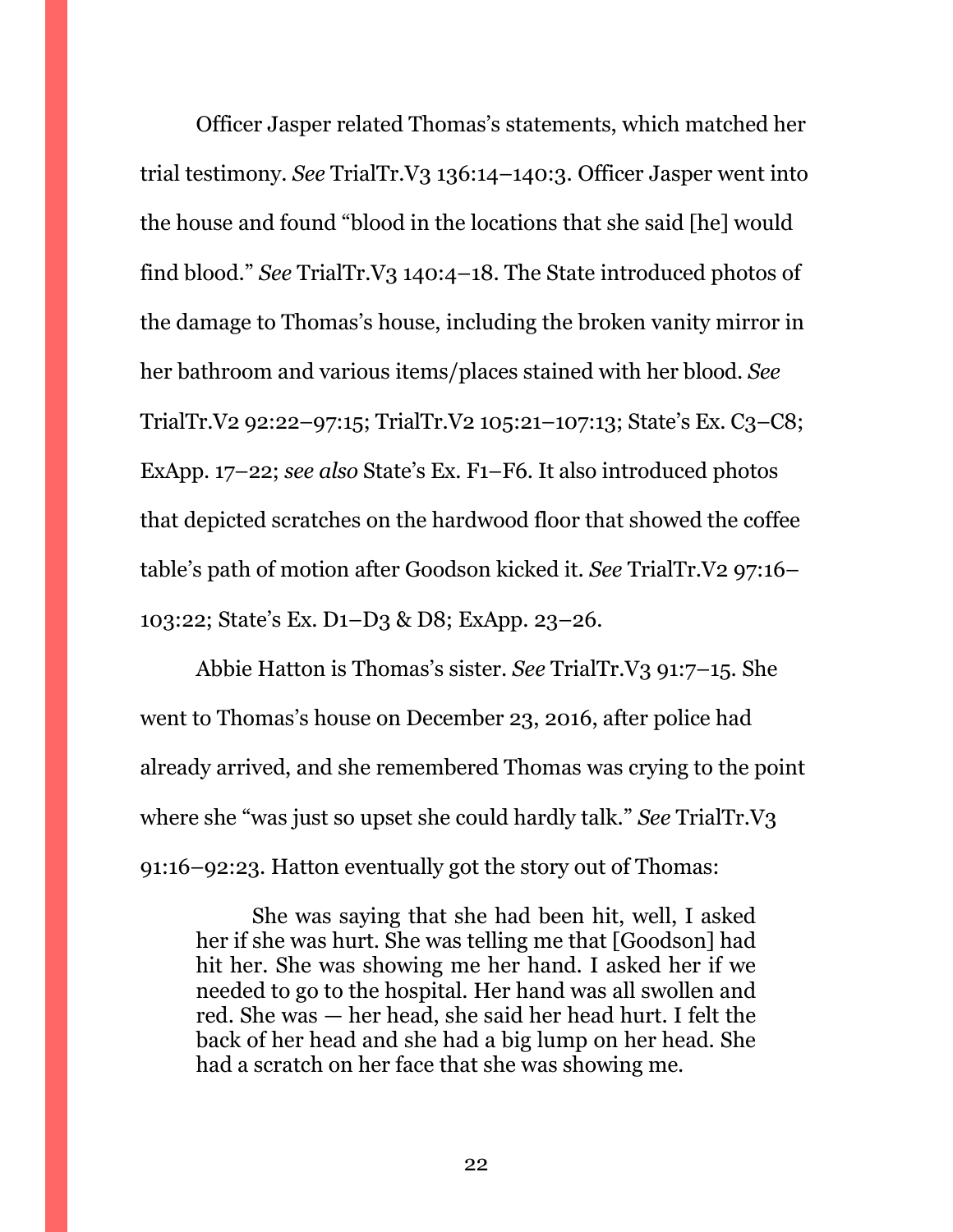Officer Jasper related Thomas's statements, which matched her trial testimony. *See* TrialTr.V3 136:14–140:3. Officer Jasper went into the house and found "blood in the locations that she said [he] would find blood." *See* TrialTr.V3 140:4–18. The State introduced photos of the damage to Thomas's house, including the broken vanity mirror in her bathroom and various items/places stained with her blood. *See* TrialTr.V2 92:22–97:15; TrialTr.V2 105:21–107:13; State's Ex. C3–C8; ExApp. 17–22; *see also* State's Ex. F1–F6. It also introduced photos that depicted scratches on the hardwood floor that showed the coffee table's path of motion after Goodson kicked it. *See* TrialTr.V2 97:16–103:22; State's Ex. D1–D3 & D8; ExApp. 23–26.

Abbie Hatton is Thomas's sister. *See* TrialTr.V3 91:7–15. She went to Thomas's house on December 23, 2016, after police had already arrived, and she remembered Thomas was crying to the point where she "was just so upset she could hardly talk." *See* TrialTr.V3 91:16–92:23. Hatton eventually got the story out of Thomas:

> She was saying that she had been hit, well, I asked her if she was hurt. She was telling me that [Goodson] had hit her. She was showing me her hand. I asked her if we needed to go to the hospital. Her hand was all swollen and red. She was — her head, she said her head hurt. I felt the back of her head and she had a big lump on her head. She had a scratch on her face that she was showing me.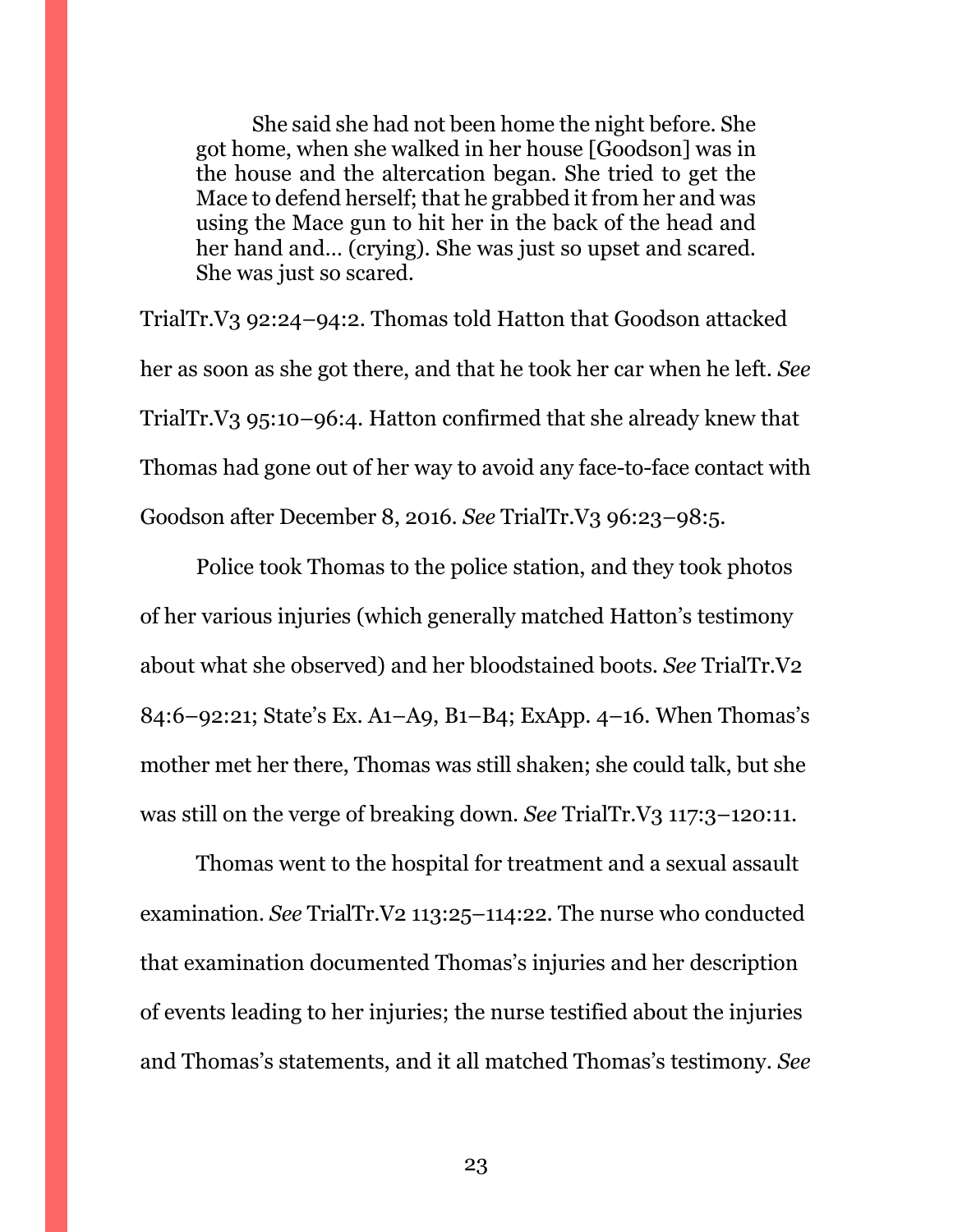> She said she had not been home the night before. She got home, when she walked in her house [Goodson] was in the house and the altercation began. She tried to get the Mace to defend herself; that he grabbed it from her and was using the Mace gun to hit her in the back of the head and her hand and… (crying). She was just so upset and scared. She was just so scared.

TrialTr.V3 92:24–94:2. Thomas told Hatton that Goodson attacked her as soon as she got there, and that he took her car when he left. *See* TrialTr.V3 95:10–96:4. Hatton confirmed that she already knew that Thomas had gone out of her way to avoid any face-to-face contact with Goodson after December 8, 2016. *See* TrialTr.V3 96:23–98:5.

Police took Thomas to the police station, and they took photos of her various injuries (which generally matched Hatton's testimony about what she observed) and her bloodstained boots. *See* TrialTr.V2 84:6–92:21; State's Ex. A1–A9, B1–B4; ExApp. 4–16. When Thomas's mother met her there, Thomas was still shaken; she could talk, but she was still on the verge of breaking down. *See* TrialTr.V3 117:3–120:11.

Thomas went to the hospital for treatment and a sexual assault examination. *See* TrialTr.V2 113:25–114:22. The nurse who conducted that examination documented Thomas's injuries and her description of events leading to her injuries; the nurse testified about the injuries and Thomas's statements, and it all matched Thomas's testimony. *See*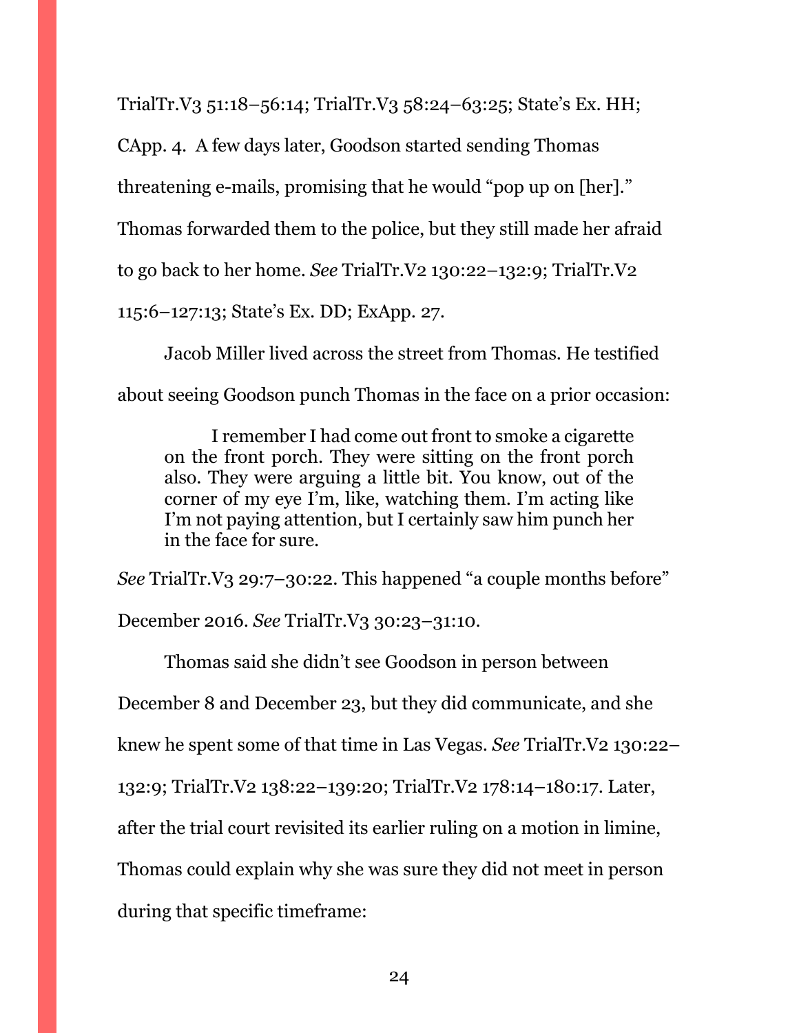TrialTr.V3 51:18–56:14; TrialTr.V3 58:24–63:25; State's Ex. HH; CApp. 4. A few days later, Goodson started sending Thomas threatening e-mails, promising that he would "pop up on [her]." Thomas forwarded them to the police, but they still made her afraid to go back to her home. *See* TrialTr.V2 130:22–132:9; TrialTr.V2 115:6–127:13; State's Ex. DD; ExApp. 27.

Jacob Miller lived across the street from Thomas. He testified about seeing Goodson punch Thomas in the face on a prior occasion:

> I remember I had come out front to smoke a cigarette on the front porch. They were sitting on the front porch also. They were arguing a little bit. You know, out of the corner of my eye I'm, like, watching them. I'm acting like I'm not paying attention, but I certainly saw him punch her in the face for sure.

*See* TrialTr.V3 29:7–30:22. This happened "a couple months before" December 2016. *See* TrialTr.V3 30:23–31:10.

Thomas said she didn't see Goodson in person between December 8 and December 23, but they did communicate, and she knew he spent some of that time in Las Vegas. *See* TrialTr.V2 130:22–132:9; TrialTr.V2 138:22–139:20; TrialTr.V2 178:14–180:17. Later, after the trial court revisited its earlier ruling on a motion in limine, Thomas could explain why she was sure they did not meet in person during that specific timeframe: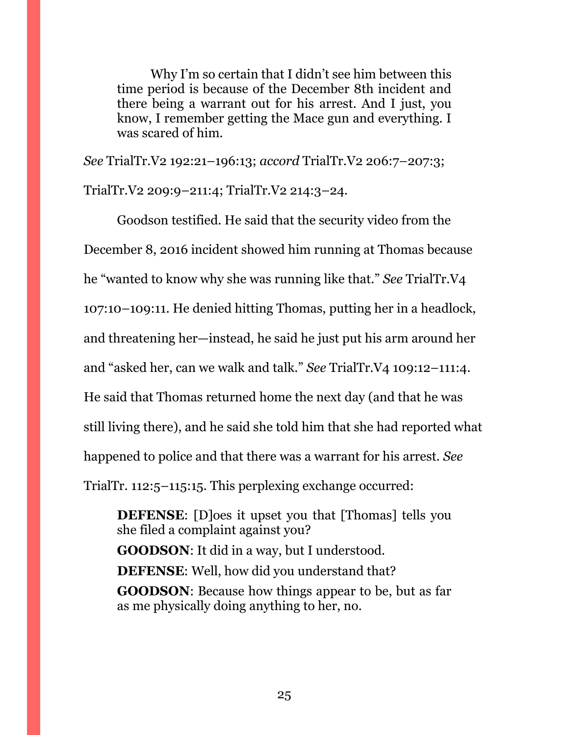> Why I'm so certain that I didn't see him between this time period is because of the December 8th incident and there being a warrant out for his arrest. And I just, you know, I remember getting the Mace gun and everything. I was scared of him.

*See* TrialTr.V2 192:21–196:13; *accord* TrialTr.V2 206:7–207:3; TrialTr.V2 209:9–211:4; TrialTr.V2 214:3–24.

Goodson testified. He said that the security video from the December 8, 2016 incident showed him running at Thomas because he "wanted to know why she was running like that." *See* TrialTr.V4 107:10–109:11. He denied hitting Thomas, putting her in a headlock, and threatening her—instead, he said he just put his arm around her and "asked her, can we walk and talk." *See* TrialTr.V4 109:12–111:4. He said that Thomas returned home the next day (and that he was still living there), and he said she told him that she had reported what happened to police and that there was a warrant for his arrest. *See* TrialTr. 112:5–115:15. This perplexing exchange occurred:

> **DEFENSE**: [D]oes it upset you that [Thomas] tells you she filed a complaint against you?
>
> **GOODSON**: It did in a way, but I understood.
>
> **DEFENSE**: Well, how did you understand that?
>
> **GOODSON**: Because how things appear to be, but as far as me physically doing anything to her, no.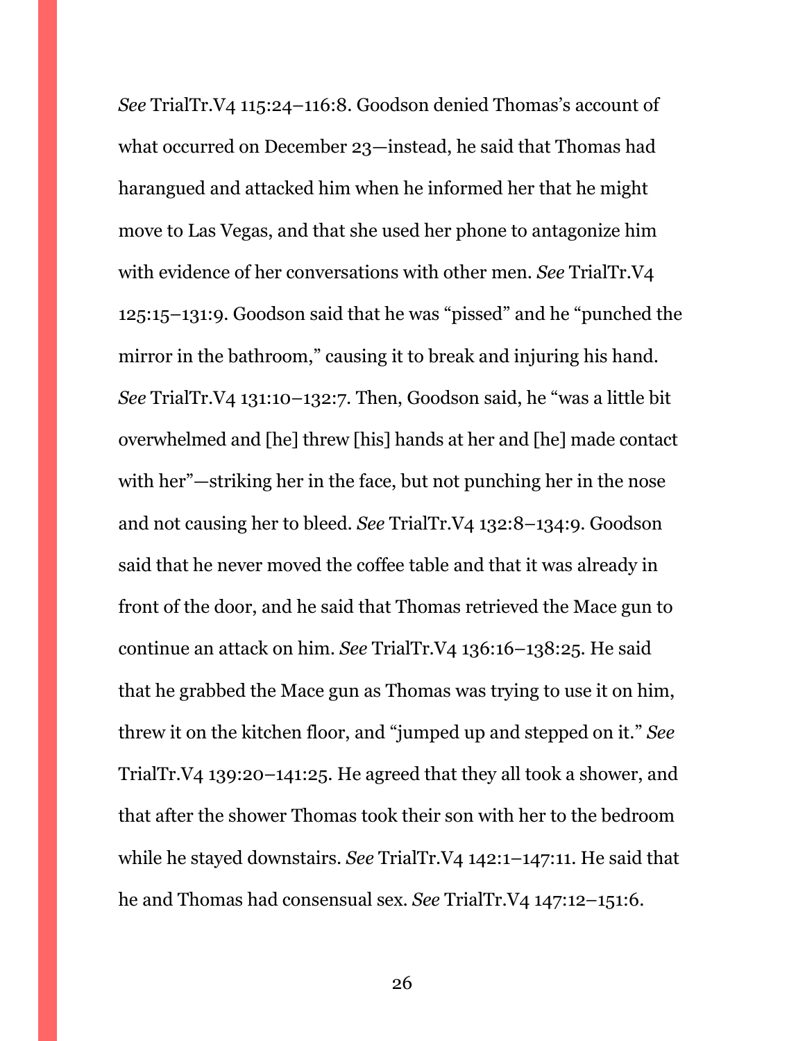*See* TrialTr.V4 115:24–116:8. Goodson denied Thomas's account of what occurred on December 23—instead, he said that Thomas had harangued and attacked him when he informed her that he might move to Las Vegas, and that she used her phone to antagonize him with evidence of her conversations with other men. *See* TrialTr.V4 125:15–131:9. Goodson said that he was "pissed" and he "punched the mirror in the bathroom," causing it to break and injuring his hand. *See* TrialTr.V4 131:10–132:7. Then, Goodson said, he "was a little bit overwhelmed and [he] threw [his] hands at her and [he] made contact with her"—striking her in the face, but not punching her in the nose and not causing her to bleed. *See* TrialTr.V4 132:8–134:9. Goodson said that he never moved the coffee table and that it was already in front of the door, and he said that Thomas retrieved the Mace gun to continue an attack on him. *See* TrialTr.V4 136:16–138:25. He said that he grabbed the Mace gun as Thomas was trying to use it on him, threw it on the kitchen floor, and "jumped up and stepped on it." *See* TrialTr.V4 139:20–141:25. He agreed that they all took a shower, and that after the shower Thomas took their son with her to the bedroom while he stayed downstairs. *See* TrialTr.V4 142:1–147:11. He said that he and Thomas had consensual sex. *See* TrialTr.V4 147:12–151:6.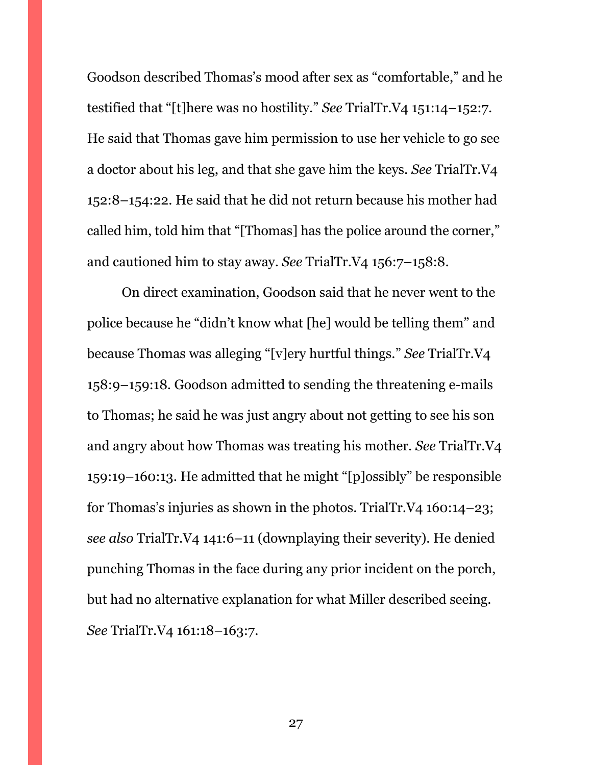Goodson described Thomas's mood after sex as "comfortable," and he testified that "[t]here was no hostility." *See* TrialTr.V4 151:14–152:7. He said that Thomas gave him permission to use her vehicle to go see a doctor about his leg, and that she gave him the keys. *See* TrialTr.V4 152:8–154:22. He said that he did not return because his mother had called him, told him that "[Thomas] has the police around the corner," and cautioned him to stay away. *See* TrialTr.V4 156:7–158:8.

On direct examination, Goodson said that he never went to the police because he "didn't know what [he] would be telling them" and because Thomas was alleging "[v]ery hurtful things." *See* TrialTr.V4 158:9–159:18. Goodson admitted to sending the threatening e-mails to Thomas; he said he was just angry about not getting to see his son and angry about how Thomas was treating his mother. *See* TrialTr.V4 159:19–160:13. He admitted that he might "[p]ossibly" be responsible for Thomas's injuries as shown in the photos. TrialTr.V4 160:14–23; *see also* TrialTr.V4 141:6–11 (downplaying their severity). He denied punching Thomas in the face during any prior incident on the porch, but had no alternative explanation for what Miller described seeing. *See* TrialTr.V4 161:18–163:7.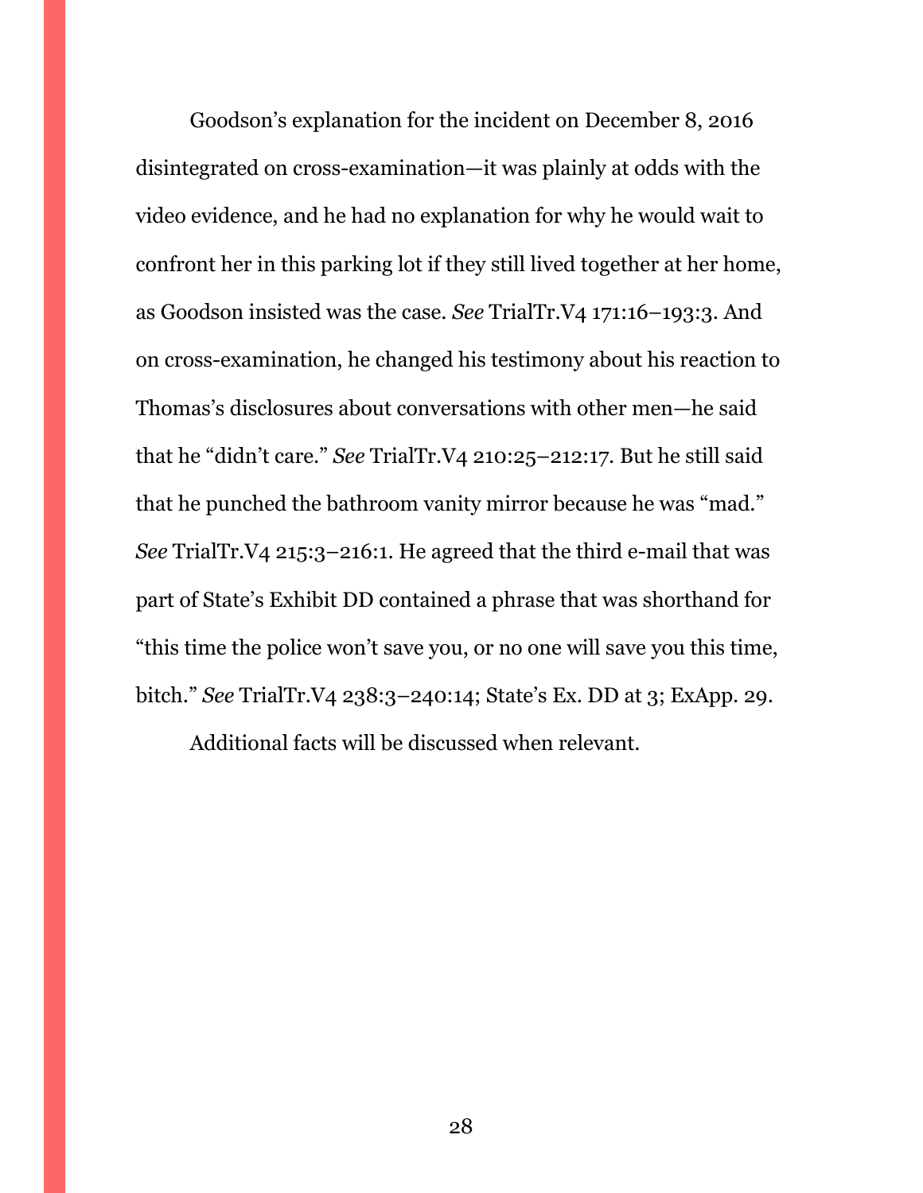Goodson's explanation for the incident on December 8, 2016 disintegrated on cross-examination—it was plainly at odds with the video evidence, and he had no explanation for why he would wait to confront her in this parking lot if they still lived together at her home, as Goodson insisted was the case. *See* TrialTr.V4 171:16–193:3. And on cross-examination, he changed his testimony about his reaction to Thomas's disclosures about conversations with other men—he said that he "didn't care." *See* TrialTr.V4 210:25–212:17. But he still said that he punched the bathroom vanity mirror because he was "mad." *See* TrialTr.V4 215:3–216:1. He agreed that the third e-mail that was part of State's Exhibit DD contained a phrase that was shorthand for "this time the police won't save you, or no one will save you this time, bitch." *See* TrialTr.V4 238:3–240:14; State's Ex. DD at 3; ExApp. 29.

Additional facts will be discussed when relevant.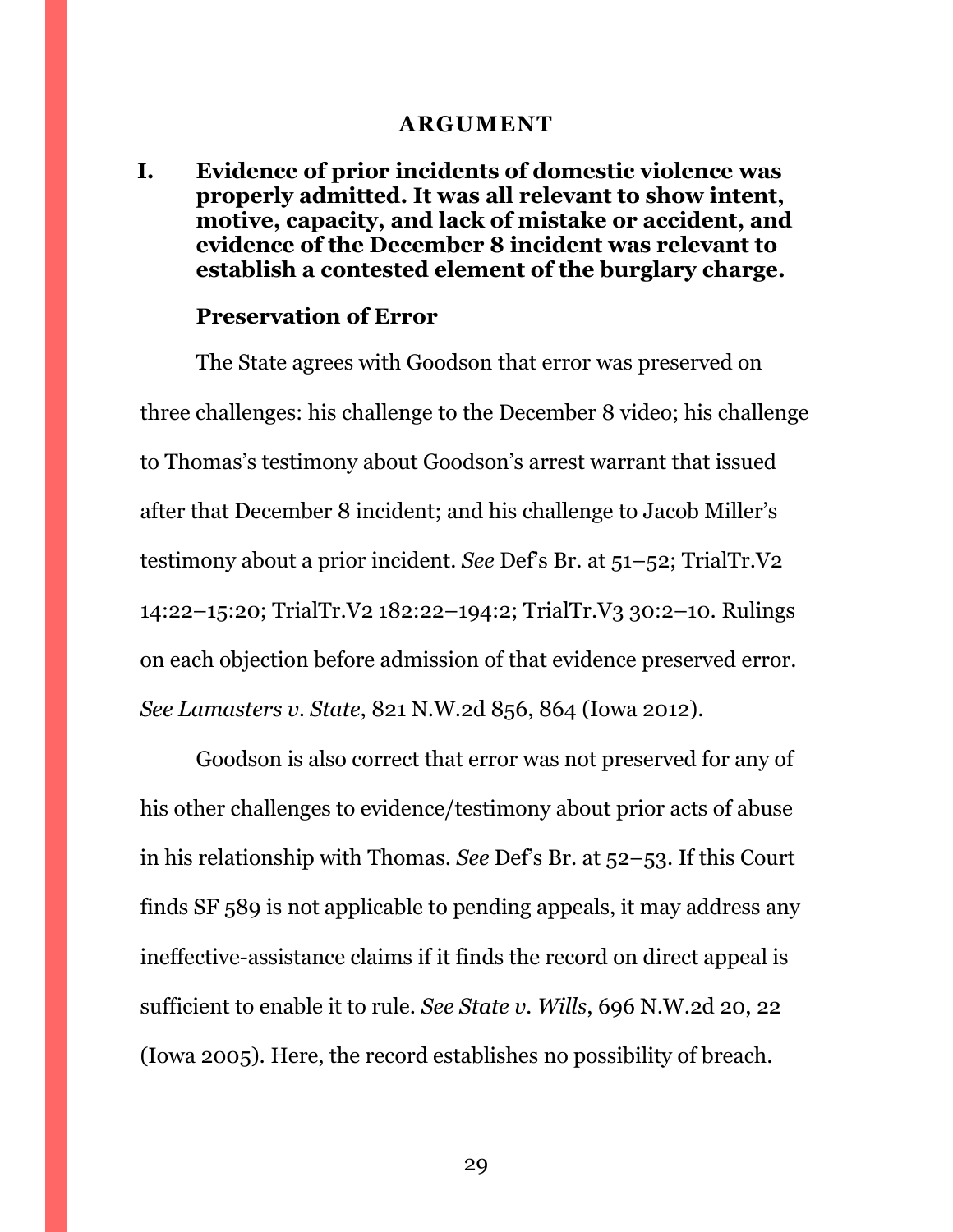## ARGUMENT

**I. Evidence of prior incidents of domestic violence was properly admitted. It was all relevant to show intent, motive, capacity, and lack of mistake or accident, and evidence of the December 8 incident was relevant to establish a contested element of the burglary charge.**

### Preservation of Error

The State agrees with Goodson that error was preserved on three challenges: his challenge to the December 8 video; his challenge to Thomas's testimony about Goodson's arrest warrant that issued after that December 8 incident; and his challenge to Jacob Miller's testimony about a prior incident. *See* Def's Br. at 51–52; TrialTr.V2 14:22–15:20; TrialTr.V2 182:22–194:2; TrialTr.V3 30:2–10. Rulings on each objection before admission of that evidence preserved error. *See Lamasters v. State*, 821 N.W.2d 856, 864 (Iowa 2012).

Goodson is also correct that error was not preserved for any of his other challenges to evidence/testimony about prior acts of abuse in his relationship with Thomas. *See* Def's Br. at 52–53. If this Court finds SF 589 is not applicable to pending appeals, it may address any ineffective-assistance claims if it finds the record on direct appeal is sufficient to enable it to rule. *See State v. Wills*, 696 N.W.2d 20, 22 (Iowa 2005). Here, the record establishes no possibility of breach.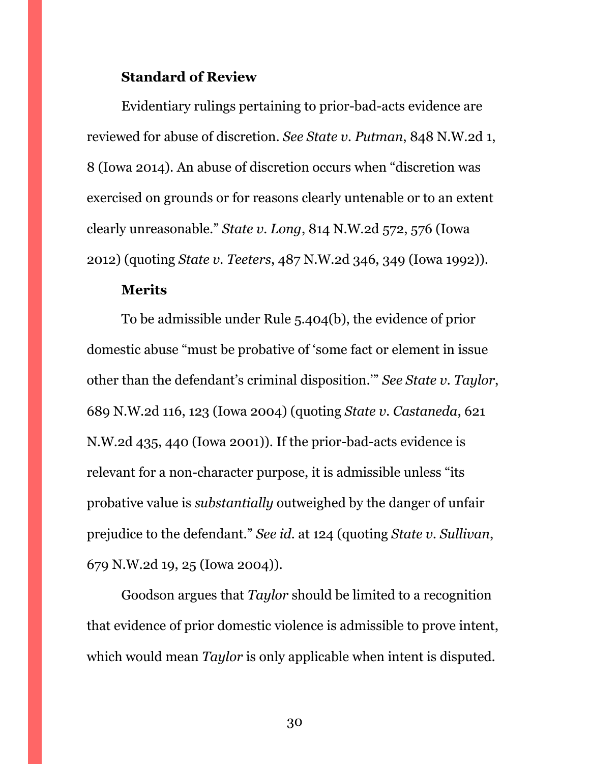### Standard of Review

Evidentiary rulings pertaining to prior-bad-acts evidence are reviewed for abuse of discretion. *See State v. Putman*, 848 N.W.2d 1, 8 (Iowa 2014). An abuse of discretion occurs when "discretion was exercised on grounds or for reasons clearly untenable or to an extent clearly unreasonable." *State v. Long*, 814 N.W.2d 572, 576 (Iowa 2012) (quoting *State v. Teeters*, 487 N.W.2d 346, 349 (Iowa 1992)).

### Merits

To be admissible under Rule 5.404(b), the evidence of prior domestic abuse "must be probative of 'some fact or element in issue other than the defendant's criminal disposition.'" *See State v. Taylor*, 689 N.W.2d 116, 123 (Iowa 2004) (quoting *State v. Castaneda*, 621 N.W.2d 435, 440 (Iowa 2001)). If the prior-bad-acts evidence is relevant for a non-character purpose, it is admissible unless "its probative value is *substantially* outweighed by the danger of unfair prejudice to the defendant." *See id.* at 124 (quoting *State v. Sullivan*, 679 N.W.2d 19, 25 (Iowa 2004)).

Goodson argues that *Taylor* should be limited to a recognition that evidence of prior domestic violence is admissible to prove intent, which would mean *Taylor* is only applicable when intent is disputed.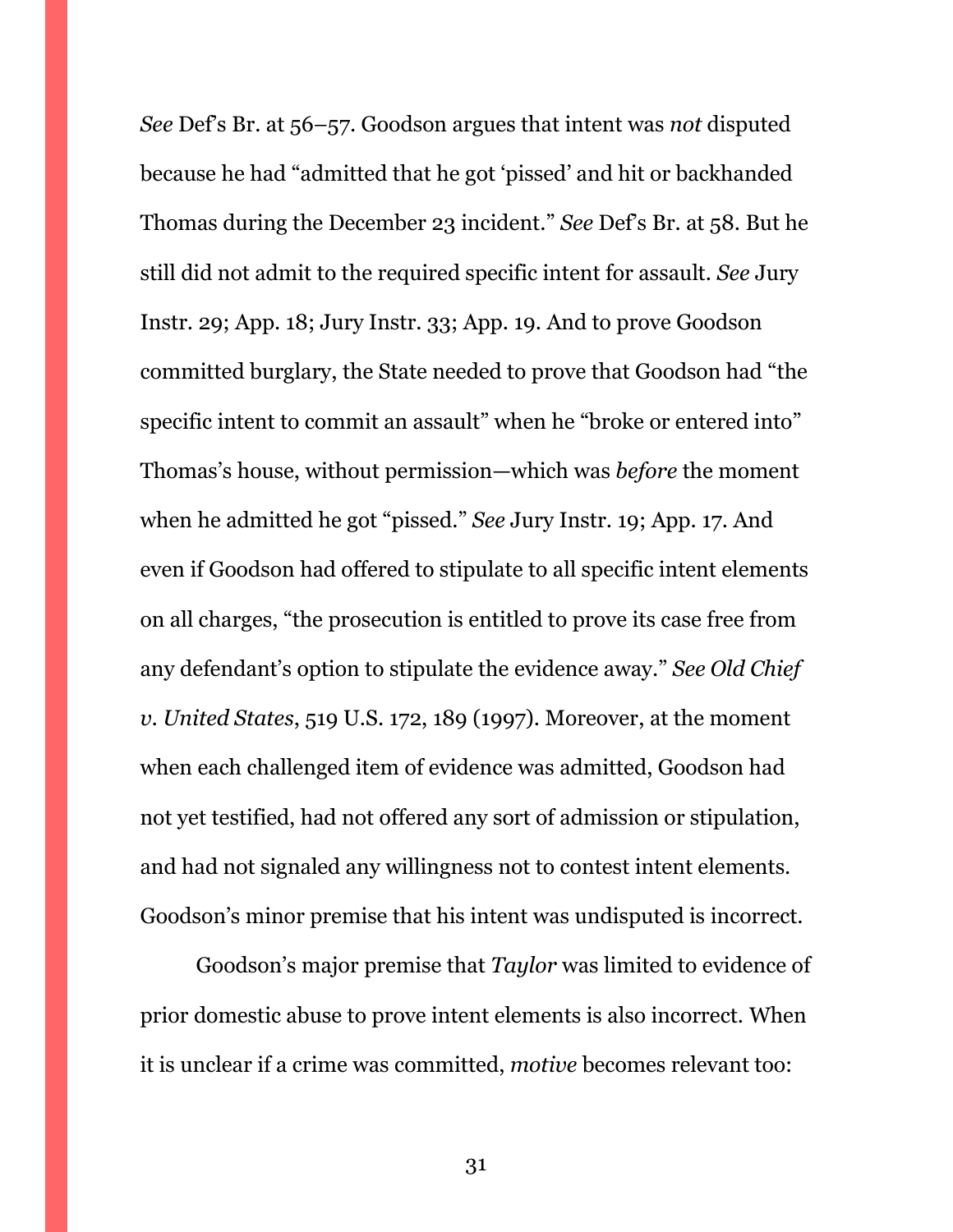*See* Def's Br. at 56–57. Goodson argues that intent was *not* disputed because he had "admitted that he got 'pissed' and hit or backhanded Thomas during the December 23 incident." *See* Def's Br. at 58. But he still did not admit to the required specific intent for assault. *See* Jury Instr. 29; App. 18; Jury Instr. 33; App. 19. And to prove Goodson committed burglary, the State needed to prove that Goodson had "the specific intent to commit an assault" when he "broke or entered into" Thomas's house, without permission—which was *before* the moment when he admitted he got "pissed." *See* Jury Instr. 19; App. 17. And even if Goodson had offered to stipulate to all specific intent elements on all charges, "the prosecution is entitled to prove its case free from any defendant's option to stipulate the evidence away." *See Old Chief v. United States*, 519 U.S. 172, 189 (1997). Moreover, at the moment when each challenged item of evidence was admitted, Goodson had not yet testified, had not offered any sort of admission or stipulation, and had not signaled any willingness not to contest intent elements. Goodson's minor premise that his intent was undisputed is incorrect.

Goodson's major premise that *Taylor* was limited to evidence of prior domestic abuse to prove intent elements is also incorrect. When it is unclear if a crime was committed, *motive* becomes relevant too: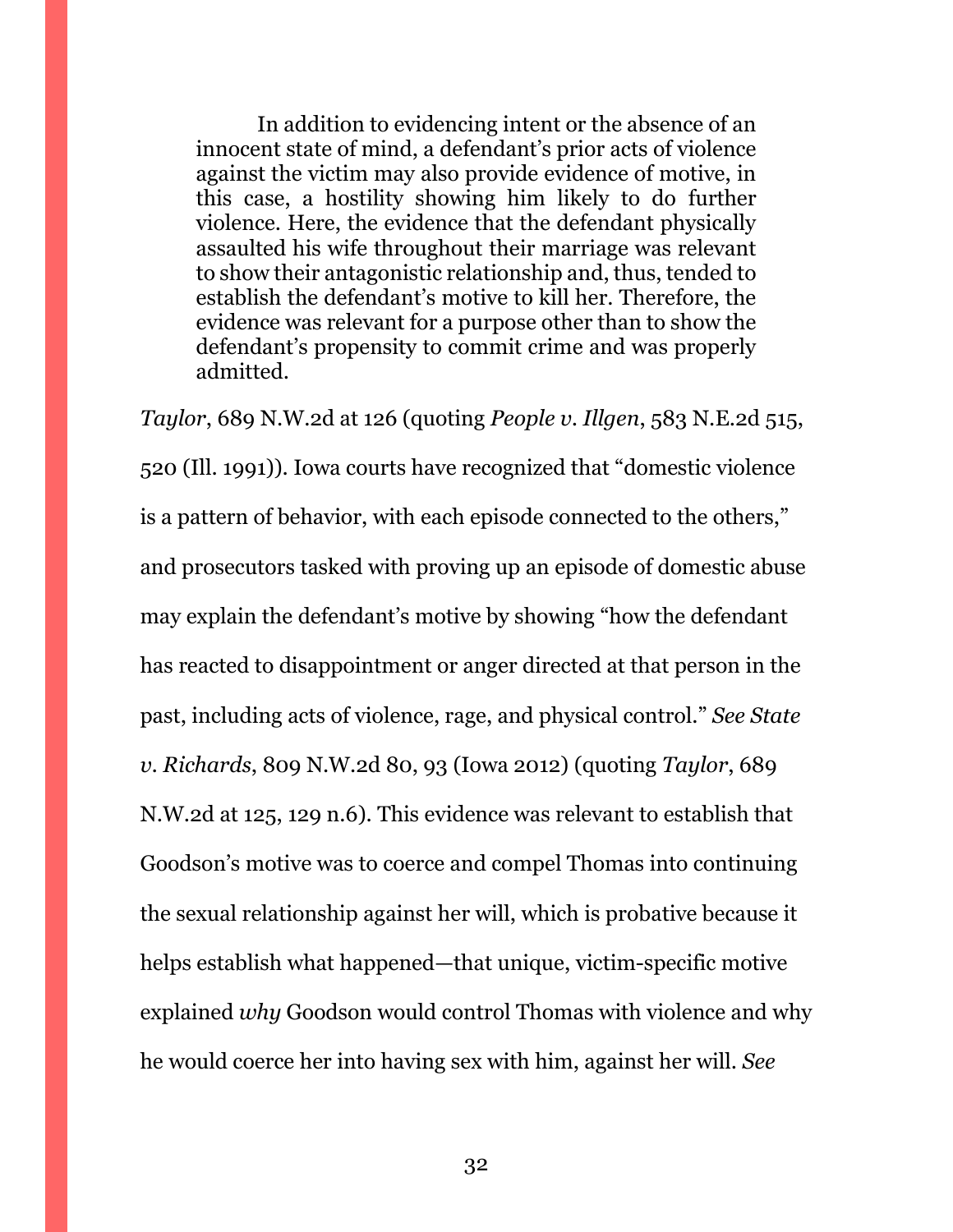> In addition to evidencing intent or the absence of an innocent state of mind, a defendant's prior acts of violence against the victim may also provide evidence of motive, in this case, a hostility showing him likely to do further violence. Here, the evidence that the defendant physically assaulted his wife throughout their marriage was relevant to show their antagonistic relationship and, thus, tended to establish the defendant's motive to kill her. Therefore, the evidence was relevant for a purpose other than to show the defendant's propensity to commit crime and was properly admitted.

*Taylor*, 689 N.W.2d at 126 (quoting *People v. Illgen*, 583 N.E.2d 515, 520 (Ill. 1991)). Iowa courts have recognized that "domestic violence is a pattern of behavior, with each episode connected to the others," and prosecutors tasked with proving up an episode of domestic abuse may explain the defendant's motive by showing "how the defendant has reacted to disappointment or anger directed at that person in the past, including acts of violence, rage, and physical control." *See State v. Richards*, 809 N.W.2d 80, 93 (Iowa 2012) (quoting *Taylor*, 689 N.W.2d at 125, 129 n.6). This evidence was relevant to establish that Goodson's motive was to coerce and compel Thomas into continuing the sexual relationship against her will, which is probative because it helps establish what happened—that unique, victim-specific motive explained *why* Goodson would control Thomas with violence and why he would coerce her into having sex with him, against her will. *See*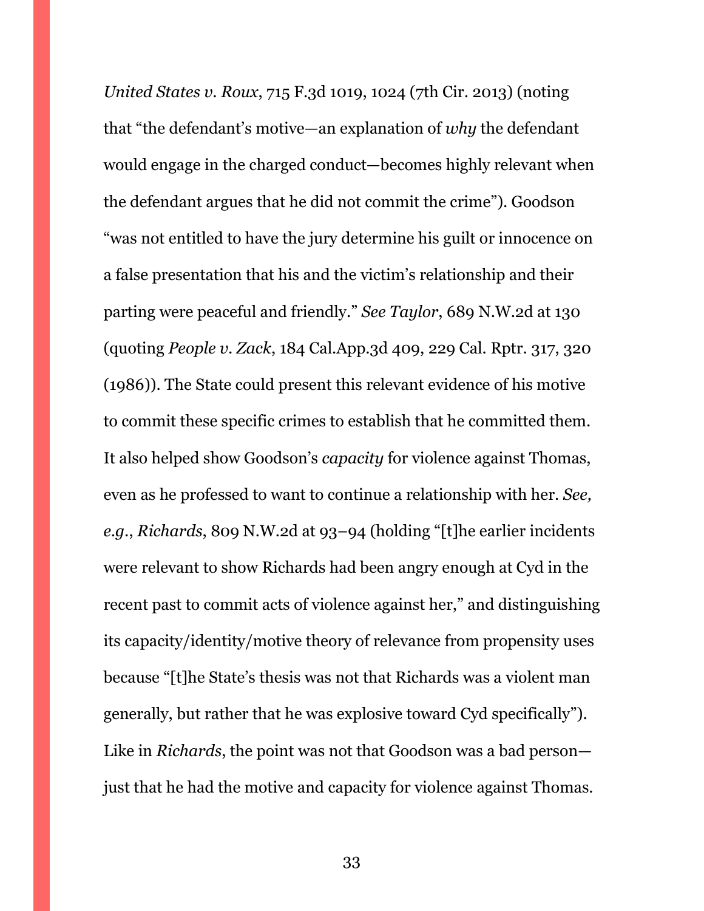*United States v. Roux*, 715 F.3d 1019, 1024 (7th Cir. 2013) (noting that "the defendant's motive—an explanation of *why* the defendant would engage in the charged conduct—becomes highly relevant when the defendant argues that he did not commit the crime"). Goodson "was not entitled to have the jury determine his guilt or innocence on a false presentation that his and the victim's relationship and their parting were peaceful and friendly." *See Taylor*, 689 N.W.2d at 130 (quoting *People v. Zack*, 184 Cal.App.3d 409, 229 Cal. Rptr. 317, 320 (1986)). The State could present this relevant evidence of his motive to commit these specific crimes to establish that he committed them. It also helped show Goodson's *capacity* for violence against Thomas, even as he professed to want to continue a relationship with her. *See, e.g.*, *Richards*, 809 N.W.2d at 93–94 (holding "[t]he earlier incidents were relevant to show Richards had been angry enough at Cyd in the recent past to commit acts of violence against her," and distinguishing its capacity/identity/motive theory of relevance from propensity uses because "[t]he State's thesis was not that Richards was a violent man generally, but rather that he was explosive toward Cyd specifically"). Like in *Richards*, the point was not that Goodson was a bad person—just that he had the motive and capacity for violence against Thomas.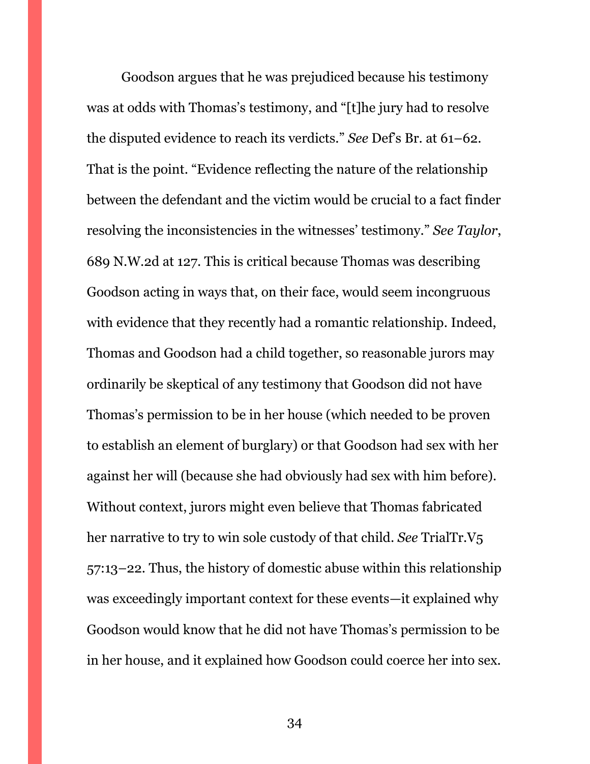Goodson argues that he was prejudiced because his testimony was at odds with Thomas's testimony, and "[t]he jury had to resolve the disputed evidence to reach its verdicts." *See* Def's Br. at 61–62. That is the point. "Evidence reflecting the nature of the relationship between the defendant and the victim would be crucial to a fact finder resolving the inconsistencies in the witnesses' testimony." *See Taylor*, 689 N.W.2d at 127. This is critical because Thomas was describing Goodson acting in ways that, on their face, would seem incongruous with evidence that they recently had a romantic relationship. Indeed, Thomas and Goodson had a child together, so reasonable jurors may ordinarily be skeptical of any testimony that Goodson did not have Thomas's permission to be in her house (which needed to be proven to establish an element of burglary) or that Goodson had sex with her against her will (because she had obviously had sex with him before). Without context, jurors might even believe that Thomas fabricated her narrative to try to win sole custody of that child. *See* TrialTr.V5 57:13–22. Thus, the history of domestic abuse within this relationship was exceedingly important context for these events—it explained why Goodson would know that he did not have Thomas's permission to be in her house, and it explained how Goodson could coerce her into sex.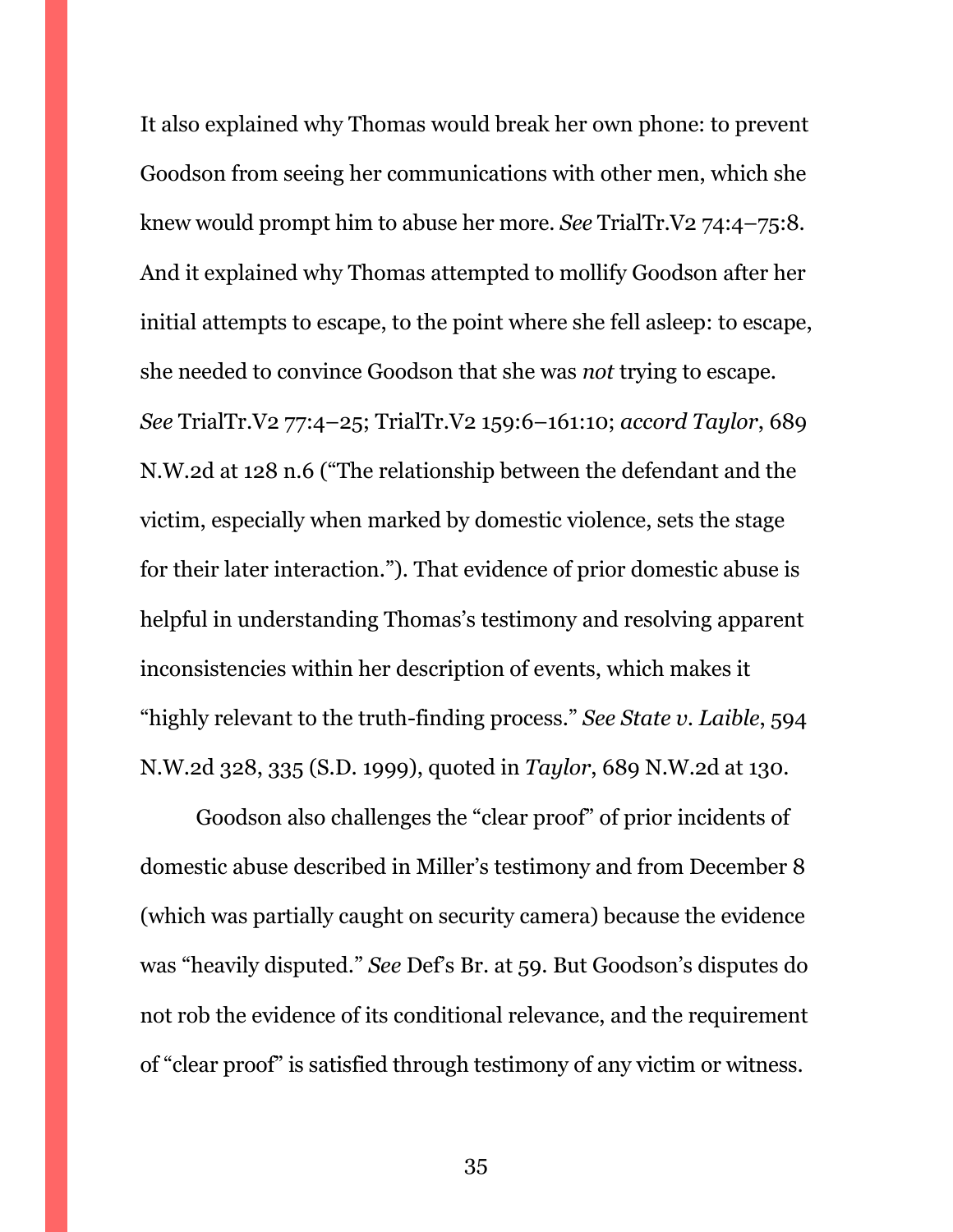It also explained why Thomas would break her own phone: to prevent Goodson from seeing her communications with other men, which she knew would prompt him to abuse her more. *See* TrialTr.V2 74:4–75:8. And it explained why Thomas attempted to mollify Goodson after her initial attempts to escape, to the point where she fell asleep: to escape, she needed to convince Goodson that she was *not* trying to escape. *See* TrialTr.V2 77:4–25; TrialTr.V2 159:6–161:10; *accord Taylor*, 689 N.W.2d at 128 n.6 ("The relationship between the defendant and the victim, especially when marked by domestic violence, sets the stage for their later interaction."). That evidence of prior domestic abuse is helpful in understanding Thomas's testimony and resolving apparent inconsistencies within her description of events, which makes it "highly relevant to the truth-finding process." *See State v. Laible*, 594 N.W.2d 328, 335 (S.D. 1999), quoted in *Taylor*, 689 N.W.2d at 130.

Goodson also challenges the "clear proof" of prior incidents of domestic abuse described in Miller's testimony and from December 8 (which was partially caught on security camera) because the evidence was "heavily disputed." *See* Def's Br. at 59. But Goodson's disputes do not rob the evidence of its conditional relevance, and the requirement of "clear proof" is satisfied through testimony of any victim or witness.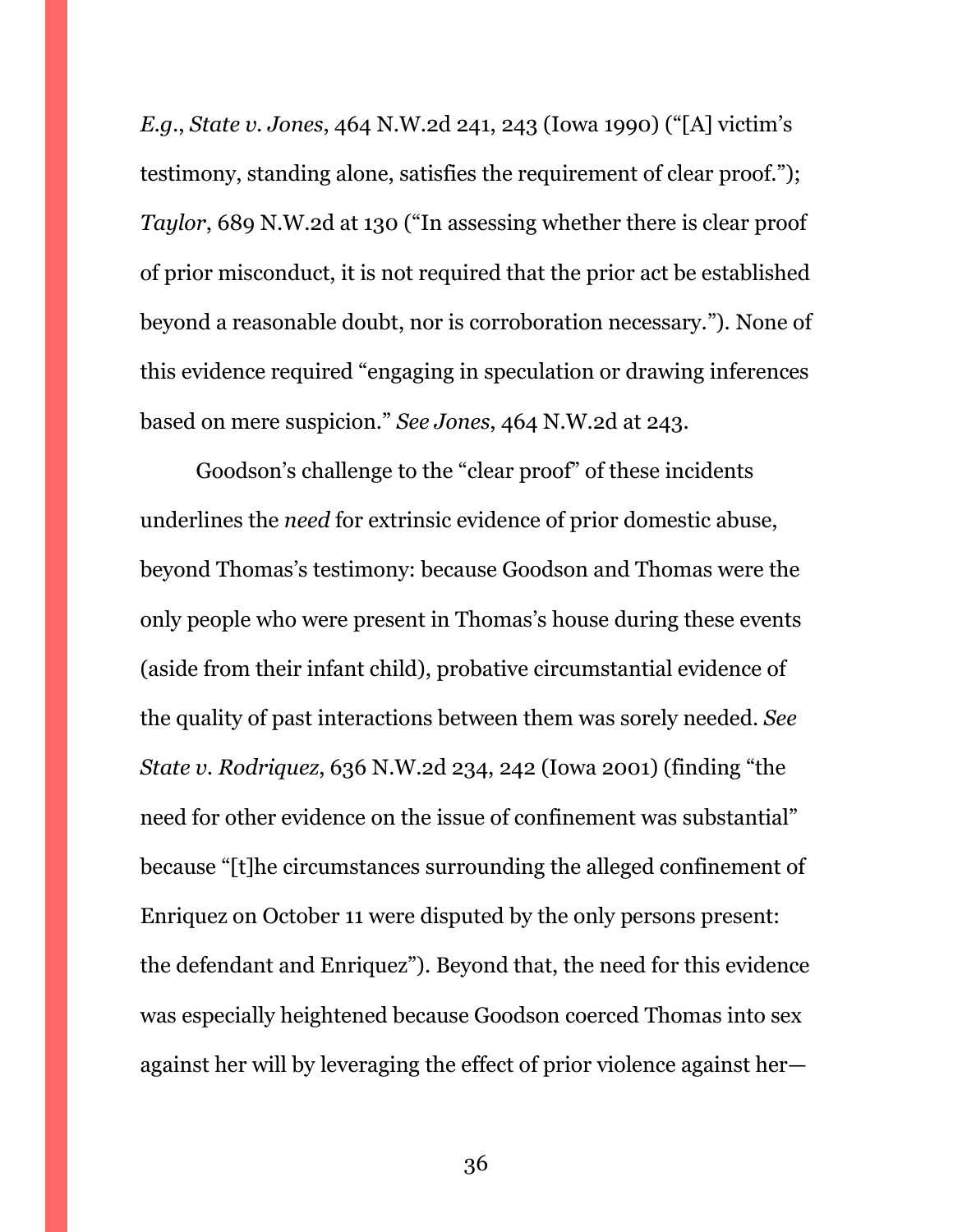*E.g.*, *State v. Jones*, 464 N.W.2d 241, 243 (Iowa 1990) ("[A] victim's testimony, standing alone, satisfies the requirement of clear proof."); *Taylor*, 689 N.W.2d at 130 ("In assessing whether there is clear proof of prior misconduct, it is not required that the prior act be established beyond a reasonable doubt, nor is corroboration necessary."). None of this evidence required "engaging in speculation or drawing inferences based on mere suspicion." *See Jones*, 464 N.W.2d at 243.

Goodson's challenge to the "clear proof" of these incidents underlines the *need* for extrinsic evidence of prior domestic abuse, beyond Thomas's testimony: because Goodson and Thomas were the only people who were present in Thomas's house during these events (aside from their infant child), probative circumstantial evidence of the quality of past interactions between them was sorely needed. *See State v. Rodriquez*, 636 N.W.2d 234, 242 (Iowa 2001) (finding "the need for other evidence on the issue of confinement was substantial" because "[t]he circumstances surrounding the alleged confinement of Enriquez on October 11 were disputed by the only persons present: the defendant and Enriquez"). Beyond that, the need for this evidence was especially heightened because Goodson coerced Thomas into sex against her will by leveraging the effect of prior violence against her—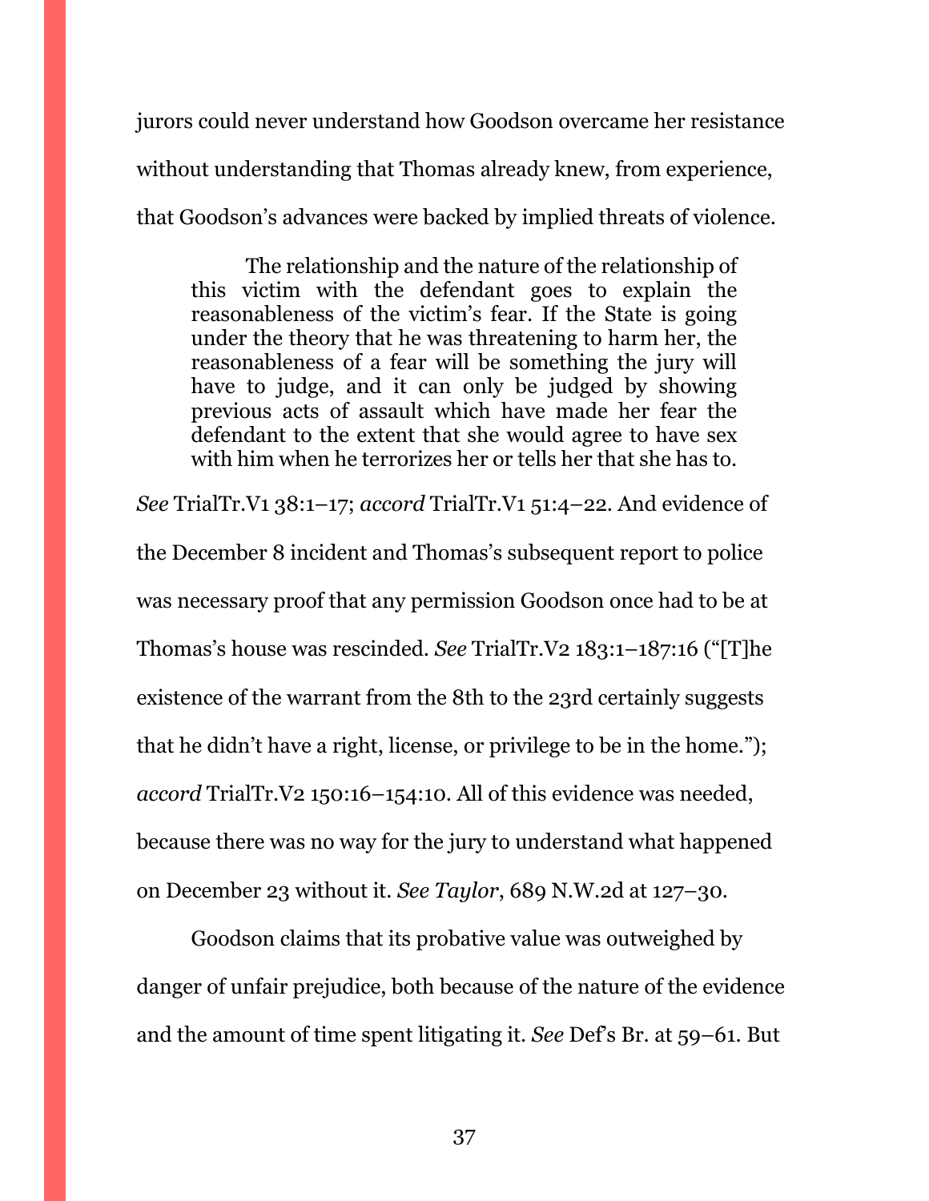jurors could never understand how Goodson overcame her resistance without understanding that Thomas already knew, from experience, that Goodson's advances were backed by implied threats of violence.

> The relationship and the nature of the relationship of this victim with the defendant goes to explain the reasonableness of the victim's fear. If the State is going under the theory that he was threatening to harm her, the reasonableness of a fear will be something the jury will have to judge, and it can only be judged by showing previous acts of assault which have made her fear the defendant to the extent that she would agree to have sex with him when he terrorizes her or tells her that she has to.

*See* TrialTr.V1 38:1–17; *accord* TrialTr.V1 51:4–22. And evidence of the December 8 incident and Thomas's subsequent report to police was necessary proof that any permission Goodson once had to be at Thomas's house was rescinded. *See* TrialTr.V2 183:1–187:16 ("[T]he existence of the warrant from the 8th to the 23rd certainly suggests that he didn't have a right, license, or privilege to be in the home."); *accord* TrialTr.V2 150:16–154:10. All of this evidence was needed, because there was no way for the jury to understand what happened on December 23 without it. *See Taylor*, 689 N.W.2d at 127–30.

Goodson claims that its probative value was outweighed by danger of unfair prejudice, both because of the nature of the evidence and the amount of time spent litigating it. *See* Def's Br. at 59–61. But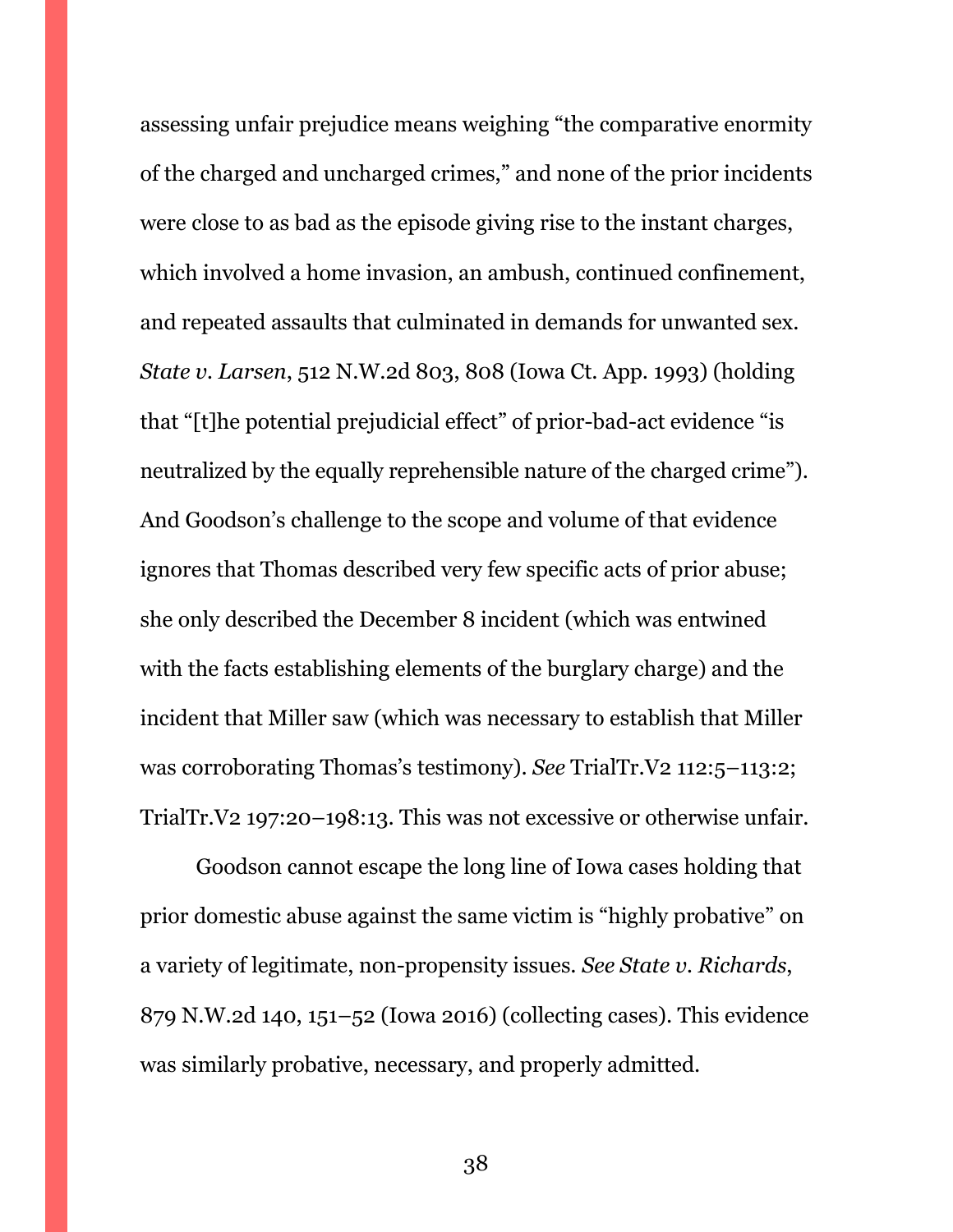assessing unfair prejudice means weighing "the comparative enormity of the charged and uncharged crimes," and none of the prior incidents were close to as bad as the episode giving rise to the instant charges, which involved a home invasion, an ambush, continued confinement, and repeated assaults that culminated in demands for unwanted sex. *State v. Larsen*, 512 N.W.2d 803, 808 (Iowa Ct. App. 1993) (holding that "[t]he potential prejudicial effect" of prior-bad-act evidence "is neutralized by the equally reprehensible nature of the charged crime"). And Goodson's challenge to the scope and volume of that evidence ignores that Thomas described very few specific acts of prior abuse; she only described the December 8 incident (which was entwined with the facts establishing elements of the burglary charge) and the incident that Miller saw (which was necessary to establish that Miller was corroborating Thomas's testimony). *See* TrialTr.V2 112:5–113:2; TrialTr.V2 197:20–198:13. This was not excessive or otherwise unfair.

Goodson cannot escape the long line of Iowa cases holding that prior domestic abuse against the same victim is "highly probative" on a variety of legitimate, non-propensity issues. *See State v. Richards*, 879 N.W.2d 140, 151–52 (Iowa 2016) (collecting cases). This evidence was similarly probative, necessary, and properly admitted.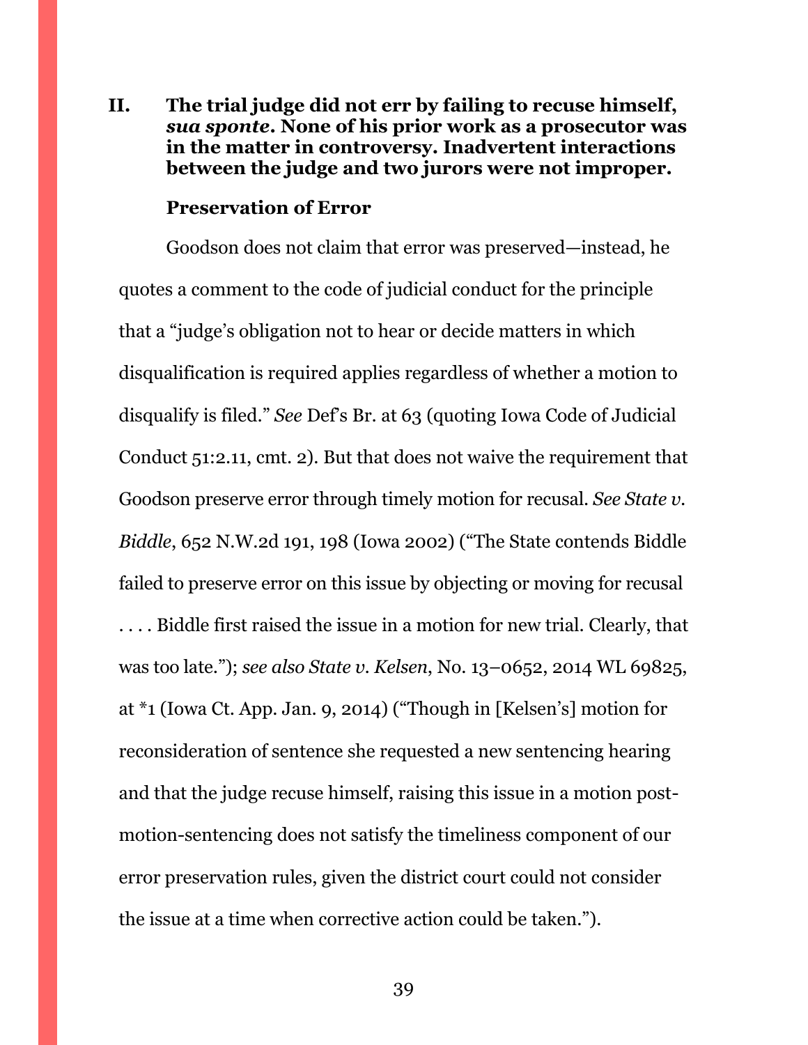## II. The trial judge did not err by failing to recuse himself, *sua sponte*. None of his prior work as a prosecutor was in the matter in controversy. Inadvertent interactions between the judge and two jurors were not improper.

### Preservation of Error

Goodson does not claim that error was preserved—instead, he quotes a comment to the code of judicial conduct for the principle that a "judge's obligation not to hear or decide matters in which disqualification is required applies regardless of whether a motion to disqualify is filed." *See* Def's Br. at 63 (quoting Iowa Code of Judicial Conduct 51:2.11, cmt. 2). But that does not waive the requirement that Goodson preserve error through timely motion for recusal. *See State v. Biddle*, 652 N.W.2d 191, 198 (Iowa 2002) ("The State contends Biddle failed to preserve error on this issue by objecting or moving for recusal . . . . Biddle first raised the issue in a motion for new trial. Clearly, that was too late."); *see also State v. Kelsen*, No. 13–0652, 2014 WL 69825, at *1 (Iowa Ct. App. Jan. 9, 2014) ("Though in [Kelsen's] motion for reconsideration of sentence she requested a new sentencing hearing and that the judge recuse himself, raising this issue in a motion post-motion-sentencing does not satisfy the timeliness component of our error preservation rules, given the district court could not consider the issue at a time when corrective action could be taken.").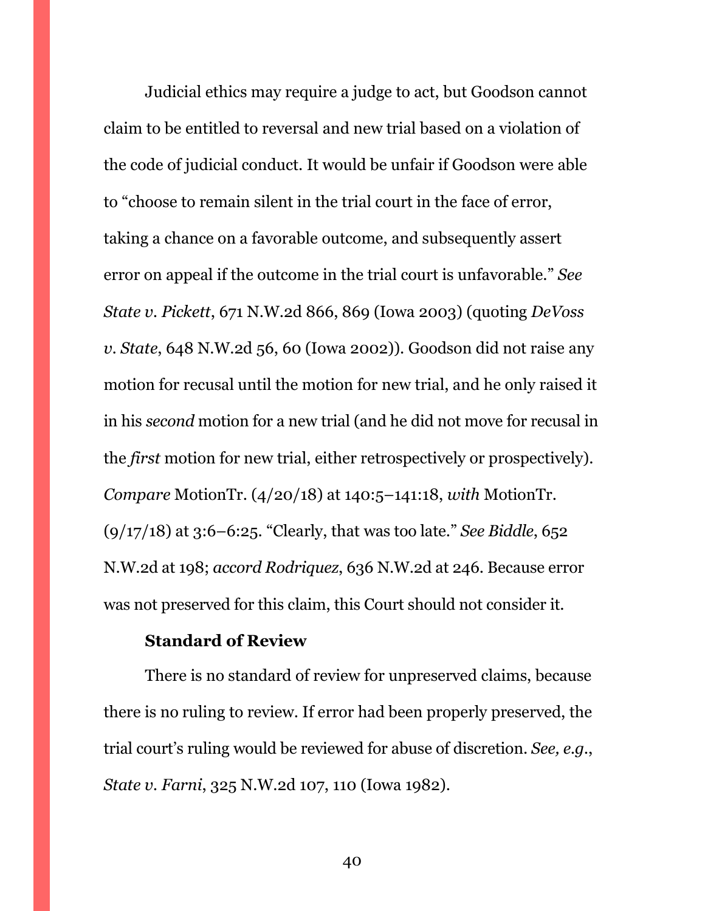Judicial ethics may require a judge to act, but Goodson cannot claim to be entitled to reversal and new trial based on a violation of the code of judicial conduct. It would be unfair if Goodson were able to "choose to remain silent in the trial court in the face of error, taking a chance on a favorable outcome, and subsequently assert error on appeal if the outcome in the trial court is unfavorable." *See State v. Pickett*, 671 N.W.2d 866, 869 (Iowa 2003) (quoting *DeVoss v. State*, 648 N.W.2d 56, 60 (Iowa 2002)). Goodson did not raise any motion for recusal until the motion for new trial, and he only raised it in his *second* motion for a new trial (and he did not move for recusal in the *first* motion for new trial, either retrospectively or prospectively). *Compare* MotionTr. (4/20/18) at 140:5–141:18, *with* MotionTr. (9/17/18) at 3:6–6:25. "Clearly, that was too late." *See Biddle*, 652 N.W.2d at 198; *accord Rodriquez*, 636 N.W.2d at 246. Because error was not preserved for this claim, this Court should not consider it.

**Standard of Review**

There is no standard of review for unpreserved claims, because there is no ruling to review. If error had been properly preserved, the trial court's ruling would be reviewed for abuse of discretion. *See, e.g.*, *State v. Farni*, 325 N.W.2d 107, 110 (Iowa 1982).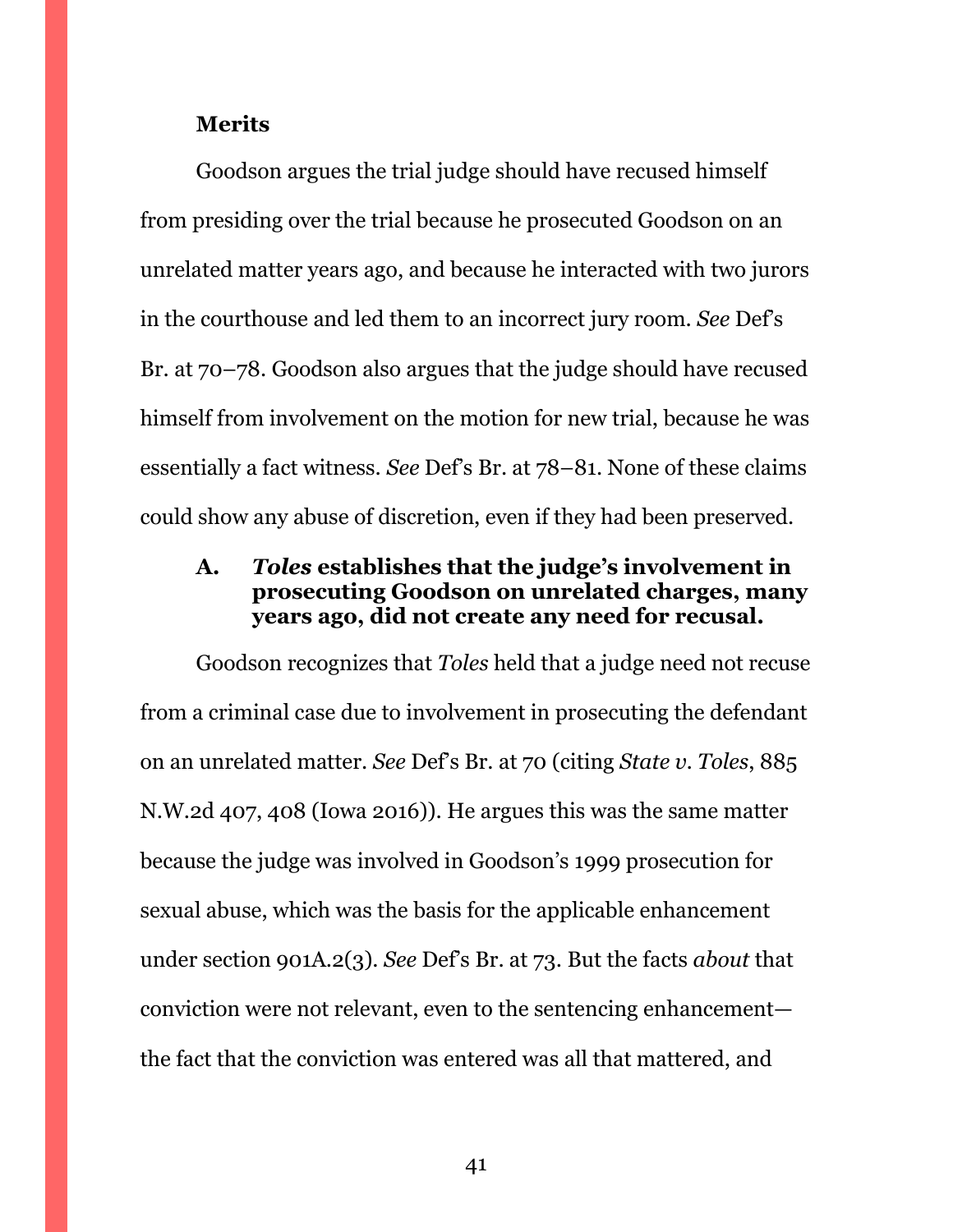**Merits**

Goodson argues the trial judge should have recused himself from presiding over the trial because he prosecuted Goodson on an unrelated matter years ago, and because he interacted with two jurors in the courthouse and led them to an incorrect jury room. *See* Def's Br. at 70–78. Goodson also argues that the judge should have recused himself from involvement on the motion for new trial, because he was essentially a fact witness. *See* Def's Br. at 78–81. None of these claims could show any abuse of discretion, even if they had been preserved.

### A. *Toles* establishes that the judge's involvement in prosecuting Goodson on unrelated charges, many years ago, did not create any need for recusal.

Goodson recognizes that *Toles* held that a judge need not recuse from a criminal case due to involvement in prosecuting the defendant on an unrelated matter. *See* Def's Br. at 70 (citing *State v. Toles*, 885 N.W.2d 407, 408 (Iowa 2016)). He argues this was the same matter because the judge was involved in Goodson's 1999 prosecution for sexual abuse, which was the basis for the applicable enhancement under section 901A.2(3). *See* Def's Br. at 73. But the facts *about* that conviction were not relevant, even to the sentencing enhancement—the fact that the conviction was entered was all that mattered, and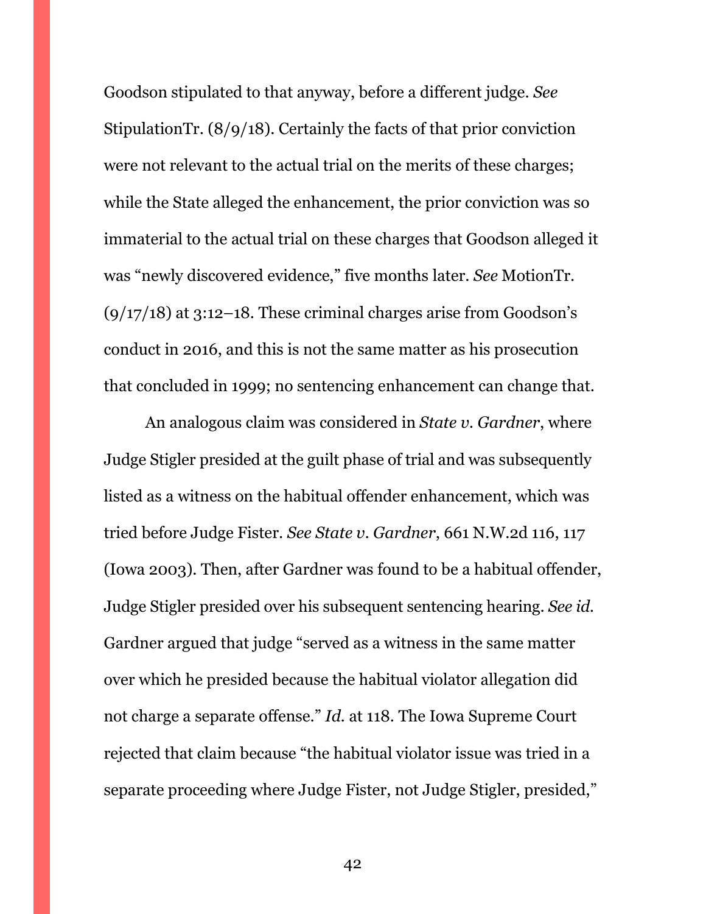Goodson stipulated to that anyway, before a different judge. *See* StipulationTr. (8/9/18). Certainly the facts of that prior conviction were not relevant to the actual trial on the merits of these charges; while the State alleged the enhancement, the prior conviction was so immaterial to the actual trial on these charges that Goodson alleged it was "newly discovered evidence," five months later. *See* MotionTr. (9/17/18) at 3:12–18. These criminal charges arise from Goodson's conduct in 2016, and this is not the same matter as his prosecution that concluded in 1999; no sentencing enhancement can change that.

An analogous claim was considered in *State v. Gardner*, where Judge Stigler presided at the guilt phase of trial and was subsequently listed as a witness on the habitual offender enhancement, which was tried before Judge Fister. *See State v. Gardner*, 661 N.W.2d 116, 117 (Iowa 2003). Then, after Gardner was found to be a habitual offender, Judge Stigler presided over his subsequent sentencing hearing. *See id.* Gardner argued that judge "served as a witness in the same matter over which he presided because the habitual violator allegation did not charge a separate offense." *Id.* at 118. The Iowa Supreme Court rejected that claim because "the habitual violator issue was tried in a separate proceeding where Judge Fister, not Judge Stigler, presided,"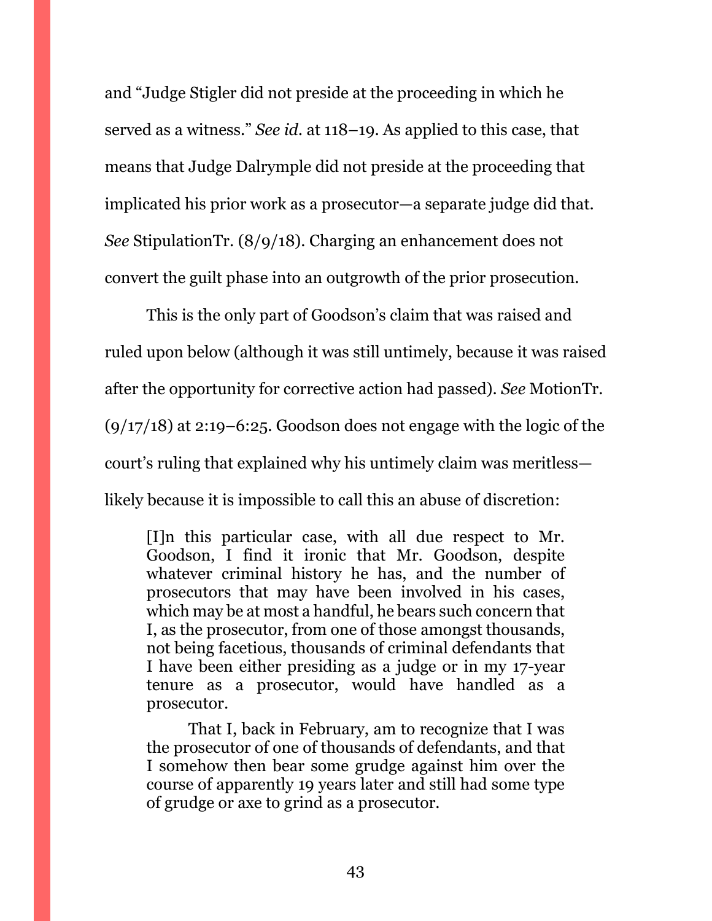and "Judge Stigler did not preside at the proceeding in which he served as a witness." *See id.* at 118–19. As applied to this case, that means that Judge Dalrymple did not preside at the proceeding that implicated his prior work as a prosecutor—a separate judge did that. *See* StipulationTr. (8/9/18). Charging an enhancement does not convert the guilt phase into an outgrowth of the prior prosecution.

This is the only part of Goodson's claim that was raised and ruled upon below (although it was still untimely, because it was raised after the opportunity for corrective action had passed). *See* MotionTr. (9/17/18) at 2:19–6:25. Goodson does not engage with the logic of the court's ruling that explained why his untimely claim was meritless—likely because it is impossible to call this an abuse of discretion:

> [I]n this particular case, with all due respect to Mr. Goodson, I find it ironic that Mr. Goodson, despite whatever criminal history he has, and the number of prosecutors that may have been involved in his cases, which may be at most a handful, he bears such concern that I, as the prosecutor, from one of those amongst thousands, not being facetious, thousands of criminal defendants that I have been either presiding as a judge or in my 17-year tenure as a prosecutor, would have handled as a prosecutor.
>
> That I, back in February, am to recognize that I was the prosecutor of one of thousands of defendants, and that I somehow then bear some grudge against him over the course of apparently 19 years later and still had some type of grudge or axe to grind as a prosecutor.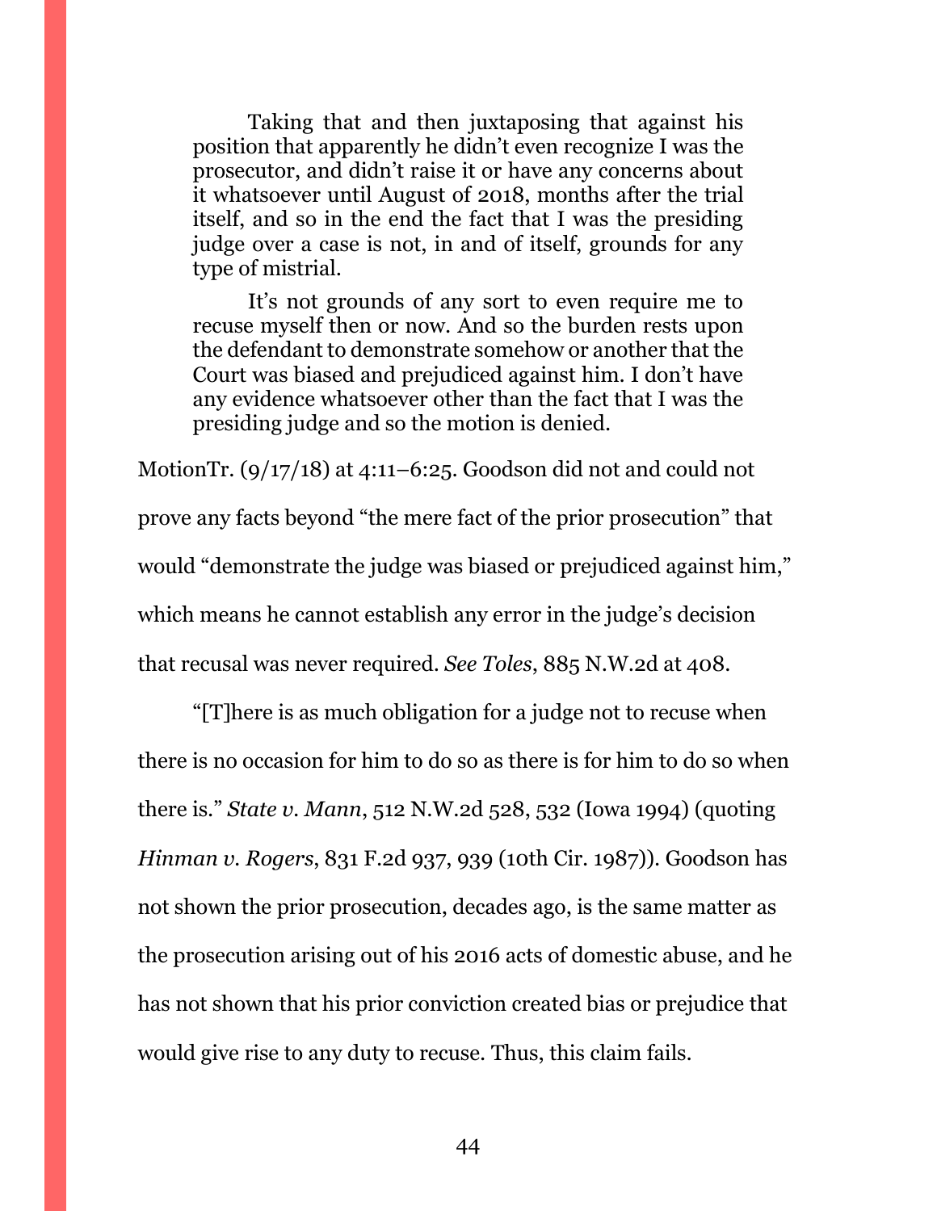> Taking that and then juxtaposing that against his position that apparently he didn't even recognize I was the prosecutor, and didn't raise it or have any concerns about it whatsoever until August of 2018, months after the trial itself, and so in the end the fact that I was the presiding judge over a case is not, in and of itself, grounds for any type of mistrial.
>
> It's not grounds of any sort to even require me to recuse myself then or now. And so the burden rests upon the defendant to demonstrate somehow or another that the Court was biased and prejudiced against him. I don't have any evidence whatsoever other than the fact that I was the presiding judge and so the motion is denied.

MotionTr. (9/17/18) at 4:11–6:25. Goodson did not and could not prove any facts beyond "the mere fact of the prior prosecution" that would "demonstrate the judge was biased or prejudiced against him," which means he cannot establish any error in the judge's decision that recusal was never required. *See Toles*, 885 N.W.2d at 408.

"[T]here is as much obligation for a judge not to recuse when there is no occasion for him to do so as there is for him to do so when there is." *State v. Mann*, 512 N.W.2d 528, 532 (Iowa 1994) (quoting *Hinman v. Rogers*, 831 F.2d 937, 939 (10th Cir. 1987)). Goodson has not shown the prior prosecution, decades ago, is the same matter as the prosecution arising out of his 2016 acts of domestic abuse, and he has not shown that his prior conviction created bias or prejudice that would give rise to any duty to recuse. Thus, this claim fails.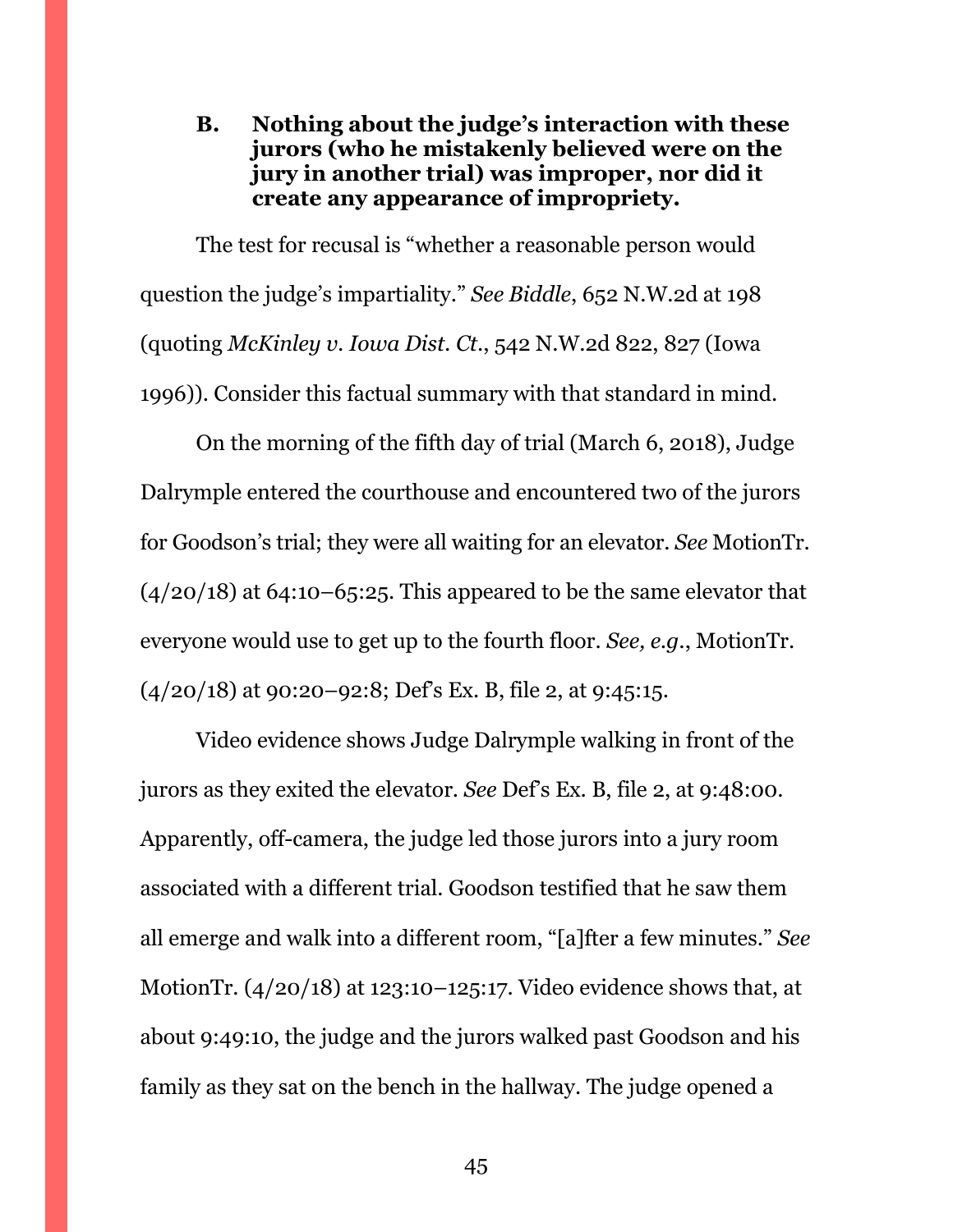### B. Nothing about the judge's interaction with these jurors (who he mistakenly believed were on the jury in another trial) was improper, nor did it create any appearance of impropriety.

The test for recusal is "whether a reasonable person would question the judge's impartiality." *See Biddle*, 652 N.W.2d at 198 (quoting *McKinley v. Iowa Dist. Ct.*, 542 N.W.2d 822, 827 (Iowa 1996)). Consider this factual summary with that standard in mind.

On the morning of the fifth day of trial (March 6, 2018), Judge Dalrymple entered the courthouse and encountered two of the jurors for Goodson's trial; they were all waiting for an elevator. *See* MotionTr. (4/20/18) at 64:10–65:25. This appeared to be the same elevator that everyone would use to get up to the fourth floor. *See, e.g.*, MotionTr. (4/20/18) at 90:20–92:8; Def's Ex. B, file 2, at 9:45:15.

Video evidence shows Judge Dalrymple walking in front of the jurors as they exited the elevator. *See* Def's Ex. B, file 2, at 9:48:00. Apparently, off-camera, the judge led those jurors into a jury room associated with a different trial. Goodson testified that he saw them all emerge and walk into a different room, "[a]fter a few minutes." *See* MotionTr. (4/20/18) at 123:10–125:17. Video evidence shows that, at about 9:49:10, the judge and the jurors walked past Goodson and his family as they sat on the bench in the hallway. The judge opened a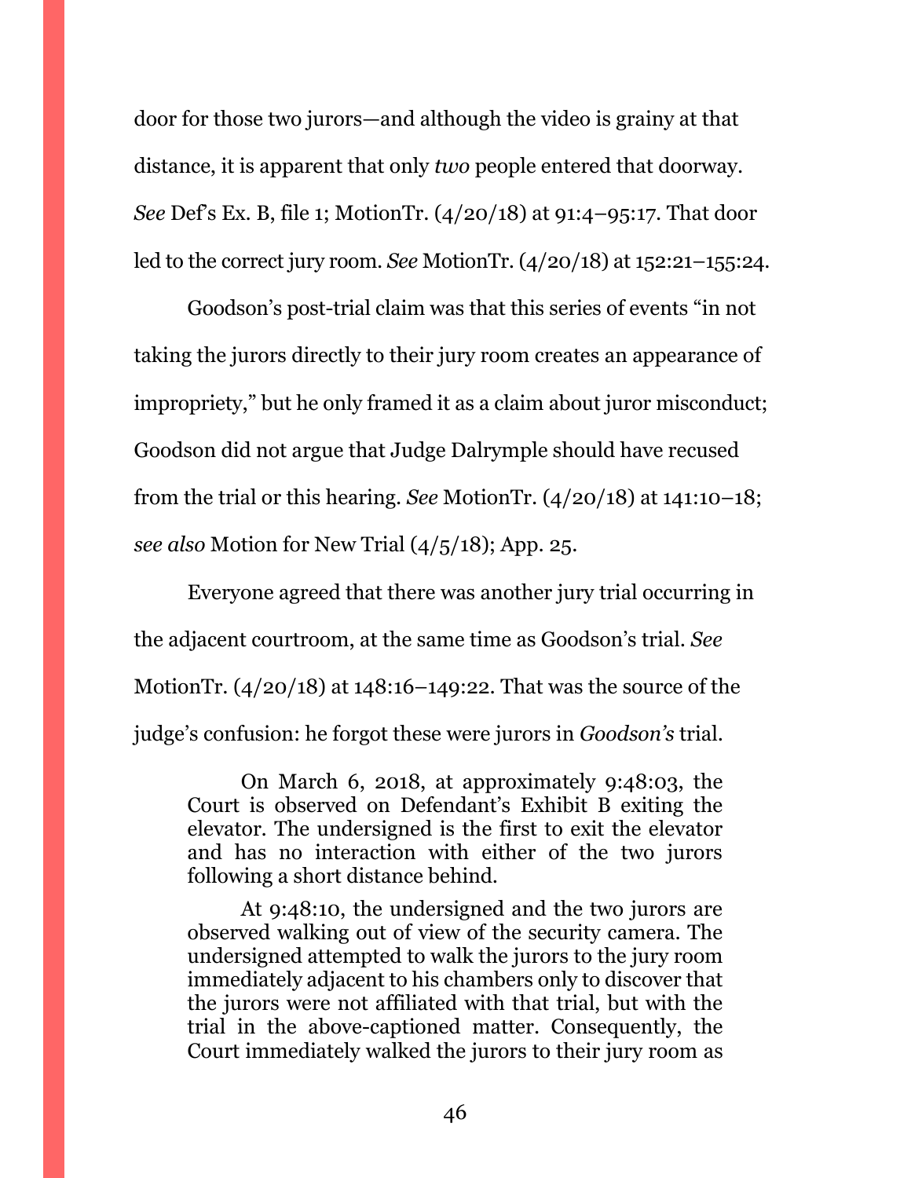door for those two jurors—and although the video is grainy at that distance, it is apparent that only *two* people entered that doorway. *See* Def's Ex. B, file 1; MotionTr. (4/20/18) at 91:4–95:17. That door led to the correct jury room. *See* MotionTr. (4/20/18) at 152:21–155:24.

Goodson's post-trial claim was that this series of events "in not taking the jurors directly to their jury room creates an appearance of impropriety," but he only framed it as a claim about juror misconduct; Goodson did not argue that Judge Dalrymple should have recused from the trial or this hearing. *See* MotionTr. (4/20/18) at 141:10–18; *see also* Motion for New Trial (4/5/18); App. 25.

Everyone agreed that there was another jury trial occurring in the adjacent courtroom, at the same time as Goodson's trial. *See* MotionTr. (4/20/18) at 148:16–149:22. That was the source of the judge's confusion: he forgot these were jurors in *Goodson's* trial.

> On March 6, 2018, at approximately 9:48:03, the Court is observed on Defendant's Exhibit B exiting the elevator. The undersigned is the first to exit the elevator and has no interaction with either of the two jurors following a short distance behind.
>
> At 9:48:10, the undersigned and the two jurors are observed walking out of view of the security camera. The undersigned attempted to walk the jurors to the jury room immediately adjacent to his chambers only to discover that the jurors were not affiliated with that trial, but with the trial in the above-captioned matter. Consequently, the Court immediately walked the jurors to their jury room as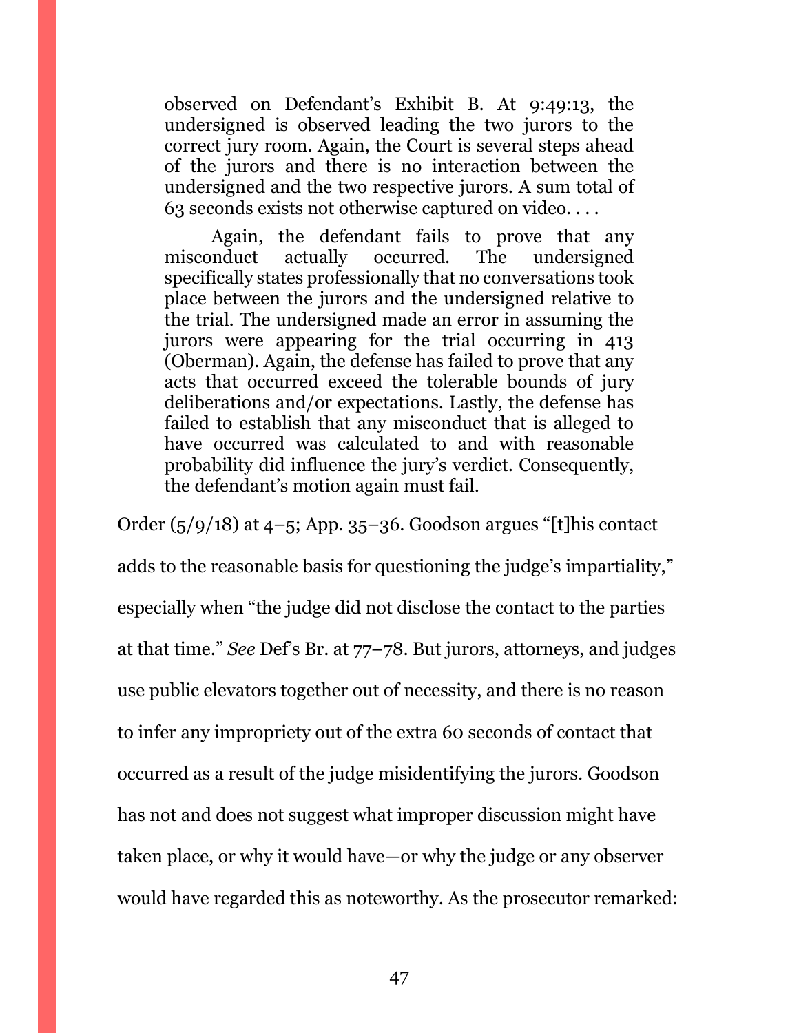> observed on Defendant's Exhibit B. At 9:49:13, the undersigned is observed leading the two jurors to the correct jury room. Again, the Court is several steps ahead of the jurors and there is no interaction between the undersigned and the two respective jurors. A sum total of 63 seconds exists not otherwise captured on video. . . .
>
> Again, the defendant fails to prove that any misconduct actually occurred. The undersigned specifically states professionally that no conversations took place between the jurors and the undersigned relative to the trial. The undersigned made an error in assuming the jurors were appearing for the trial occurring in 413 (Oberman). Again, the defense has failed to prove that any acts that occurred exceed the tolerable bounds of jury deliberations and/or expectations. Lastly, the defense has failed to establish that any misconduct that is alleged to have occurred was calculated to and with reasonable probability did influence the jury's verdict. Consequently, the defendant's motion again must fail.

Order (5/9/18) at 4–5; App. 35–36. Goodson argues "[t]his contact adds to the reasonable basis for questioning the judge's impartiality," especially when "the judge did not disclose the contact to the parties at that time." *See* Def's Br. at 77–78. But jurors, attorneys, and judges use public elevators together out of necessity, and there is no reason to infer any impropriety out of the extra 60 seconds of contact that occurred as a result of the judge misidentifying the jurors. Goodson has not and does not suggest what improper discussion might have taken place, or why it would have—or why the judge or any observer would have regarded this as noteworthy. As the prosecutor remarked: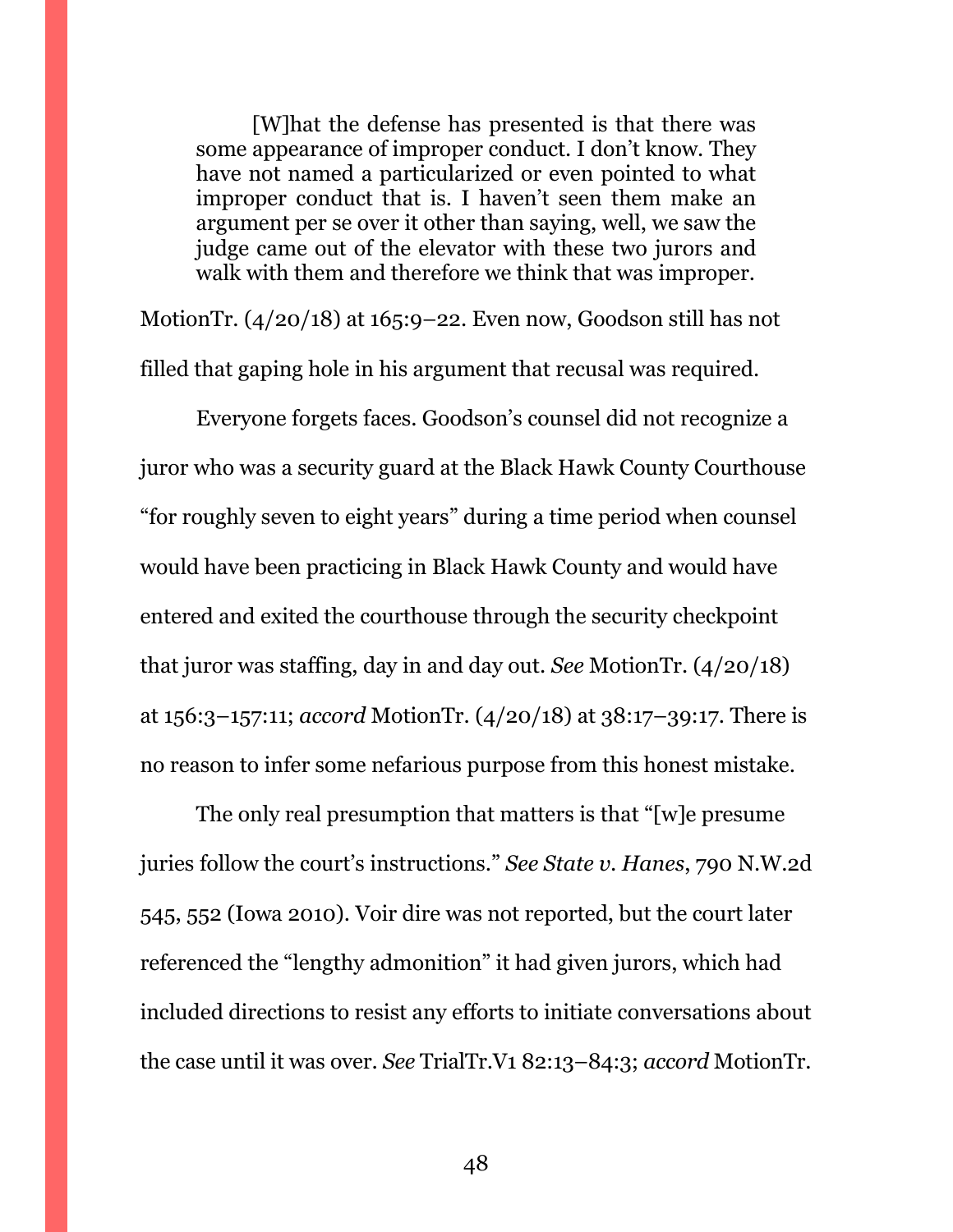> [W]hat the defense has presented is that there was some appearance of improper conduct. I don't know. They have not named a particularized or even pointed to what improper conduct that is. I haven't seen them make an argument per se over it other than saying, well, we saw the judge came out of the elevator with these two jurors and walk with them and therefore we think that was improper.

MotionTr. (4/20/18) at 165:9–22. Even now, Goodson still has not filled that gaping hole in his argument that recusal was required.

Everyone forgets faces. Goodson's counsel did not recognize a juror who was a security guard at the Black Hawk County Courthouse "for roughly seven to eight years" during a time period when counsel would have been practicing in Black Hawk County and would have entered and exited the courthouse through the security checkpoint that juror was staffing, day in and day out. *See* MotionTr. (4/20/18) at 156:3–157:11; *accord* MotionTr. (4/20/18) at 38:17–39:17. There is no reason to infer some nefarious purpose from this honest mistake.

The only real presumption that matters is that "[w]e presume juries follow the court's instructions." *See State v. Hanes*, 790 N.W.2d 545, 552 (Iowa 2010). Voir dire was not reported, but the court later referenced the "lengthy admonition" it had given jurors, which had included directions to resist any efforts to initiate conversations about the case until it was over. *See* TrialTr.V1 82:13–84:3; *accord* MotionTr.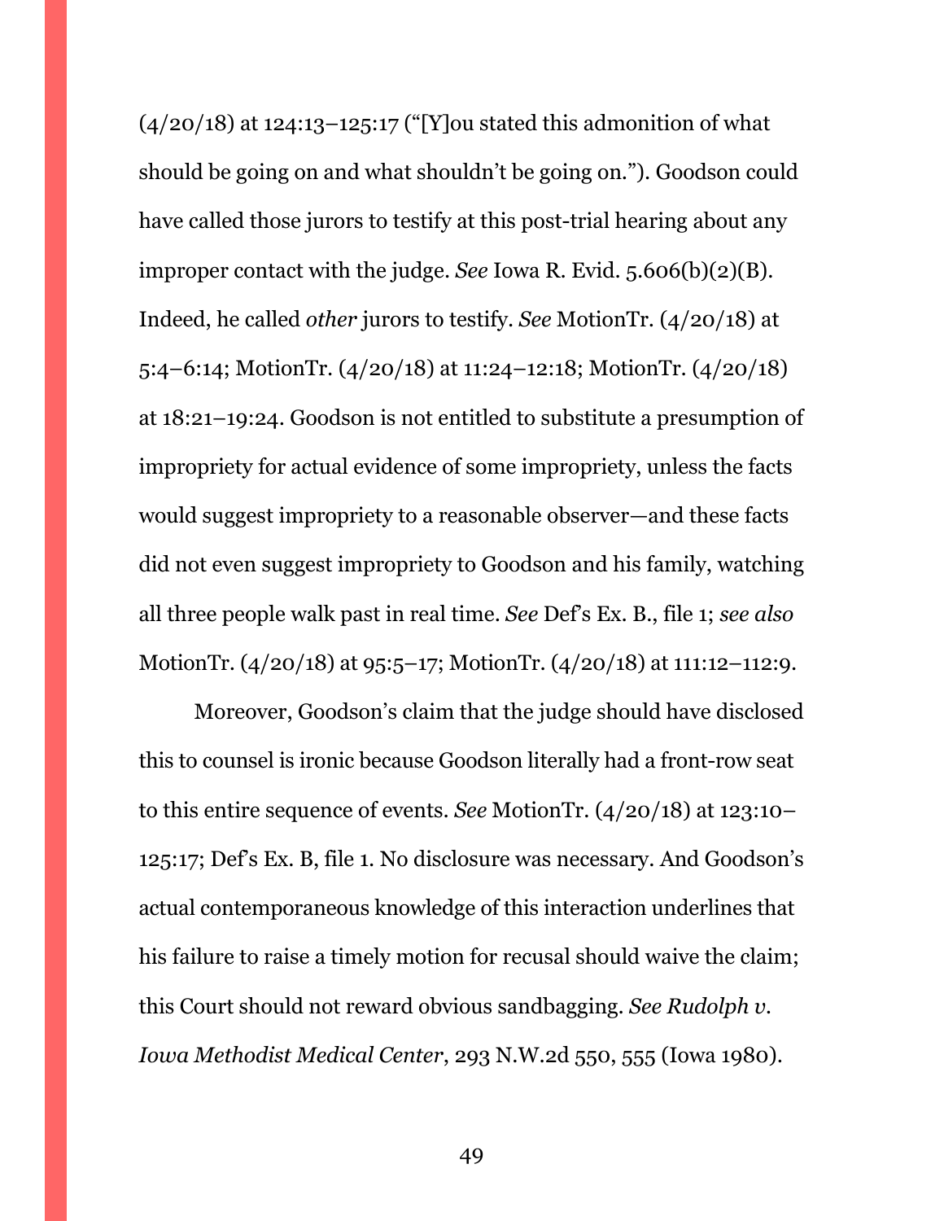(4/20/18) at 124:13–125:17 ("[Y]ou stated this admonition of what should be going on and what shouldn't be going on."). Goodson could have called those jurors to testify at this post-trial hearing about any improper contact with the judge. *See* Iowa R. Evid. 5.606(b)(2)(B). Indeed, he called *other* jurors to testify. *See* MotionTr. (4/20/18) at 5:4–6:14; MotionTr. (4/20/18) at 11:24–12:18; MotionTr. (4/20/18) at 18:21–19:24. Goodson is not entitled to substitute a presumption of impropriety for actual evidence of some impropriety, unless the facts would suggest impropriety to a reasonable observer—and these facts did not even suggest impropriety to Goodson and his family, watching all three people walk past in real time. *See* Def's Ex. B., file 1; *see also* MotionTr. (4/20/18) at 95:5–17; MotionTr. (4/20/18) at 111:12–112:9.

Moreover, Goodson's claim that the judge should have disclosed this to counsel is ironic because Goodson literally had a front-row seat to this entire sequence of events. *See* MotionTr. (4/20/18) at 123:10–125:17; Def's Ex. B, file 1. No disclosure was necessary. And Goodson's actual contemporaneous knowledge of this interaction underlines that his failure to raise a timely motion for recusal should waive the claim; this Court should not reward obvious sandbagging. *See Rudolph v. Iowa Methodist Medical Center*, 293 N.W.2d 550, 555 (Iowa 1980).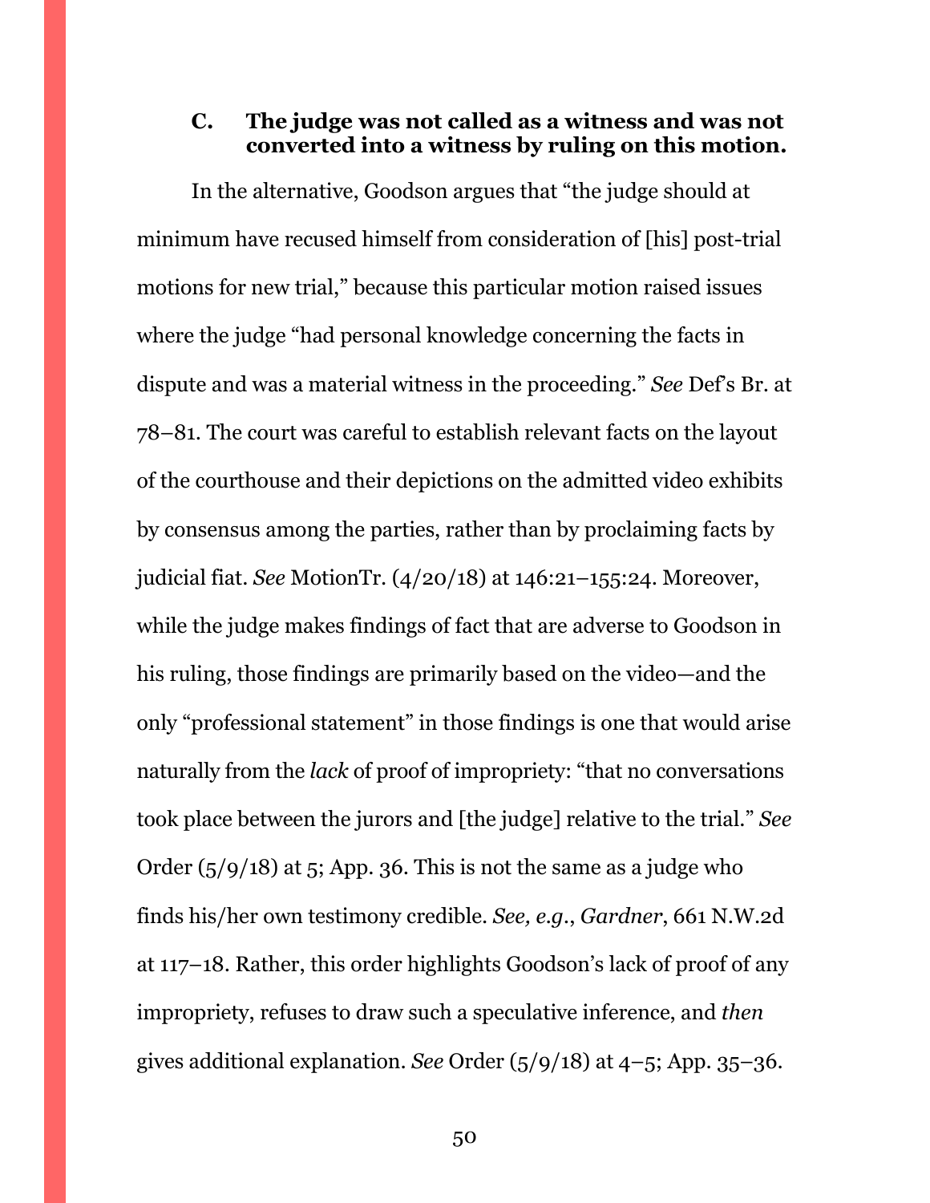### C. The judge was not called as a witness and was not converted into a witness by ruling on this motion.

In the alternative, Goodson argues that "the judge should at minimum have recused himself from consideration of [his] post-trial motions for new trial," because this particular motion raised issues where the judge "had personal knowledge concerning the facts in dispute and was a material witness in the proceeding." *See* Def's Br. at 78–81. The court was careful to establish relevant facts on the layout of the courthouse and their depictions on the admitted video exhibits by consensus among the parties, rather than by proclaiming facts by judicial fiat. *See* MotionTr. (4/20/18) at 146:21–155:24. Moreover, while the judge makes findings of fact that are adverse to Goodson in his ruling, those findings are primarily based on the video—and the only "professional statement" in those findings is one that would arise naturally from the *lack* of proof of impropriety: "that no conversations took place between the jurors and [the judge] relative to the trial." *See* Order (5/9/18) at 5; App. 36. This is not the same as a judge who finds his/her own testimony credible. *See, e.g.*, *Gardner*, 661 N.W.2d at 117–18. Rather, this order highlights Goodson's lack of proof of any impropriety, refuses to draw such a speculative inference, and *then* gives additional explanation. *See* Order (5/9/18) at 4–5; App. 35–36.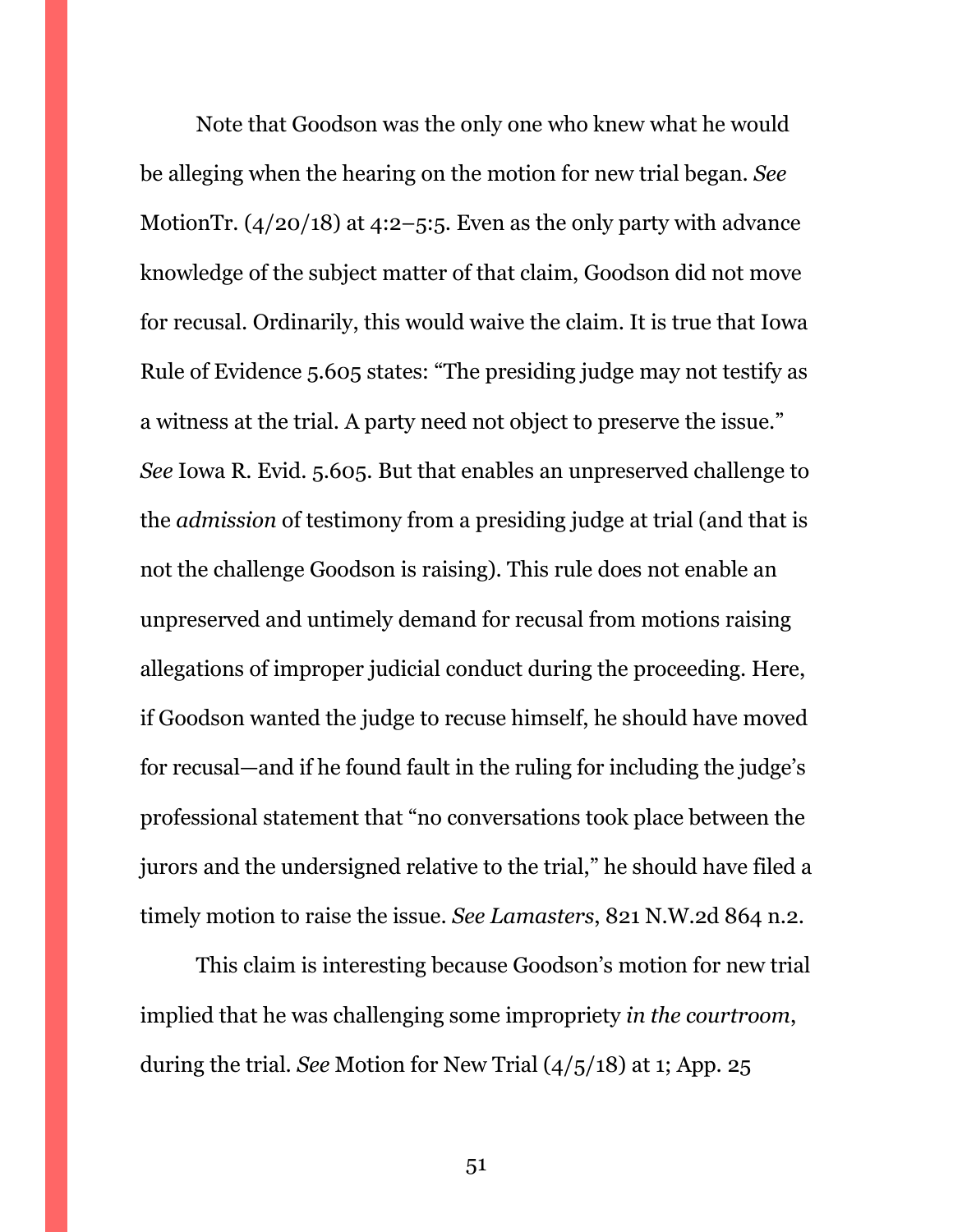Note that Goodson was the only one who knew what he would be alleging when the hearing on the motion for new trial began. *See* MotionTr. (4/20/18) at 4:2–5:5. Even as the only party with advance knowledge of the subject matter of that claim, Goodson did not move for recusal. Ordinarily, this would waive the claim. It is true that Iowa Rule of Evidence 5.605 states: "The presiding judge may not testify as a witness at the trial. A party need not object to preserve the issue." *See* Iowa R. Evid. 5.605. But that enables an unpreserved challenge to the *admission* of testimony from a presiding judge at trial (and that is not the challenge Goodson is raising). This rule does not enable an unpreserved and untimely demand for recusal from motions raising allegations of improper judicial conduct during the proceeding. Here, if Goodson wanted the judge to recuse himself, he should have moved for recusal—and if he found fault in the ruling for including the judge's professional statement that "no conversations took place between the jurors and the undersigned relative to the trial," he should have filed a timely motion to raise the issue. *See Lamasters*, 821 N.W.2d 864 n.2.

This claim is interesting because Goodson's motion for new trial implied that he was challenging some impropriety *in the courtroom*, during the trial. *See* Motion for New Trial (4/5/18) at 1; App. 25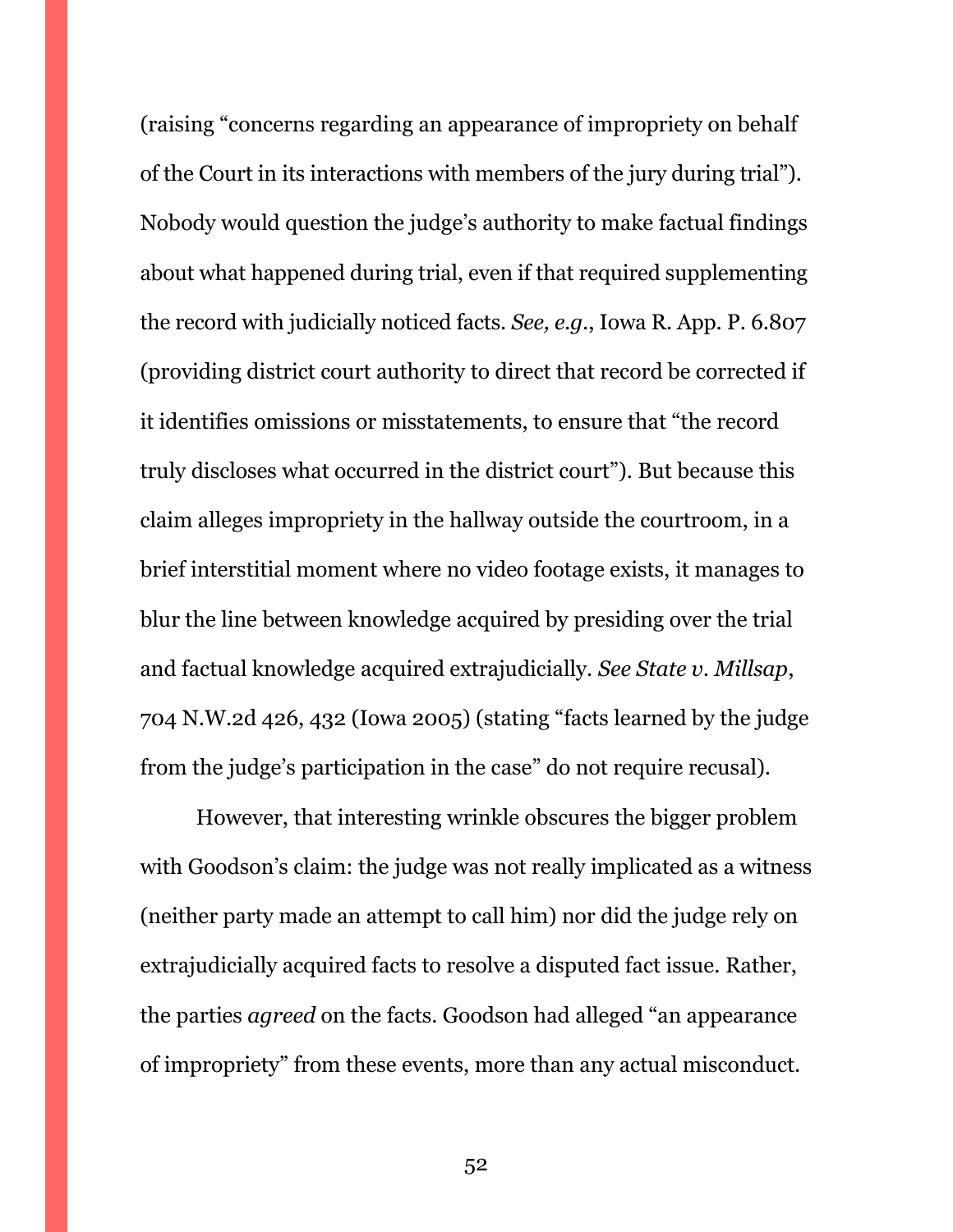(raising "concerns regarding an appearance of impropriety on behalf of the Court in its interactions with members of the jury during trial"). Nobody would question the judge's authority to make factual findings about what happened during trial, even if that required supplementing the record with judicially noticed facts. *See, e.g.*, Iowa R. App. P. 6.807 (providing district court authority to direct that record be corrected if it identifies omissions or misstatements, to ensure that "the record truly discloses what occurred in the district court"). But because this claim alleges impropriety in the hallway outside the courtroom, in a brief interstitial moment where no video footage exists, it manages to blur the line between knowledge acquired by presiding over the trial and factual knowledge acquired extrajudicially. *See State v. Millsap*, 704 N.W.2d 426, 432 (Iowa 2005) (stating "facts learned by the judge from the judge's participation in the case" do not require recusal).

However, that interesting wrinkle obscures the bigger problem with Goodson's claim: the judge was not really implicated as a witness (neither party made an attempt to call him) nor did the judge rely on extrajudicially acquired facts to resolve a disputed fact issue. Rather, the parties *agreed* on the facts. Goodson had alleged "an appearance of impropriety" from these events, more than any actual misconduct.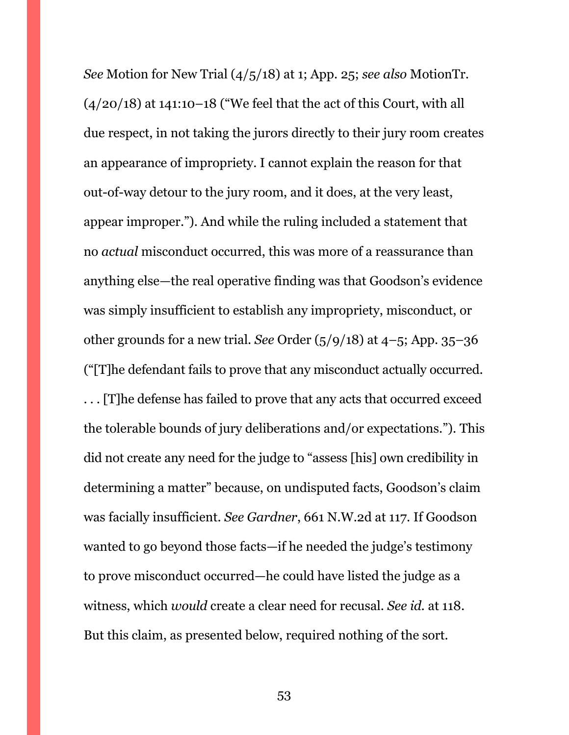*See* Motion for New Trial (4/5/18) at 1; App. 25; *see also* MotionTr. (4/20/18) at 141:10–18 ("We feel that the act of this Court, with all due respect, in not taking the jurors directly to their jury room creates an appearance of impropriety. I cannot explain the reason for that out-of-way detour to the jury room, and it does, at the very least, appear improper."). And while the ruling included a statement that no *actual* misconduct occurred, this was more of a reassurance than anything else—the real operative finding was that Goodson's evidence was simply insufficient to establish any impropriety, misconduct, or other grounds for a new trial. *See* Order (5/9/18) at 4–5; App. 35–36 ("[T]he defendant fails to prove that any misconduct actually occurred. . . . [T]he defense has failed to prove that any acts that occurred exceed the tolerable bounds of jury deliberations and/or expectations."). This did not create any need for the judge to "assess [his] own credibility in determining a matter" because, on undisputed facts, Goodson's claim was facially insufficient. *See Gardner*, 661 N.W.2d at 117. If Goodson wanted to go beyond those facts—if he needed the judge's testimony to prove misconduct occurred—he could have listed the judge as a witness, which *would* create a clear need for recusal. *See id.* at 118. But this claim, as presented below, required nothing of the sort.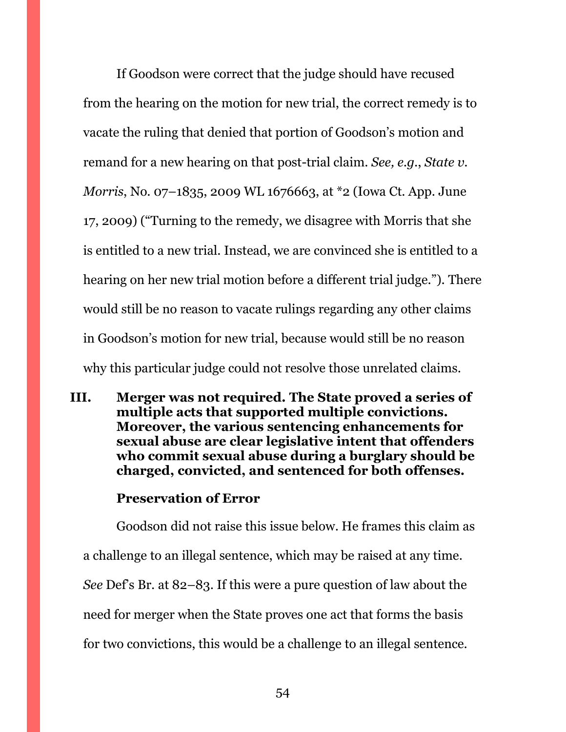If Goodson were correct that the judge should have recused from the hearing on the motion for new trial, the correct remedy is to vacate the ruling that denied that portion of Goodson's motion and remand for a new hearing on that post-trial claim. *See, e.g.*, *State v. Morris*, No. 07–1835, 2009 WL 1676663, at *2 (Iowa Ct. App. June 17, 2009) ("Turning to the remedy, we disagree with Morris that she is entitled to a new trial. Instead, we are convinced she is entitled to a hearing on her new trial motion before a different trial judge."). There would still be no reason to vacate rulings regarding any other claims in Goodson's motion for new trial, because would still be no reason why this particular judge could not resolve those unrelated claims.

## III. Merger was not required. The State proved a series of multiple acts that supported multiple convictions. Moreover, the various sentencing enhancements for sexual abuse are clear legislative intent that offenders who commit sexual abuse during a burglary should be charged, convicted, and sentenced for both offenses.

### Preservation of Error

Goodson did not raise this issue below. He frames this claim as a challenge to an illegal sentence, which may be raised at any time. *See* Def's Br. at 82–83. If this were a pure question of law about the need for merger when the State proves one act that forms the basis for two convictions, this would be a challenge to an illegal sentence.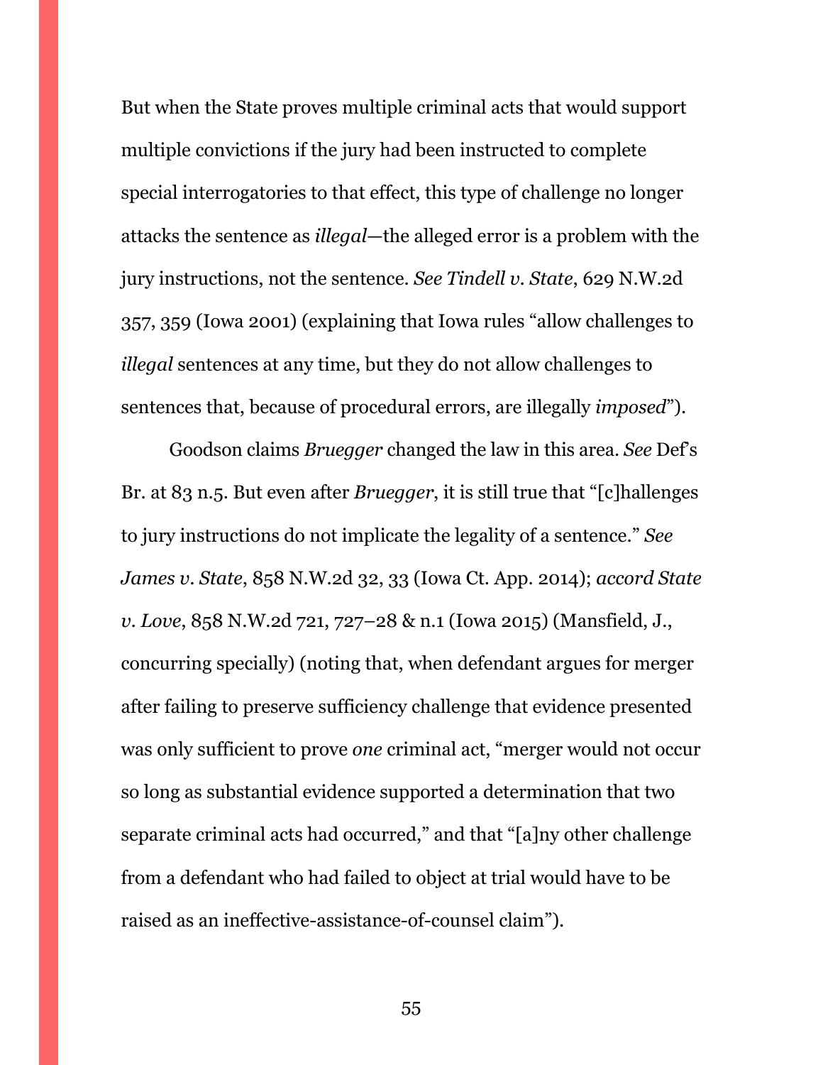But when the State proves multiple criminal acts that would support multiple convictions if the jury had been instructed to complete special interrogatories to that effect, this type of challenge no longer attacks the sentence as *illegal*—the alleged error is a problem with the jury instructions, not the sentence. *See Tindell v. State*, 629 N.W.2d 357, 359 (Iowa 2001) (explaining that Iowa rules "allow challenges to *illegal* sentences at any time, but they do not allow challenges to sentences that, because of procedural errors, are illegally *imposed*").

Goodson claims *Bruegger* changed the law in this area. *See* Def's Br. at 83 n.5. But even after *Bruegger*, it is still true that "[c]hallenges to jury instructions do not implicate the legality of a sentence." *See James v. State*, 858 N.W.2d 32, 33 (Iowa Ct. App. 2014); *accord State v. Love*, 858 N.W.2d 721, 727–28 & n.1 (Iowa 2015) (Mansfield, J., concurring specially) (noting that, when defendant argues for merger after failing to preserve sufficiency challenge that evidence presented was only sufficient to prove *one* criminal act, "merger would not occur so long as substantial evidence supported a determination that two separate criminal acts had occurred," and that "[a]ny other challenge from a defendant who had failed to object at trial would have to be raised as an ineffective-assistance-of-counsel claim").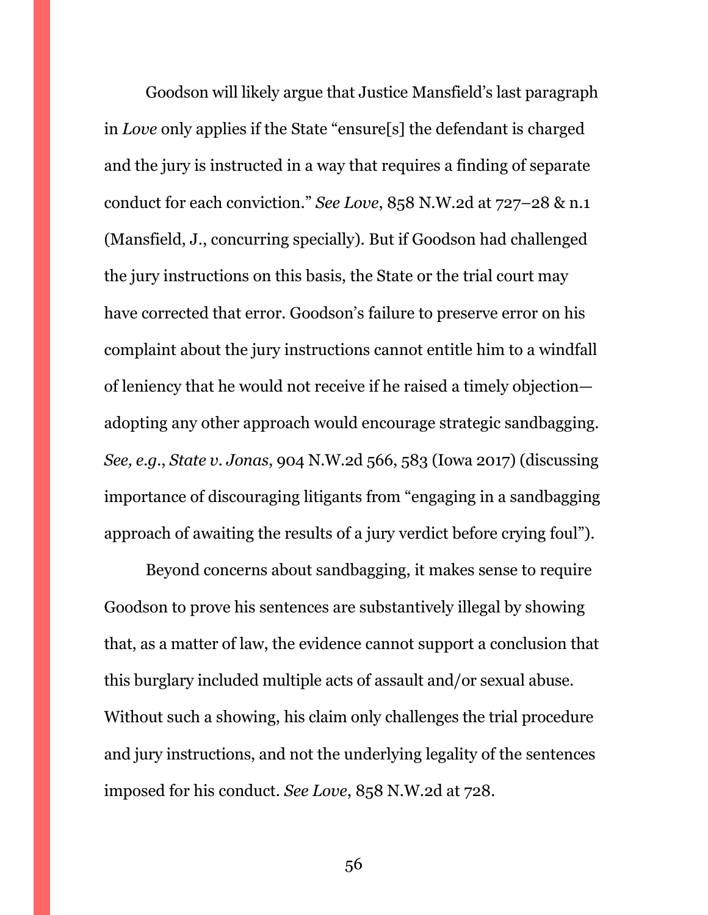Goodson will likely argue that Justice Mansfield's last paragraph in *Love* only applies if the State "ensure[s] the defendant is charged and the jury is instructed in a way that requires a finding of separate conduct for each conviction." *See Love*, 858 N.W.2d at 727–28 & n.1 (Mansfield, J., concurring specially). But if Goodson had challenged the jury instructions on this basis, the State or the trial court may have corrected that error. Goodson's failure to preserve error on his complaint about the jury instructions cannot entitle him to a windfall of leniency that he would not receive if he raised a timely objection—adopting any other approach would encourage strategic sandbagging. *See, e.g.*, *State v. Jonas*, 904 N.W.2d 566, 583 (Iowa 2017) (discussing importance of discouraging litigants from "engaging in a sandbagging approach of awaiting the results of a jury verdict before crying foul").

Beyond concerns about sandbagging, it makes sense to require Goodson to prove his sentences are substantively illegal by showing that, as a matter of law, the evidence cannot support a conclusion that this burglary included multiple acts of assault and/or sexual abuse. Without such a showing, his claim only challenges the trial procedure and jury instructions, and not the underlying legality of the sentences imposed for his conduct. *See Love*, 858 N.W.2d at 728.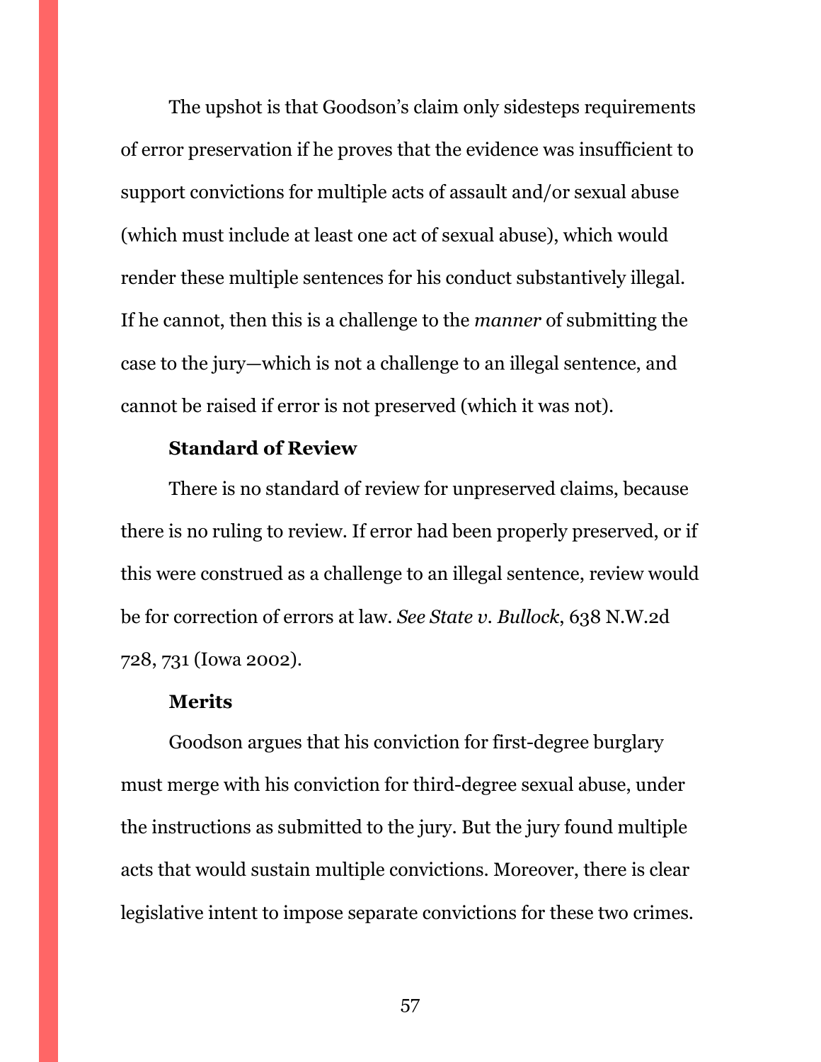The upshot is that Goodson's claim only sidesteps requirements of error preservation if he proves that the evidence was insufficient to support convictions for multiple acts of assault and/or sexual abuse (which must include at least one act of sexual abuse), which would render these multiple sentences for his conduct substantively illegal. If he cannot, then this is a challenge to the *manner* of submitting the case to the jury—which is not a challenge to an illegal sentence, and cannot be raised if error is not preserved (which it was not).

**Standard of Review**

There is no standard of review for unpreserved claims, because there is no ruling to review. If error had been properly preserved, or if this were construed as a challenge to an illegal sentence, review would be for correction of errors at law. *See State v. Bullock*, 638 N.W.2d 728, 731 (Iowa 2002).

**Merits**

Goodson argues that his conviction for first-degree burglary must merge with his conviction for third-degree sexual abuse, under the instructions as submitted to the jury. But the jury found multiple acts that would sustain multiple convictions. Moreover, there is clear legislative intent to impose separate convictions for these two crimes.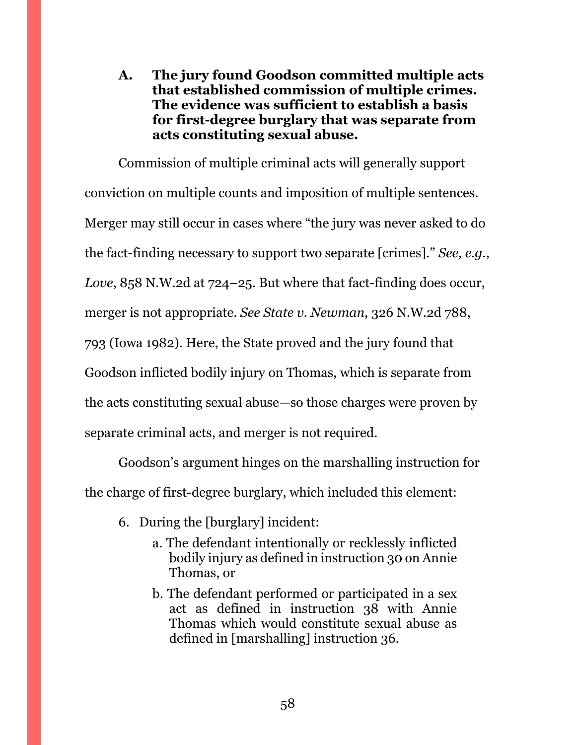### A. The jury found Goodson committed multiple acts that established commission of multiple crimes. The evidence was sufficient to establish a basis for first-degree burglary that was separate from acts constituting sexual abuse.

Commission of multiple criminal acts will generally support conviction on multiple counts and imposition of multiple sentences. Merger may still occur in cases where "the jury was never asked to do the fact-finding necessary to support two separate [crimes]." *See, e.g.*, *Love*, 858 N.W.2d at 724–25. But where that fact-finding does occur, merger is not appropriate. *See State v. Newman*, 326 N.W.2d 788, 793 (Iowa 1982). Here, the State proved and the jury found that Goodson inflicted bodily injury on Thomas, which is separate from the acts constituting sexual abuse—so those charges were proven by separate criminal acts, and merger is not required.

Goodson's argument hinges on the marshalling instruction for the charge of first-degree burglary, which included this element:

> 6. During the [burglary] incident:
>     a. The defendant intentionally or recklessly inflicted bodily injury as defined in instruction 30 on Annie Thomas, or
>     b. The defendant performed or participated in a sex act as defined in instruction 38 with Annie Thomas which would constitute sexual abuse as defined in [marshalling] instruction 36.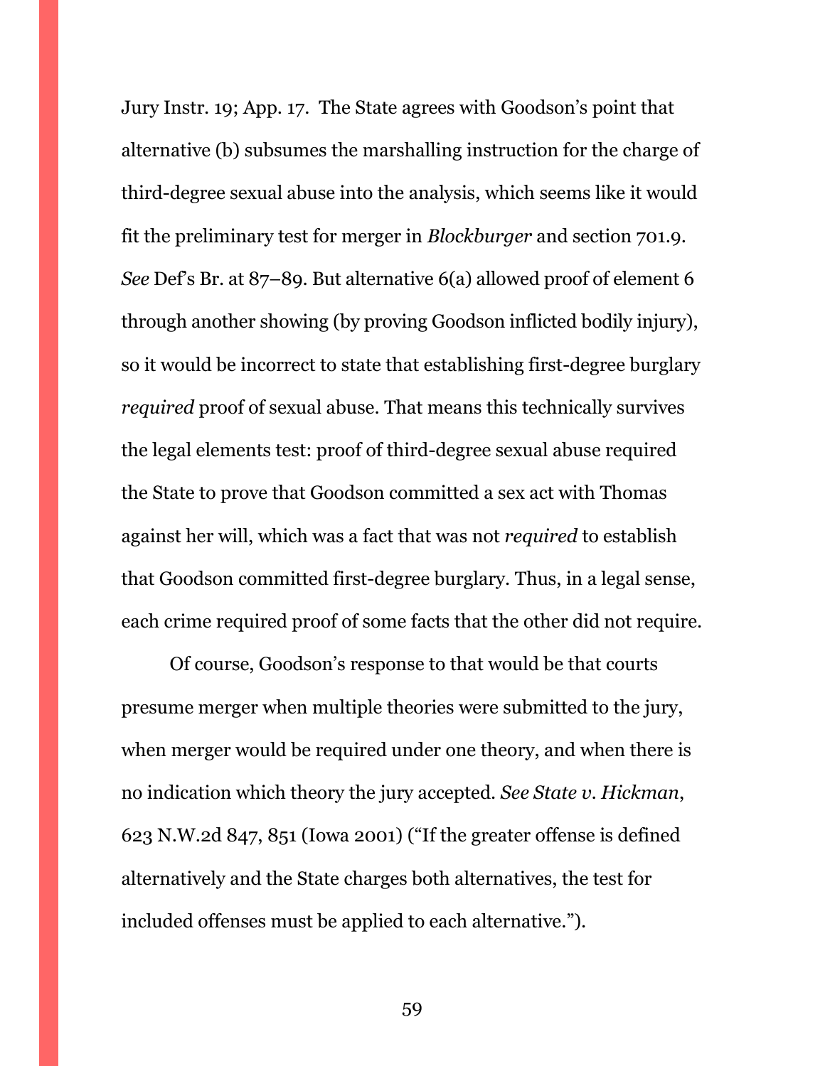Jury Instr. 19; App. 17. The State agrees with Goodson's point that alternative (b) subsumes the marshalling instruction for the charge of third-degree sexual abuse into the analysis, which seems like it would fit the preliminary test for merger in *Blockburger* and section 701.9. *See* Def's Br. at 87–89. But alternative 6(a) allowed proof of element 6 through another showing (by proving Goodson inflicted bodily injury), so it would be incorrect to state that establishing first-degree burglary *required* proof of sexual abuse. That means this technically survives the legal elements test: proof of third-degree sexual abuse required the State to prove that Goodson committed a sex act with Thomas against her will, which was a fact that was not *required* to establish that Goodson committed first-degree burglary. Thus, in a legal sense, each crime required proof of some facts that the other did not require.

Of course, Goodson's response to that would be that courts presume merger when multiple theories were submitted to the jury, when merger would be required under one theory, and when there is no indication which theory the jury accepted. *See State v. Hickman*, 623 N.W.2d 847, 851 (Iowa 2001) ("If the greater offense is defined alternatively and the State charges both alternatives, the test for included offenses must be applied to each alternative.").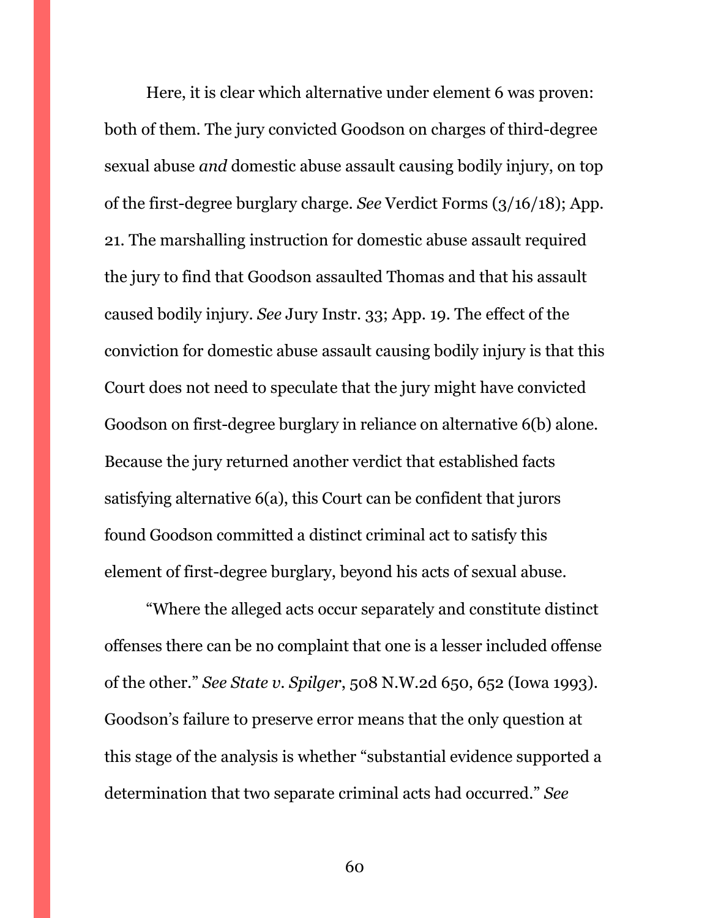Here, it is clear which alternative under element 6 was proven: both of them. The jury convicted Goodson on charges of third-degree sexual abuse *and* domestic abuse assault causing bodily injury, on top of the first-degree burglary charge. *See* Verdict Forms (3/16/18); App. 21. The marshalling instruction for domestic abuse assault required the jury to find that Goodson assaulted Thomas and that his assault caused bodily injury. *See* Jury Instr. 33; App. 19. The effect of the conviction for domestic abuse assault causing bodily injury is that this Court does not need to speculate that the jury might have convicted Goodson on first-degree burglary in reliance on alternative 6(b) alone. Because the jury returned another verdict that established facts satisfying alternative 6(a), this Court can be confident that jurors found Goodson committed a distinct criminal act to satisfy this element of first-degree burglary, beyond his acts of sexual abuse.

"Where the alleged acts occur separately and constitute distinct offenses there can be no complaint that one is a lesser included offense of the other." *See State v. Spilger*, 508 N.W.2d 650, 652 (Iowa 1993). Goodson's failure to preserve error means that the only question at this stage of the analysis is whether "substantial evidence supported a determination that two separate criminal acts had occurred." *See*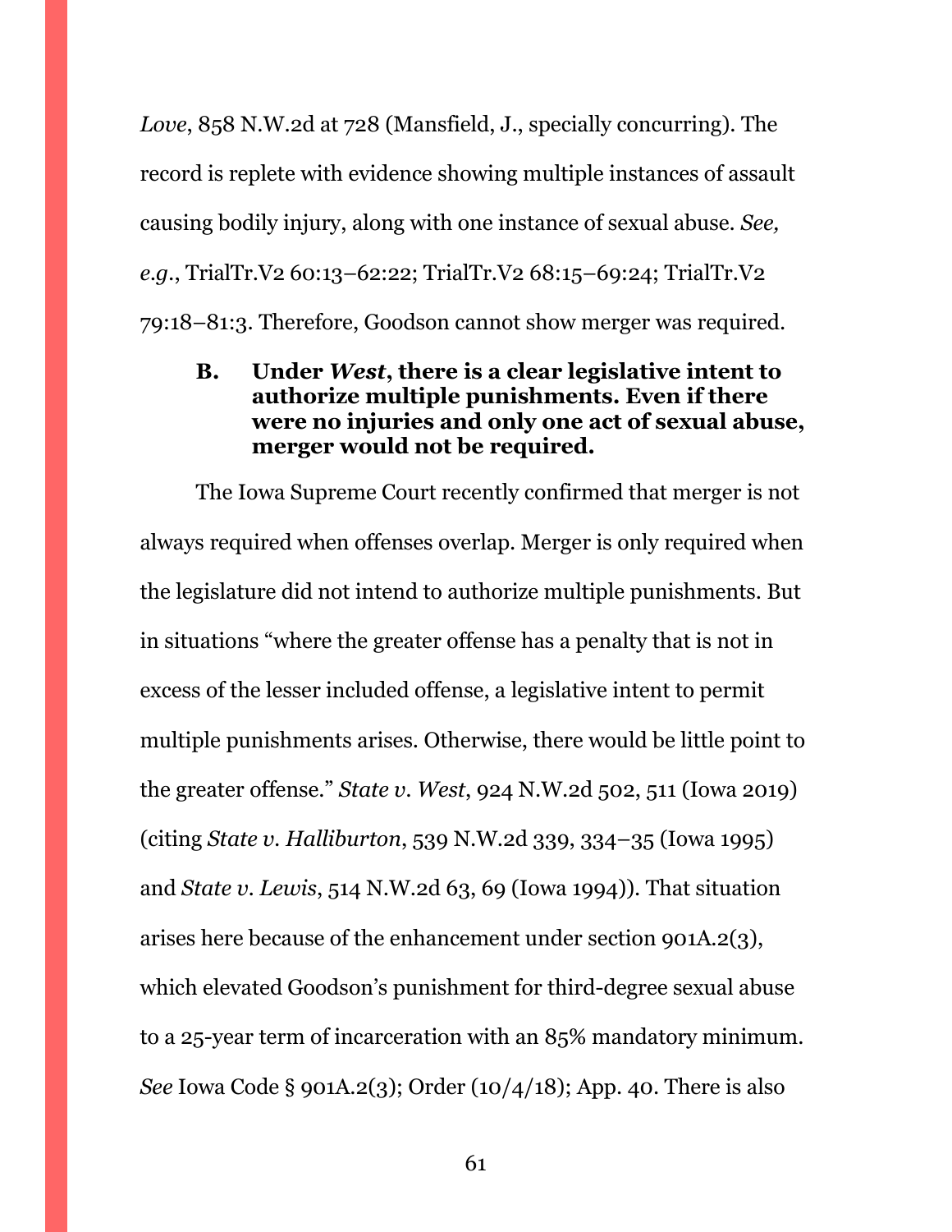*Love*, 858 N.W.2d at 728 (Mansfield, J., specially concurring). The record is replete with evidence showing multiple instances of assault causing bodily injury, along with one instance of sexual abuse. *See, e.g.*, TrialTr.V2 60:13–62:22; TrialTr.V2 68:15–69:24; TrialTr.V2 79:18–81:3. Therefore, Goodson cannot show merger was required.

### B. Under *West*, there is a clear legislative intent to authorize multiple punishments. Even if there were no injuries and only one act of sexual abuse, merger would not be required.

The Iowa Supreme Court recently confirmed that merger is not always required when offenses overlap. Merger is only required when the legislature did not intend to authorize multiple punishments. But in situations "where the greater offense has a penalty that is not in excess of the lesser included offense, a legislative intent to permit multiple punishments arises. Otherwise, there would be little point to the greater offense." *State v. West*, 924 N.W.2d 502, 511 (Iowa 2019) (citing *State v. Halliburton*, 539 N.W.2d 339, 334–35 (Iowa 1995) and *State v. Lewis*, 514 N.W.2d 63, 69 (Iowa 1994)). That situation arises here because of the enhancement under section 901A.2(3), which elevated Goodson's punishment for third-degree sexual abuse to a 25-year term of incarceration with an 85% mandatory minimum. *See* Iowa Code § 901A.2(3); Order (10/4/18); App. 40. There is also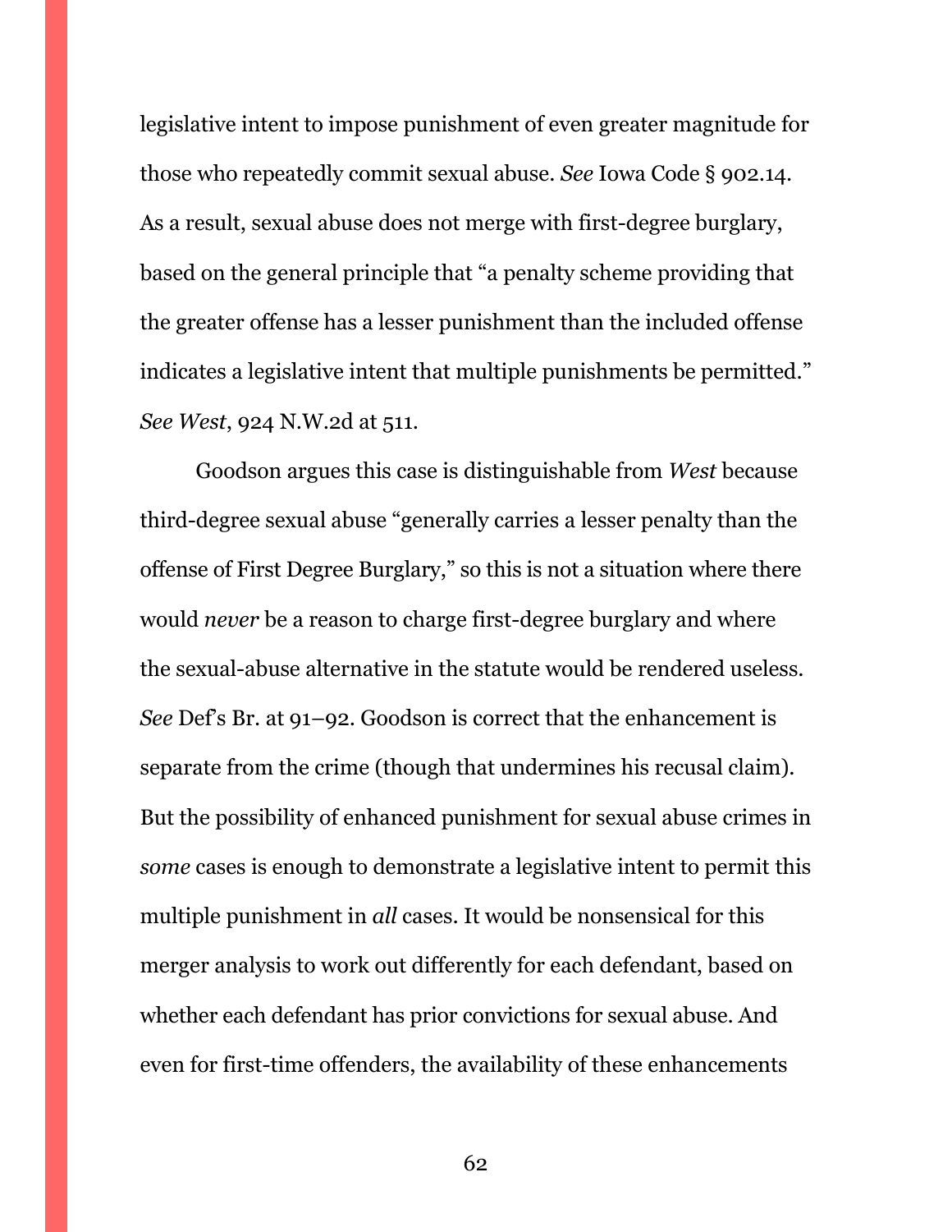legislative intent to impose punishment of even greater magnitude for those who repeatedly commit sexual abuse. *See* Iowa Code § 902.14. As a result, sexual abuse does not merge with first-degree burglary, based on the general principle that "a penalty scheme providing that the greater offense has a lesser punishment than the included offense indicates a legislative intent that multiple punishments be permitted." *See West*, 924 N.W.2d at 511.

Goodson argues this case is distinguishable from *West* because third-degree sexual abuse "generally carries a lesser penalty than the offense of First Degree Burglary," so this is not a situation where there would *never* be a reason to charge first-degree burglary and where the sexual-abuse alternative in the statute would be rendered useless. *See* Def's Br. at 91–92. Goodson is correct that the enhancement is separate from the crime (though that undermines his recusal claim). But the possibility of enhanced punishment for sexual abuse crimes in *some* cases is enough to demonstrate a legislative intent to permit this multiple punishment in *all* cases. It would be nonsensical for this merger analysis to work out differently for each defendant, based on whether each defendant has prior convictions for sexual abuse. And even for first-time offenders, the availability of these enhancements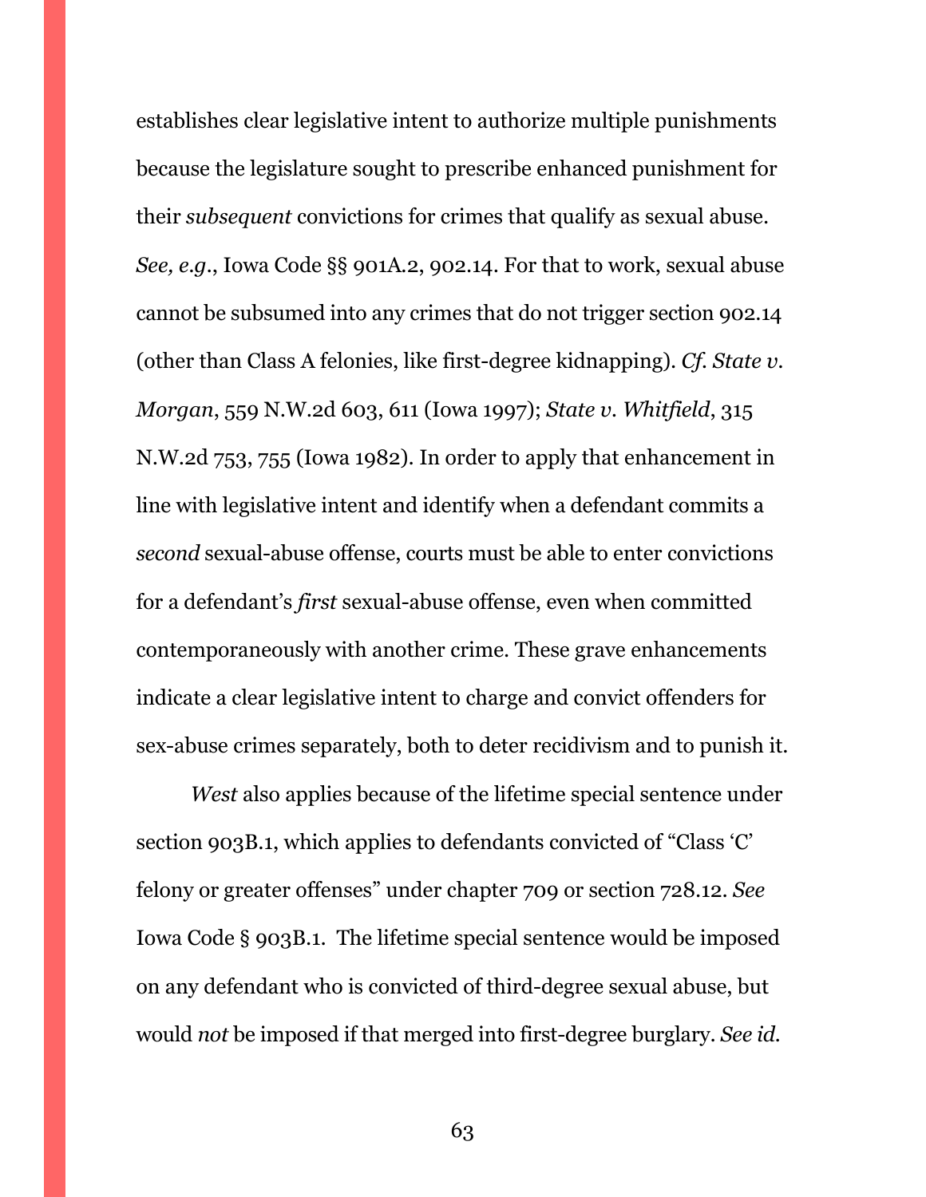establishes clear legislative intent to authorize multiple punishments because the legislature sought to prescribe enhanced punishment for their *subsequent* convictions for crimes that qualify as sexual abuse. *See, e.g.*, Iowa Code §§ 901A.2, 902.14. For that to work, sexual abuse cannot be subsumed into any crimes that do not trigger section 902.14 (other than Class A felonies, like first-degree kidnapping). *Cf. State v. Morgan*, 559 N.W.2d 603, 611 (Iowa 1997); *State v. Whitfield*, 315 N.W.2d 753, 755 (Iowa 1982). In order to apply that enhancement in line with legislative intent and identify when a defendant commits a *second* sexual-abuse offense, courts must be able to enter convictions for a defendant's *first* sexual-abuse offense, even when committed contemporaneously with another crime. These grave enhancements indicate a clear legislative intent to charge and convict offenders for sex-abuse crimes separately, both to deter recidivism and to punish it.

*West* also applies because of the lifetime special sentence under section 903B.1, which applies to defendants convicted of "Class 'C' felony or greater offenses" under chapter 709 or section 728.12. *See* Iowa Code § 903B.1. The lifetime special sentence would be imposed on any defendant who is convicted of third-degree sexual abuse, but would *not* be imposed if that merged into first-degree burglary. *See id.*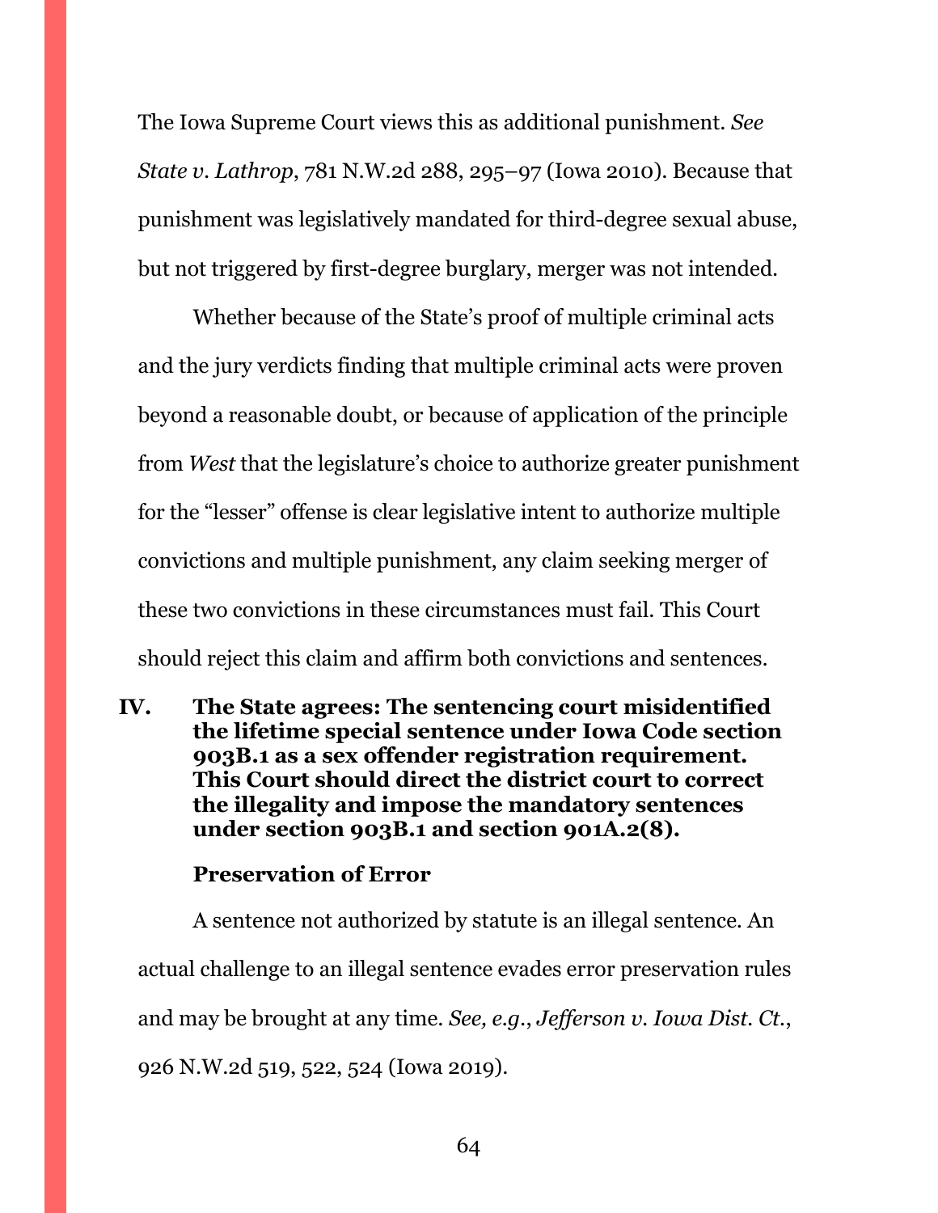The Iowa Supreme Court views this as additional punishment. *See State v. Lathrop*, 781 N.W.2d 288, 295–97 (Iowa 2010). Because that punishment was legislatively mandated for third-degree sexual abuse, but not triggered by first-degree burglary, merger was not intended.

Whether because of the State's proof of multiple criminal acts and the jury verdicts finding that multiple criminal acts were proven beyond a reasonable doubt, or because of application of the principle from *West* that the legislature's choice to authorize greater punishment for the "lesser" offense is clear legislative intent to authorize multiple convictions and multiple punishment, any claim seeking merger of these two convictions in these circumstances must fail. This Court should reject this claim and affirm both convictions and sentences.

## IV. The State agrees: The sentencing court misidentified the lifetime special sentence under Iowa Code section 903B.1 as a sex offender registration requirement. This Court should direct the district court to correct the illegality and impose the mandatory sentences under section 903B.1 and section 901A.2(8).

### Preservation of Error

A sentence not authorized by statute is an illegal sentence. An actual challenge to an illegal sentence evades error preservation rules and may be brought at any time. *See, e.g.*, *Jefferson v. Iowa Dist. Ct.*, 926 N.W.2d 519, 522, 524 (Iowa 2019).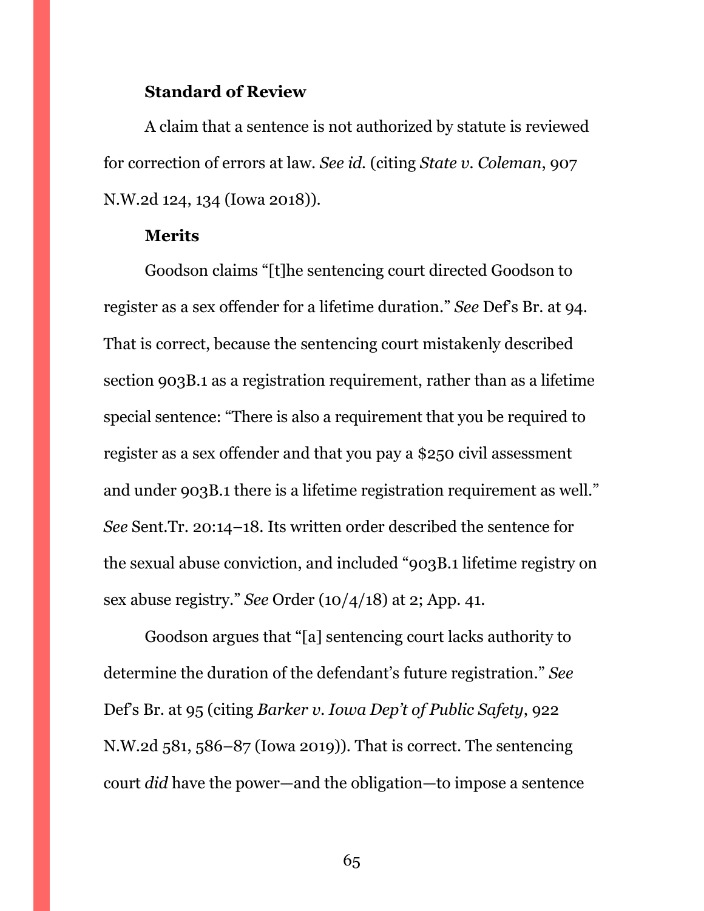**Standard of Review**

A claim that a sentence is not authorized by statute is reviewed for correction of errors at law. *See id.* (citing *State v. Coleman*, 907 N.W.2d 124, 134 (Iowa 2018)).

**Merits**

Goodson claims "[t]he sentencing court directed Goodson to register as a sex offender for a lifetime duration." *See* Def's Br. at 94. That is correct, because the sentencing court mistakenly described section 903B.1 as a registration requirement, rather than as a lifetime special sentence: "There is also a requirement that you be required to register as a sex offender and that you pay a $250 civil assessment and under 903B.1 there is a lifetime registration requirement as well." *See* Sent.Tr. 20:14–18. Its written order described the sentence for the sexual abuse conviction, and included "903B.1 lifetime registry on sex abuse registry." *See* Order (10/4/18) at 2; App. 41.

Goodson argues that "[a] sentencing court lacks authority to determine the duration of the defendant's future registration." *See* Def's Br. at 95 (citing *Barker v. Iowa Dep't of Public Safety*, 922 N.W.2d 581, 586–87 (Iowa 2019)). That is correct. The sentencing court *did* have the power—and the obligation—to impose a sentence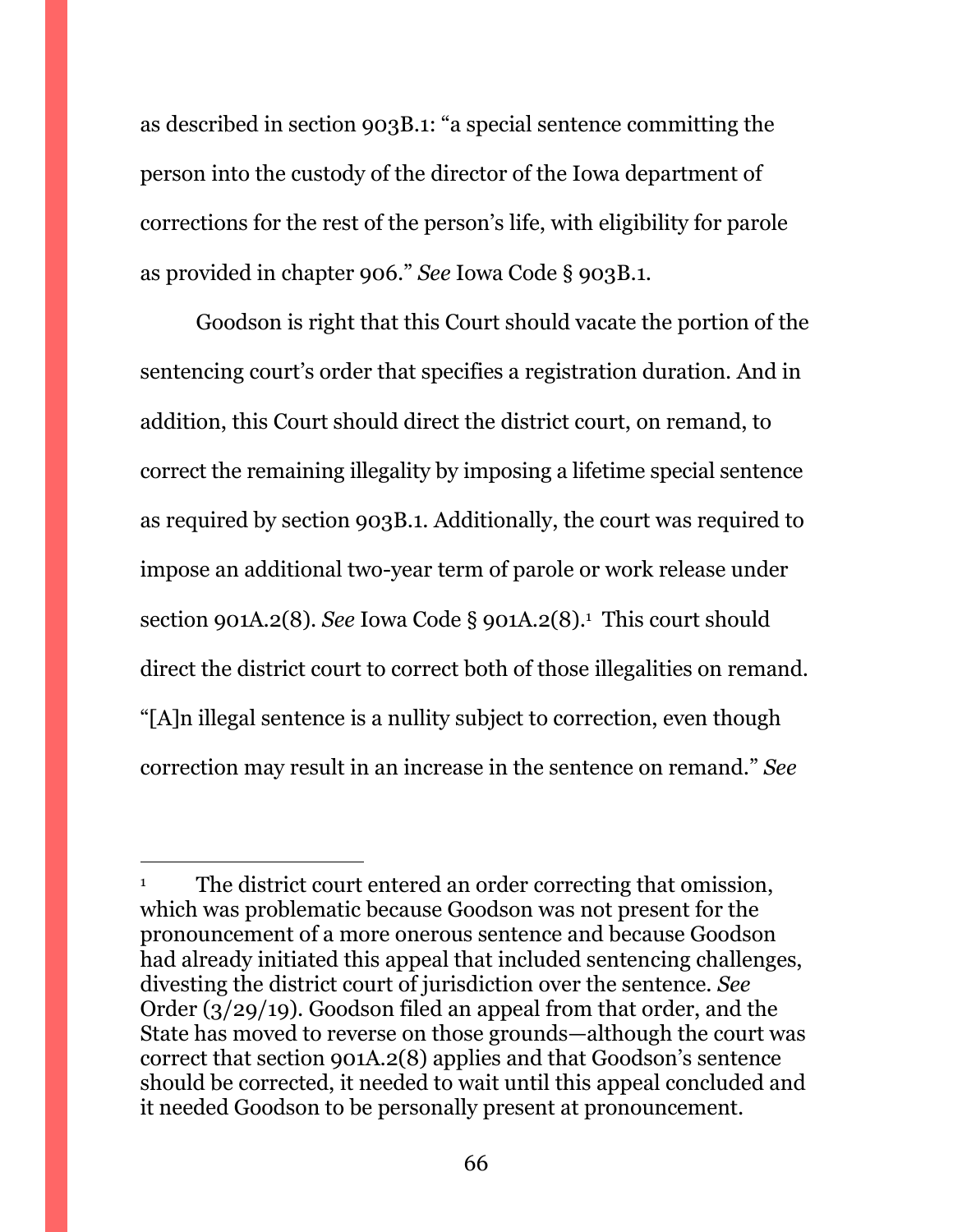as described in section 903B.1: "a special sentence committing the person into the custody of the director of the Iowa department of corrections for the rest of the person's life, with eligibility for parole as provided in chapter 906." *See* Iowa Code § 903B.1.

Goodson is right that this Court should vacate the portion of the sentencing court's order that specifies a registration duration. And in addition, this Court should direct the district court, on remand, to correct the remaining illegality by imposing a lifetime special sentence as required by section 903B.1. Additionally, the court was required to impose an additional two-year term of parole or work release under section 901A.2(8). *See* Iowa Code § 901A.2(8).[1] This court should direct the district court to correct both of those illegalities on remand. "[A]n illegal sentence is a nullity subject to correction, even though correction may result in an increase in the sentence on remand." *See*

---

[1] The district court entered an order correcting that omission, which was problematic because Goodson was not present for the pronouncement of a more onerous sentence and because Goodson had already initiated this appeal that included sentencing challenges, divesting the district court of jurisdiction over the sentence. *See* Order (3/29/19). Goodson filed an appeal from that order, and the State has moved to reverse on those grounds—although the court was correct that section 901A.2(8) applies and that Goodson's sentence should be corrected, it needed to wait until this appeal concluded and it needed Goodson to be personally present at pronouncement.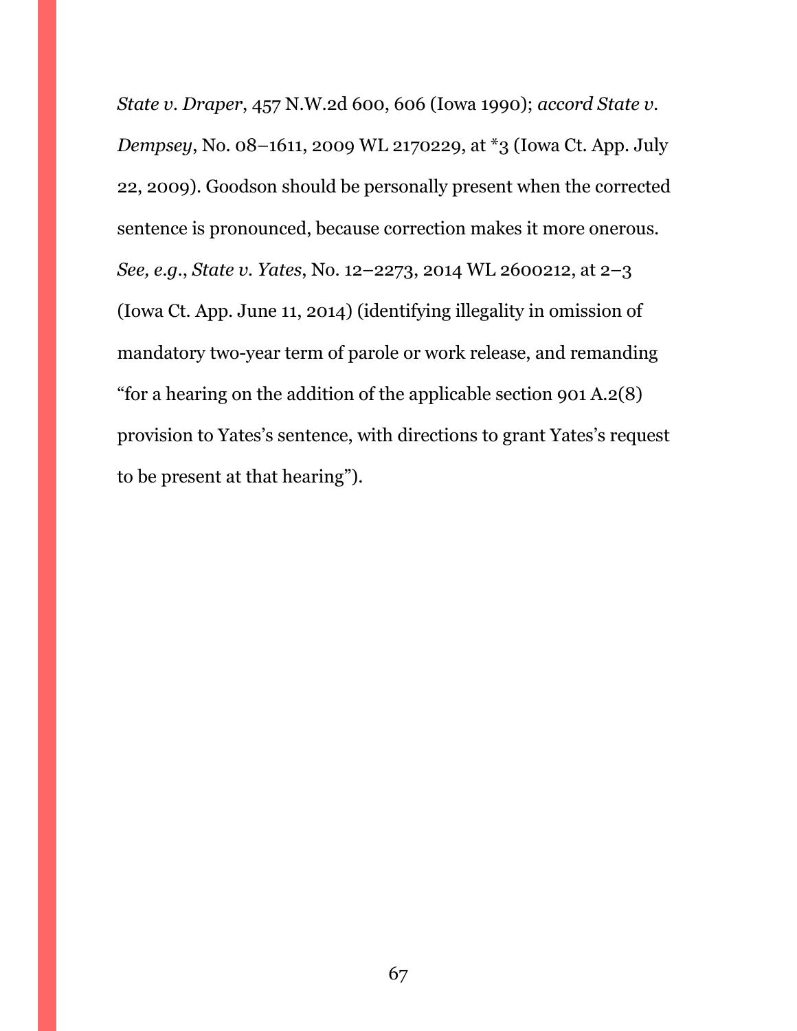*State v. Draper*, 457 N.W.2d 600, 606 (Iowa 1990); *accord State v. Dempsey*, No. 08–1611, 2009 WL 2170229, at *3 (Iowa Ct. App. July 22, 2009). Goodson should be personally present when the corrected sentence is pronounced, because correction makes it more onerous. *See, e.g.*, *State v. Yates*, No. 12–2273, 2014 WL 2600212, at 2–3 (Iowa Ct. App. June 11, 2014) (identifying illegality in omission of mandatory two-year term of parole or work release, and remanding "for a hearing on the addition of the applicable section 901 A.2(8) provision to Yates's sentence, with directions to grant Yates's request to be present at that hearing").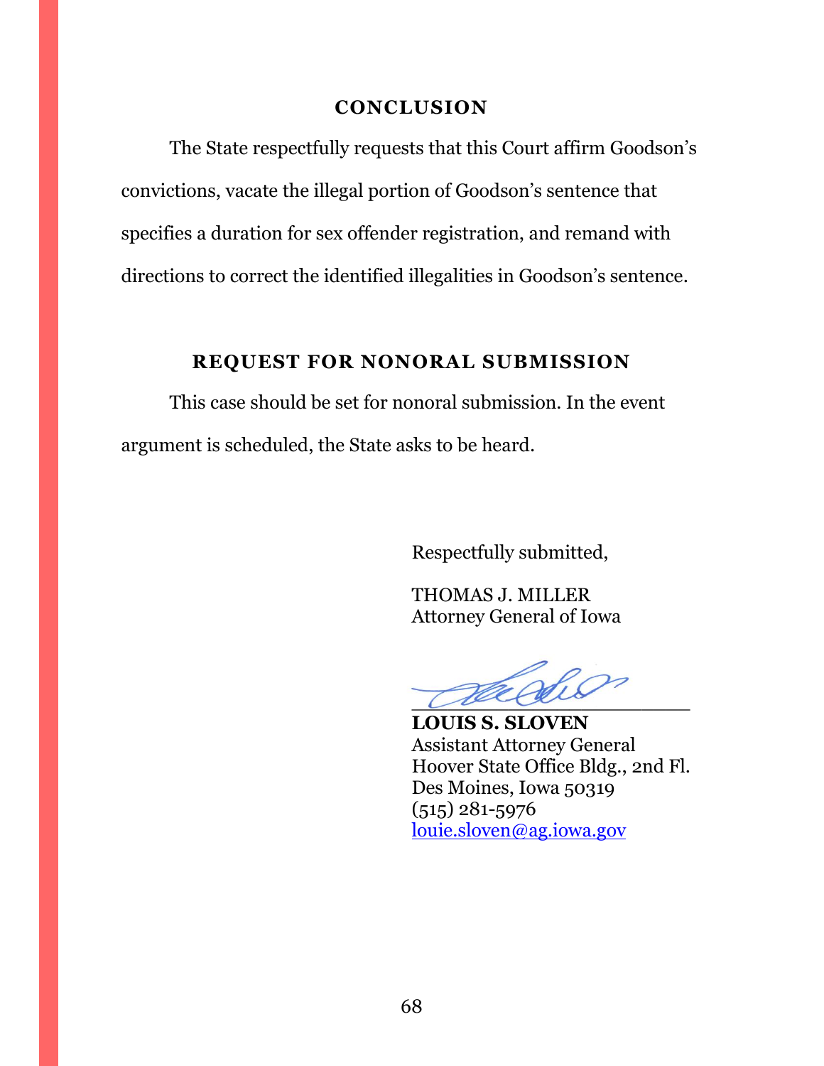## CONCLUSION

The State respectfully requests that this Court affirm Goodson's convictions, vacate the illegal portion of Goodson's sentence that specifies a duration for sex offender registration, and remand with directions to correct the identified illegalities in Goodson's sentence.

## REQUEST FOR NONORAL SUBMISSION

This case should be set for nonoral submission. In the event argument is scheduled, the State asks to be heard.

Respectfully submitted,

THOMAS J. MILLER
Attorney General of Iowa

\_\_\_\_\_\_\_\_\_\_\_\_\_\_\_\_\_\_\_\_\_\_\_\_\_\_
**LOUIS S. SLOVEN**
Assistant Attorney General
Hoover State Office Bldg., 2nd Fl.
Des Moines, Iowa 50319
(515) 281-5976
louie.sloven@ag.iowa.gov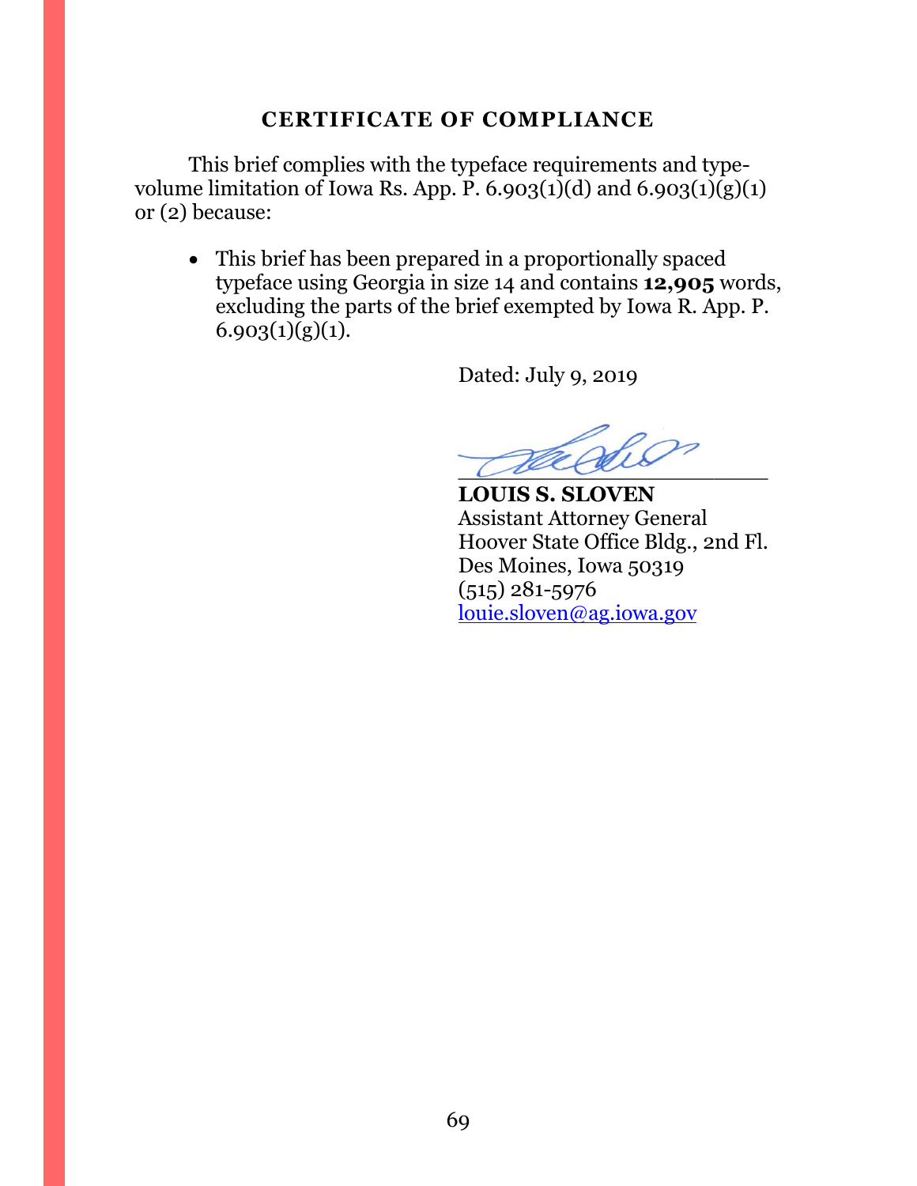## CERTIFICATE OF COMPLIANCE

This brief complies with the typeface requirements and type-volume limitation of Iowa Rs. App. P. 6.903(1)(d) and 6.903(1)(g)(1) or (2) because:

- This brief has been prepared in a proportionally spaced typeface using Georgia in size 14 and contains **12,905** words, excluding the parts of the brief exempted by Iowa R. App. P. 6.903(1)(g)(1).

Dated: July 9, 2019

\_\_\_\_\_\_\_\_\_\_\_\_\_\_\_\_\_\_\_\_\_\_\_\_\_\_\_\_

**LOUIS S. SLOVEN**  
Assistant Attorney General  
Hoover State Office Bldg., 2nd Fl.  
Des Moines, Iowa 50319  
(515) 281-5976  
louie.sloven@ag.iowa.gov